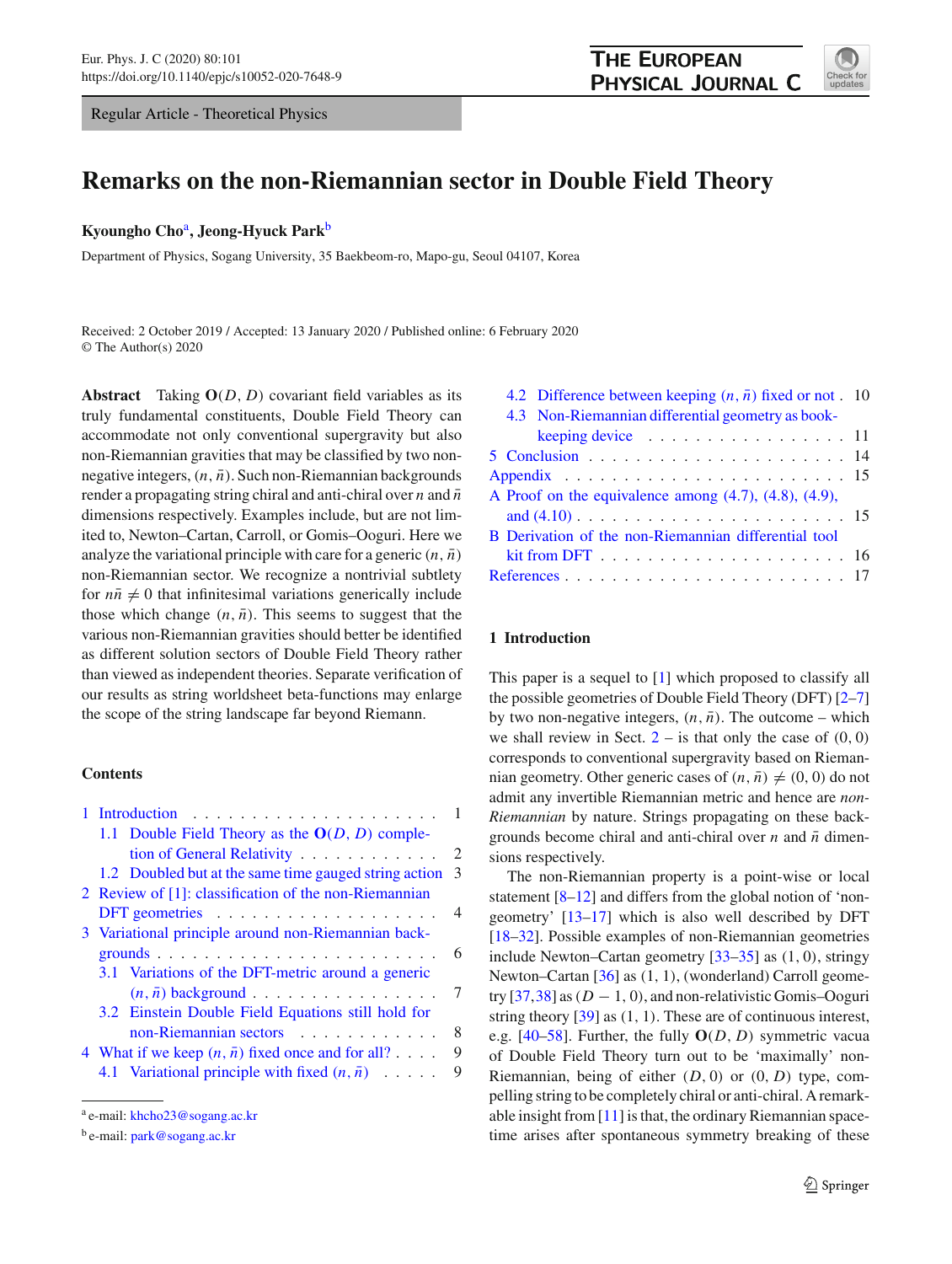Regular Article - Theoretical Physics

# Remarks on the non-Riemannian sector in Double Field Theory

**Kyoungho Cho**[a], **Jeong-Hyuck Park**[b]

Department of Physics, Sogang University, 35 Baekbeom-ro, Mapo-gu, Seoul 04107, Korea

Received: 2 October 2019 / Accepted: 13 January 2020 / Published online: 6 February 2020
© The Author(s) 2020

**Abstract** Taking $\mathbf{O}(D, D)$ covariant field variables as its truly fundamental constituents, Double Field Theory can accommodate not only conventional supergravity but also non-Riemannian gravities that may be classified by two non-negative integers, $(n, \bar{n})$. Such non-Riemannian backgrounds render a propagating string chiral and anti-chiral over $n$ and $\bar{n}$ dimensions respectively. Examples include, but are not limited to, Newton–Cartan, Carroll, or Gomis–Ooguri. Here we analyze the variational principle with care for a generic $(n, \bar{n})$ non-Riemannian sector. We recognize a nontrivial subtlety for $n\bar{n} \neq 0$ that infinitesimal variations generically include those which change $(n, \bar{n})$. This seems to suggest that the various non-Riemannian gravities should better be identified as different solution sectors of Double Field Theory rather than viewed as independent theories. Separate verification of our results as string worldsheet beta-functions may enlarge the scope of the string landscape far beyond Riemann.

**Contents**

1 Introduction . . . 1
  1.1 Double Field Theory as the $\mathbf{O}(D, D)$ completion of General Relativity . . . 2
  1.2 Doubled but at the same time gauged string action . . . 3
2 Review of [1]: classification of the non-Riemannian DFT geometries . . . 4
3 Variational principle around non-Riemannian backgrounds . . . 6
  3.1 Variations of the DFT-metric around a generic $(n, \bar{n})$ background . . . 7
  3.2 Einstein Double Field Equations still hold for non-Riemannian sectors . . . 8
4 What if we keep $(n, \bar{n})$ fixed once and for all? . . . 9
  4.1 Variational principle with fixed $(n, \bar{n})$ . . . 9
  4.2 Difference between keeping $(n, \bar{n})$ fixed or not . . . 10
  4.3 Non-Riemannian differential geometry as bookkeeping device . . . 11
5 Conclusion . . . 14
Appendix . . . 15
A Proof on the equivalence among (4.7), (4.8), (4.9), and (4.10) . . . 15
B Derivation of the non-Riemannian differential tool kit from DFT . . . 16
References . . . 17

## 1 Introduction

This paper is a sequel to [1] which proposed to classify all the possible geometries of Double Field Theory (DFT) [2–7] by two non-negative integers, $(n, \bar{n})$. The outcome – which we shall review in Sect. 2 – is that only the case of $(0, 0)$ corresponds to conventional supergravity based on Riemannian geometry. Other generic cases of $(n, \bar{n}) \neq (0, 0)$ do not admit any invertible Riemannian metric and hence are *non-Riemannian* by nature. Strings propagating on these backgrounds become chiral and anti-chiral over $n$ and $\bar{n}$ dimensions respectively.

The non-Riemannian property is a point-wise or local statement [8–12] and differs from the global notion of 'non-geometry' [13–17] which is also well described by DFT [18–32]. Possible examples of non-Riemannian geometries include Newton–Cartan geometry [33–35] as $(1, 0)$, stringy Newton–Cartan [36] as $(1, 1)$, (wonderland) Carroll geometry [37,38] as $(D-1, 0)$, and non-relativistic Gomis–Ooguri string theory [39] as $(1, 1)$. These are of continuous interest, e.g. [40–58]. Further, the fully $\mathbf{O}(D, D)$ symmetric vacua of Double Field Theory turn out to be 'maximally' non-Riemannian, being of either $(D, 0)$ or $(0, D)$ type, compelling string to be completely chiral or anti-chiral. A remarkable insight from [11] is that, the ordinary Riemannian spacetime arises after spontaneous symmetry breaking of these

---

[a] e-mail: khcho23@sogang.ac.kr

[b] e-mail: park@sogang.ac.kr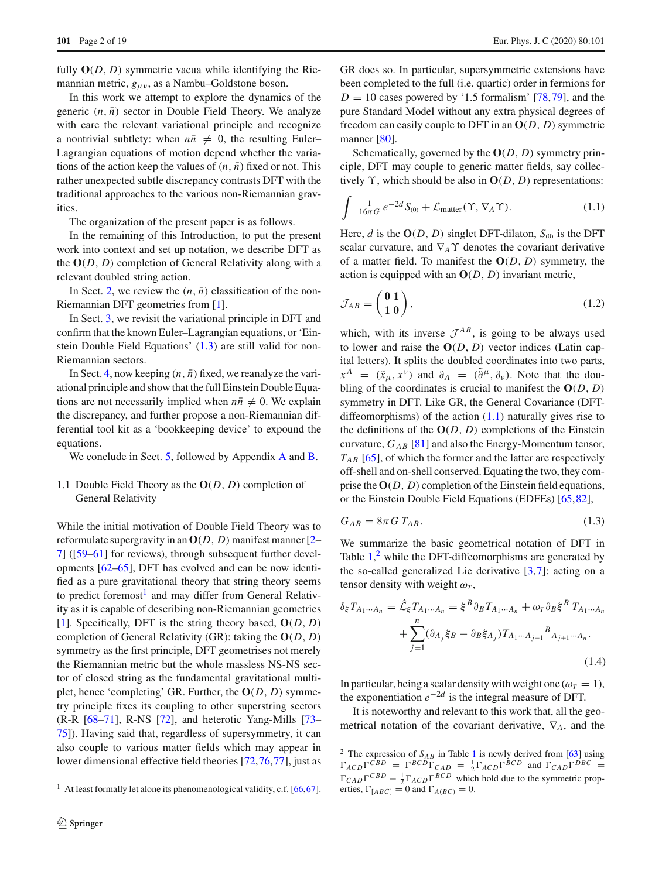fully $\mathbf{O}(D, D)$ symmetric vacua while identifying the Riemannian metric, $g_{\mu\nu}$, as a Nambu–Goldstone boson.

In this work we attempt to explore the dynamics of the generic $(n, \bar{n})$ sector in Double Field Theory. We analyze with care the relevant variational principle and recognize a nontrivial subtlety: when $n\bar{n} \neq 0$, the resulting Euler–Lagrangian equations of motion depend whether the variations of the action keep the values of $(n, \bar{n})$ fixed or not. This rather unexpected subtle discrepancy contrasts DFT with the traditional approaches to the various non-Riemannian gravities.

The organization of the present paper is as follows.

In the remaining of this Introduction, to put the present work into context and set up notation, we describe DFT as the $\mathbf{O}(D, D)$ completion of General Relativity along with a relevant doubled string action.

In Sect. 2, we review the $(n, \bar{n})$ classification of the non-Riemannian DFT geometries from [1].

In Sect. 3, we revisit the variational principle in DFT and confirm that the known Euler–Lagrangian equations, or 'Einstein Double Field Equations' (1.3) are still valid for non-Riemannian sectors.

In Sect. 4, now keeping $(n, \bar{n})$ fixed, we reanalyze the variational principle and show that the full Einstein Double Equations are not necessarily implied when $n\bar{n} \neq 0$. We explain the discrepancy, and further propose a non-Riemannian differential tool kit as a 'bookkeeping device' to expound the equations.

We conclude in Sect. 5, followed by Appendix A and B.

### 1.1 Double Field Theory as the $\mathbf{O}(D, D)$ completion of General Relativity

While the initial motivation of Double Field Theory was to reformulate supergravity in an $\mathbf{O}(D, D)$ manifest manner [2–7] ([59–61] for reviews), through subsequent further developments [62–65], DFT has evolved and can be now identified as a pure gravitational theory that string theory seems to predict foremost[1] and may differ from General Relativity as it is capable of describing non-Riemannian geometries [1]. Specifically, DFT is the string theory based, $\mathbf{O}(D, D)$ completion of General Relativity (GR): taking the $\mathbf{O}(D, D)$ symmetry as the first principle, DFT geometrises not merely the Riemannian metric but the whole massless NS-NS sector of closed string as the fundamental gravitational multiplet, hence 'completing' GR. Further, the $\mathbf{O}(D, D)$ symmetry principle fixes its coupling to other superstring sectors (R-R [68–71], R-NS [72], and heterotic Yang-Mills [73–75]). Having said that, regardless of supersymmetry, it can also couple to various matter fields which may appear in lower dimensional effective field theories [72,76,77], just as GR does so. In particular, supersymmetric extensions have been completed to the full (i.e. quartic) order in fermions for $D = 10$ cases powered by '1.5 formalism' [78,79], and the pure Standard Model without any extra physical degrees of freedom can easily couple to DFT in an $\mathbf{O}(D, D)$ symmetric manner [80].

Schematically, governed by the $\mathbf{O}(D, D)$ symmetry principle, DFT may couple to generic matter fields, say collectively $\Upsilon$, which should be also in $\mathbf{O}(D, D)$ representations:

$$\int \tfrac{1}{16\pi G}\, e^{-2d} S_{(0)} + \mathcal{L}_{\text{matter}}(\Upsilon, \nabla_A \Upsilon). \tag{1.1}$$

Here, $d$ is the $\mathbf{O}(D, D)$ singlet DFT-dilaton, $S_{(0)}$ is the DFT scalar curvature, and $\nabla_A \Upsilon$ denotes the covariant derivative of a matter field. To manifest the $\mathbf{O}(D, D)$ symmetry, the action is equipped with an $\mathbf{O}(D, D)$ invariant metric,

$$\mathcal{J}_{AB} = \begin{pmatrix} \mathbf{0} & \mathbf{1} \\ \mathbf{1} & \mathbf{0} \end{pmatrix}, \tag{1.2}$$

which, with its inverse $\mathcal{J}^{AB}$, is going to be always used to lower and raise the $\mathbf{O}(D, D)$ vector indices (Latin capital letters). It splits the doubled coordinates into two parts, $x^A = (\tilde{x}_\mu, x^\nu)$ and $\partial_A = (\tilde{\partial}^\mu, \partial_\nu)$. Note that the doubling of the coordinates is crucial to manifest the $\mathbf{O}(D, D)$ symmetry in DFT. Like GR, the General Covariance (DFT-diffeomorphisms) of the action (1.1) naturally gives rise to the definitions of the $\mathbf{O}(D, D)$ completions of the Einstein curvature, $G_{AB}$ [81] and also the Energy-Momentum tensor, $T_{AB}$ [65], of which the former and the latter are respectively off-shell and on-shell conserved. Equating the two, they comprise the $\mathbf{O}(D, D)$ completion of the Einstein field equations, or the Einstein Double Field Equations (EDFEs) [65,82],

$$G_{AB} = 8\pi G\, T_{AB}. \tag{1.3}$$

We summarize the basic geometrical notation of DFT in Table 1,[2] while the DFT-diffeomorphisms are generated by the so-called generalized Lie derivative [3,7]: acting on a tensor density with weight $\omega_T$,

$$\delta_\xi T_{A_1\cdots A_n} = \hat{\mathcal{L}}_\xi T_{A_1\cdots A_n} = \xi^B \partial_B T_{A_1\cdots A_n} + \omega_T \partial_B \xi^B\, T_{A_1\cdots A_n} + \sum_{j=1}^{n} (\partial_{A_j} \xi_B - \partial_B \xi_{A_j}) T_{A_1\cdots A_{j-1}}{}^{B}{}_{A_{j+1}\cdots A_n}. \tag{1.4}$$

In particular, being a scalar density with weight one ($\omega_T = 1$), the exponentiation $e^{-2d}$ is the integral measure of DFT.

It is noteworthy and relevant to this work that, all the geometrical notation of the covariant derivative, $\nabla_A$, and the

---

[1] At least formally let alone its phenomenological validity, c.f. [66,67].

[2] The expression of $S_{AB}$ in Table 1 is newly derived from [63] using $\Gamma_{ACD}\Gamma^{CBD} = \Gamma^{BCD}\Gamma_{CAD} = \frac{1}{2}\Gamma_{ACD}\Gamma^{BCD}$ and $\Gamma_{CAD}\Gamma^{DBC} = \Gamma_{CAD}\Gamma^{CBD} - \frac{1}{2}\Gamma_{ACD}\Gamma^{BCD}$ which hold due to the symmetric properties, $\Gamma_{[ABC]} = 0$ and $\Gamma_{A(BC)} = 0$.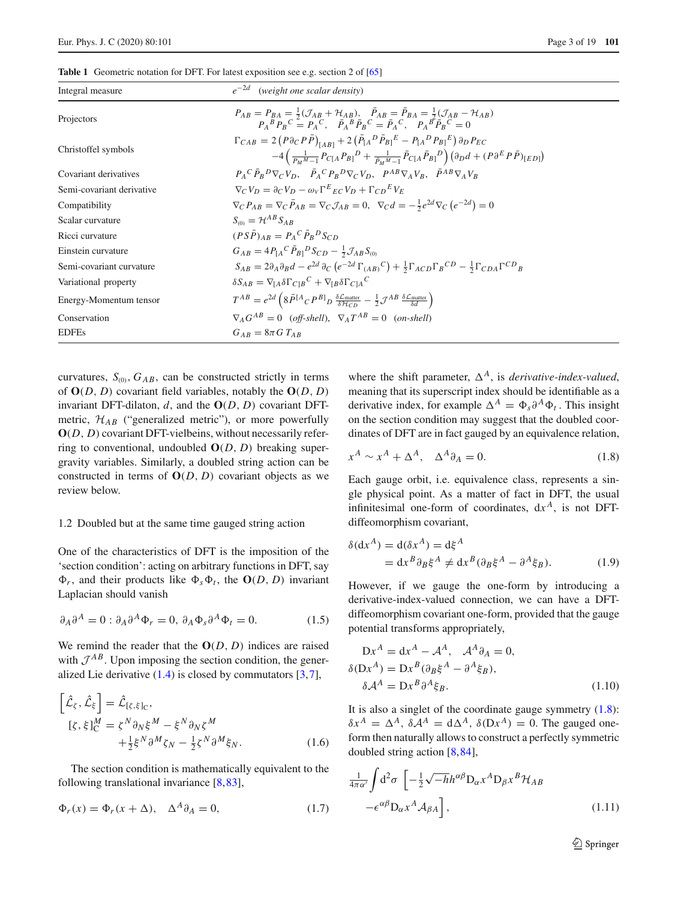**Table 1** Geometric notation for DFT. For latest exposition see e.g. section 2 of [65]

| | |
|---|---|
| Integral measure | $e^{-2d}$ (*weight one scalar density*) |
| Projectors | $P_{AB} = P_{BA} = \frac{1}{2}(\mathcal{J}_{AB} + \mathcal{H}_{AB}), \quad \bar{P}_{AB} = \bar{P}_{BA} = \frac{1}{2}(\mathcal{J}_{AB} - \mathcal{H}_{AB})$ <br> $P_A{}^B P_B{}^C = P_A{}^C, \quad \bar{P}_A{}^B \bar{P}_B{}^C = \bar{P}_A{}^C, \quad P_A{}^B \bar{P}_B{}^C = 0$ |
| Christoffel symbols | $\Gamma_{CAB} = 2\left(P\partial_C P\bar{P}\right)_{[AB]} + 2\left(\bar{P}_{[A}{}^D \bar{P}_{B]}{}^E - P_{[A}{}^D P_{B]}{}^E\right)\partial_D P_{EC}$ <br> $-4\left(\frac{1}{P_M{}^M - 1}P_{C[A}P_{B]}{}^D + \frac{1}{\bar{P}_M{}^M - 1}\bar{P}_{C[A}\bar{P}_{B]}{}^D\right)\left(\partial_D d + (P\partial^E P\bar{P})_{[ED]}\right)$ |
| Covariant derivatives | $P_A{}^C \bar{P}_B{}^D \nabla_C V_D, \quad \bar{P}_A{}^C P_B{}^D \nabla_C V_D, \quad P^{AB}\nabla_A V_B, \quad \bar{P}^{AB}\nabla_A V_B$ |
| Semi-covariant derivative | $\nabla_C V_D = \partial_C V_D - \omega_V \Gamma^E{}_{EC} V_D + \Gamma_{CD}{}^E V_E$ |
| Compatibility | $\nabla_C P_{AB} = \nabla_C \bar{P}_{AB} = \nabla_C \mathcal{J}_{AB} = 0, \quad \nabla_C d = -\frac{1}{2}e^{2d}\nabla_C\left(e^{-2d}\right) = 0$ |
| Scalar curvature | $S_{(0)} = \mathcal{H}^{AB} S_{AB}$ |
| Ricci curvature | $(PS\bar{P})_{AB} = P_A{}^C \bar{P}_B{}^D S_{CD}$ |
| Einstein curvature | $G_{AB} = 4P_{[A}{}^C \bar{P}_{B]}{}^D S_{CD} - \frac{1}{2}\mathcal{J}_{AB} S_{(0)}$ |
| Semi-covariant curvature | $S_{AB} = 2\partial_A \partial_B d - e^{2d}\partial_C\left(e^{-2d}\,\Gamma_{(AB)}{}^C\right) + \frac{1}{2}\Gamma_{ACD}\Gamma_B{}^{CD} - \frac{1}{2}\Gamma_{CDA}\Gamma^{CD}{}_B$ |
| Variational property | $\delta S_{AB} = \nabla_{[A}\delta\Gamma_{C]B}{}^C + \nabla_{[B}\delta\Gamma_{C]A}{}^C$ |
| Energy-Momentum tensor | $T^{AB} = e^{2d}\left(8\bar{P}^{[A}{}_C P^{B]}{}_D \frac{\delta \mathcal{L}_{\text{matter}}}{\delta \mathcal{H}_{CD}} - \frac{1}{2}\mathcal{J}^{AB}\frac{\delta \mathcal{L}_{\text{matter}}}{\delta d}\right)$ |
| Conservation | $\nabla_A G^{AB} = 0$ (*off-shell*), $\quad \nabla_A T^{AB} = 0$ (*on-shell*) |
| EDFEs | $G_{AB} = 8\pi G\, T_{AB}$ |

curvatures, $S_{(0)}, G_{AB}$, can be constructed strictly in terms of $\mathbf{O}(D,D)$ covariant field variables, notably the $\mathbf{O}(D,D)$ invariant DFT-dilaton, $d$, and the $\mathbf{O}(D,D)$ covariant DFT-metric, $\mathcal{H}_{AB}$ ("generalized metric"), or more powerfully $\mathbf{O}(D,D)$ covariant DFT-vielbeins, without necessarily referring to conventional, undoubled $\mathbf{O}(D,D)$ breaking supergravity variables. Similarly, a doubled string action can be constructed in terms of $\mathbf{O}(D,D)$ covariant objects as we review below.

### 1.2 Doubled but at the same time gauged string action

One of the characteristics of DFT is the imposition of the 'section condition': acting on arbitrary functions in DFT, say $\Phi_r$, and their products like $\Phi_s\Phi_t$, the $\mathbf{O}(D,D)$ invariant Laplacian should vanish

$$\partial_A\partial^A = 0 : \partial_A\partial^A\Phi_r = 0,\ \partial_A\Phi_s\partial^A\Phi_t = 0. \tag{1.5}$$

We remind the reader that the $\mathbf{O}(D,D)$ indices are raised with $\mathcal{J}^{AB}$. Upon imposing the section condition, the generalized Lie derivative (1.4) is closed by commutators [3,7],

$$\begin{aligned}\left[\hat{\mathcal{L}}_\zeta, \hat{\mathcal{L}}_\xi\right] &= \hat{\mathcal{L}}_{[\zeta,\xi]_{\mathrm{C}}},\\ [\zeta,\xi]^M_{\mathrm{C}} &= \zeta^N\partial_N\xi^M - \xi^N\partial_N\zeta^M \\ &\quad + \tfrac{1}{2}\xi^N\partial^M\zeta_N - \tfrac{1}{2}\zeta^N\partial^M\xi_N.\end{aligned} \tag{1.6}$$

The section condition is mathematically equivalent to the following translational invariance [8,83],

$$\Phi_r(x) = \Phi_r(x+\Delta), \quad \Delta^A\partial_A = 0, \tag{1.7}$$

where the shift parameter, $\Delta^A$, is *derivative-index-valued*, meaning that its superscript index should be identifiable as a derivative index, for example $\Delta^A = \Phi_s\partial^A\Phi_t$. This insight on the section condition may suggest that the doubled coordinates of DFT are in fact gauged by an equivalence relation,

$$x^A \sim x^A + \Delta^A, \quad \Delta^A\partial_A = 0. \tag{1.8}$$

Each gauge orbit, i.e. equivalence class, represents a single physical point. As a matter of fact in DFT, the usual infinitesimal one-form of coordinates, $\mathrm{d}x^A$, is not DFT-diffeomorphism covariant,

$$\begin{aligned}\delta(\mathrm{d}x^A) &= \mathrm{d}(\delta x^A) = \mathrm{d}\xi^A \\ &= \mathrm{d}x^B\partial_B\xi^A \neq \mathrm{d}x^B(\partial_B\xi^A - \partial^A\xi_B).\end{aligned} \tag{1.9}$$

However, if we gauge the one-form by introducing a derivative-index-valued connection, we can have a DFT-diffeomorphism covariant one-form, provided that the gauge potential transforms appropriately,

$$\begin{aligned}\mathrm{D}x^A &= \mathrm{d}x^A - \mathcal{A}^A, \quad \mathcal{A}^A\partial_A = 0,\\ \delta(\mathrm{D}x^A) &= \mathrm{D}x^B(\partial_B\xi^A - \partial^A\xi_B),\\ \delta\mathcal{A}^A &= \mathrm{D}x^B\partial^A\xi_B.\end{aligned} \tag{1.10}$$

It is also a singlet of the coordinate gauge symmetry (1.8): $\delta x^A = \Delta^A$, $\delta\mathcal{A}^A = \mathrm{d}\Delta^A$, $\delta(\mathrm{D}x^A) = 0$. The gauged one-form then naturally allows to construct a perfectly symmetric doubled string action [8,84],

$$\begin{aligned}\frac{1}{4\pi\alpha'}\int \mathrm{d}^2\sigma\ &\left[-\tfrac{1}{2}\sqrt{-h}h^{\alpha\beta}\mathrm{D}_\alpha x^A\mathrm{D}_\beta x^B\mathcal{H}_{AB}\right.\\ &\left.-\epsilon^{\alpha\beta}\mathrm{D}_\alpha x^A\mathcal{A}_{\beta A}\right],\end{aligned} \tag{1.11}$$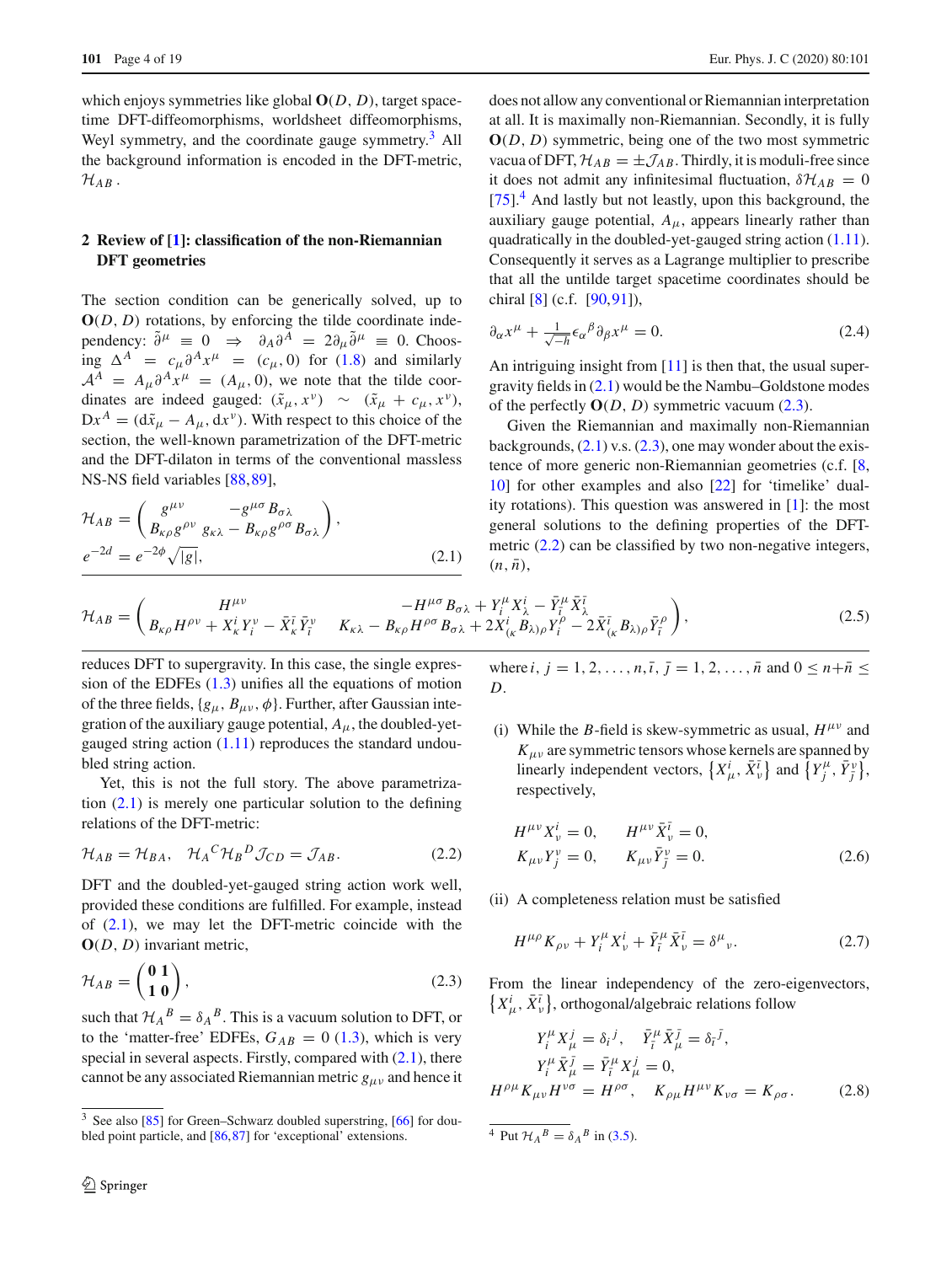which enjoys symmetries like global $\mathbf{O}(D, D)$, target spacetime DFT-diffeomorphisms, worldsheet diffeomorphisms, Weyl symmetry, and the coordinate gauge symmetry.[3] All the background information is encoded in the DFT-metric, $\mathcal{H}_{AB}$ .

## 2 Review of [1]: classification of the non-Riemannian DFT geometries

The section condition can be generically solved, up to $\mathbf{O}(D, D)$ rotations, by enforcing the tilde coordinate independency: $\tilde{\partial}^\mu \equiv 0 \;\Rightarrow\; \partial_A\partial^A = 2\partial_\mu\tilde{\partial}^\mu \equiv 0$. Choosing $\Delta^A = c_\mu\partial^A x^\mu = (c_\mu, 0)$ for (1.8) and similarly $\mathcal{A}^A = A_\mu\partial^A x^\mu = (A_\mu, 0)$, we note that the tilde coordinates are indeed gauged: $(\tilde{x}_\mu, x^\nu) \sim (\tilde{x}_\mu + c_\mu, x^\nu)$, $\mathrm{D}x^A = (\mathrm{d}\tilde{x}_\mu - A_\mu, \mathrm{d}x^\nu)$. With respect to this choice of the section, the well-known parametrization of the DFT-metric and the DFT-dilaton in terms of the conventional massless NS-NS field variables [88,89],

$$\mathcal{H}_{AB} = \begin{pmatrix} g^{\mu\nu} & -g^{\mu\sigma}B_{\sigma\lambda} \\ B_{\kappa\rho}g^{\rho\nu} & g_{\kappa\lambda} - B_{\kappa\rho}g^{\rho\sigma}B_{\sigma\lambda} \end{pmatrix}, \qquad e^{-2d} = e^{-2\phi}\sqrt{|g|}, \tag{2.1}$$

reduces DFT to supergravity. In this case, the single expression of the EDFEs (1.3) unifies all the equations of motion of the three fields, $\{g_{\mu\nu}, B_{\mu\nu}, \phi\}$. Further, after Gaussian integration of the auxiliary gauge potential, $A_\mu$, the doubled-yet-gauged string action (1.11) reproduces the standard undoubled string action.

Yet, this is not the full story. The above parametrization (2.1) is merely one particular solution to the defining relations of the DFT-metric:

$$\mathcal{H}_{AB} = \mathcal{H}_{BA}, \quad \mathcal{H}_A{}^C\mathcal{H}_B{}^D\mathcal{J}_{CD} = \mathcal{J}_{AB}. \tag{2.2}$$

DFT and the doubled-yet-gauged string action work well, provided these conditions are fulfilled. For example, instead of (2.1), we may let the DFT-metric coincide with the $\mathbf{O}(D, D)$ invariant metric,

$$\mathcal{H}_{AB} = \begin{pmatrix} \mathbf{0} & \mathbf{1} \\ \mathbf{1} & \mathbf{0} \end{pmatrix}, \tag{2.3}$$

such that $\mathcal{H}_A{}^B = \delta_A{}^B$. This is a vacuum solution to DFT, or to the 'matter-free' EDFEs, $G_{AB} = 0$ (1.3), which is very special in several aspects. Firstly, compared with (2.1), there cannot be any associated Riemannian metric $g_{\mu\nu}$ and hence it does not allow any conventional or Riemannian interpretation at all. It is maximally non-Riemannian. Secondly, it is fully $\mathbf{O}(D, D)$ symmetric, being one of the two most symmetric vacua of DFT, $\mathcal{H}_{AB} = \pm\mathcal{J}_{AB}$. Thirdly, it is moduli-free since it does not admit any infinitesimal fluctuation, $\delta\mathcal{H}_{AB} = 0$ [75].[4] And lastly but not leastly, upon this background, the auxiliary gauge potential, $A_\mu$, appears linearly rather than quadratically in the doubled-yet-gauged string action (1.11). Consequently it serves as a Lagrange multiplier to prescribe that all the untilde target spacetime coordinates should be chiral [8] (c.f. [90,91]),

$$\partial_\alpha x^\mu + \tfrac{1}{\sqrt{-h}}\epsilon_\alpha{}^\beta\partial_\beta x^\mu = 0. \tag{2.4}$$

An intriguing insight from [11] is then that, the usual supergravity fields in (2.1) would be the Nambu–Goldstone modes of the perfectly $\mathbf{O}(D, D)$ symmetric vacuum (2.3).

Given the Riemannian and maximally non-Riemannian backgrounds, (2.1) v.s. (2.3), one may wonder about the existence of more generic non-Riemannian geometries (c.f. [8,10] for other examples and also [22] for 'timelike' duality rotations). This question was answered in [1]: the most general solutions to the defining properties of the DFT-metric (2.2) can be classified by two non-negative integers, $(n, \bar{n})$,

$$\mathcal{H}_{AB} = \begin{pmatrix} H^{\mu\nu} & -H^{\mu\sigma}B_{\sigma\lambda} + Y_i^\mu X_\lambda^i - \bar{Y}_{\bar{\imath}}^\mu\bar{X}_\lambda^{\bar{\imath}} \\ B_{\kappa\rho}H^{\rho\nu} + X_\kappa^i Y_i^\nu - \bar{X}_\kappa^{\bar{\imath}}\bar{Y}_{\bar{\imath}}^\nu & K_{\kappa\lambda} - B_{\kappa\rho}H^{\rho\sigma}B_{\sigma\lambda} + 2X^i_{(\kappa}B_{\lambda)\rho}Y_i^\rho - 2\bar{X}^{\bar{\imath}}_{(\kappa}B_{\lambda)\rho}\bar{Y}_{\bar{\imath}}^\rho \end{pmatrix}, \tag{2.5}$$

where $i, j = 1, 2, \ldots, n$, $\bar{\imath}, \bar{\jmath} = 1, 2, \ldots, \bar{n}$ and $0 \le n+\bar{n} \le D$.

(i) While the $B$-field is skew-symmetric as usual, $H^{\mu\nu}$ and $K_{\mu\nu}$ are symmetric tensors whose kernels are spanned by linearly independent vectors, $\{X_\mu^i, \bar{X}_\nu^{\bar{\imath}}\}$ and $\{Y_j^\mu, \bar{Y}_{\bar{\jmath}}^\nu\}$, respectively,

$$H^{\mu\nu}X_\nu^i = 0, \qquad H^{\mu\nu}\bar{X}_\nu^{\bar{\imath}} = 0, \qquad K_{\mu\nu}Y_j^\nu = 0, \qquad K_{\mu\nu}\bar{Y}_{\bar{\jmath}}^\nu = 0. \tag{2.6}$$

(ii) A completeness relation must be satisfied

$$H^{\mu\rho}K_{\rho\nu} + Y_i^\mu X_\nu^i + \bar{Y}_{\bar{\imath}}^\mu\bar{X}_\nu^{\bar{\imath}} = \delta^\mu{}_\nu. \tag{2.7}$$

From the linear independency of the zero-eigenvectors, $\{X_\mu^i, \bar{X}_\nu^{\bar{\imath}}\}$, orthogonal/algebraic relations follow

$$\begin{gathered} Y_i^\mu X_\mu^j = \delta_i{}^j, \quad \bar{Y}_{\bar{\imath}}^\mu\bar{X}_\mu^{\bar{\jmath}} = \delta_{\bar{\imath}}{}^{\bar{\jmath}}, \\ Y_i^\mu\bar{X}_\mu^{\bar{\jmath}} = \bar{Y}_{\bar{\imath}}^\mu X_\mu^j = 0, \\ H^{\rho\mu}K_{\mu\nu}H^{\nu\sigma} = H^{\rho\sigma}, \quad K_{\rho\mu}H^{\mu\nu}K_{\nu\sigma} = K_{\rho\sigma}. \end{gathered} \tag{2.8}$$

---

[3] See also [85] for Green–Schwarz doubled superstring, [66] for doubled point particle, and [86,87] for 'exceptional' extensions.

[4] Put $\mathcal{H}_A{}^B = \delta_A{}^B$ in (3.5).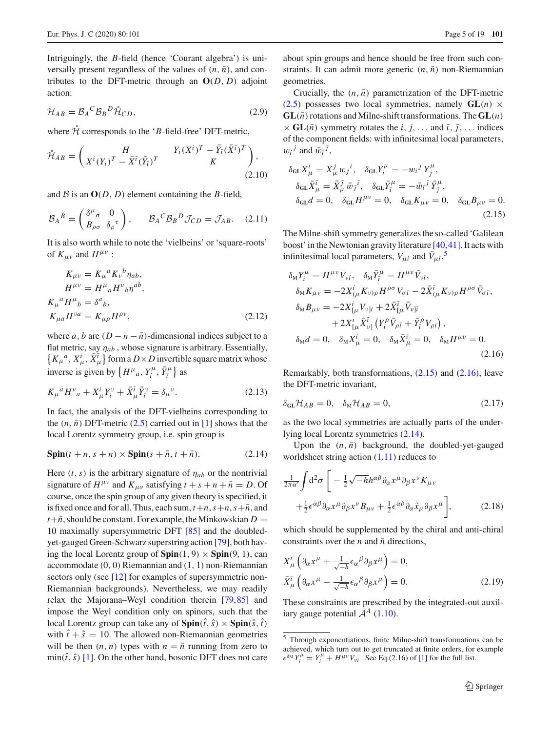Intriguingly, the $B$-field (hence 'Courant algebra') is universally present regardless of the values of $(n,\bar{n})$, and contributes to the DFT-metric through an $\mathbf{O}(D,D)$ adjoint action:

$$\mathcal{H}_{AB} = \mathcal{B}_A{}^C \mathcal{B}_B{}^D \mathring{\mathcal{H}}_{CD}, \tag{2.9}$$

where $\mathring{\mathcal{H}}$ corresponds to the '$B$-field-free' DFT-metric,

$$\mathring{\mathcal{H}}_{AB} = \begin{pmatrix} H & Y_i(X^i)^T - \bar{Y}_{\bar{\imath}}(\bar{X}^{\bar{\imath}})^T \\ X^i(Y_i)^T - \bar{X}^{\bar{\imath}}(\bar{Y}_{\bar{\imath}})^T & K \end{pmatrix}, \tag{2.10}$$

and $\mathcal{B}$ is an $\mathbf{O}(D,D)$ element containing the $B$-field,

$$\mathcal{B}_A{}^B = \begin{pmatrix} \delta^\mu{}_\sigma & 0 \\ B_{\rho\sigma} & \delta_\rho{}^\tau \end{pmatrix}, \qquad \mathcal{B}_A{}^C \mathcal{B}_B{}^D \mathcal{J}_{CD} = \mathcal{J}_{AB}. \tag{2.11}$$

It is also worth while to note the 'vielbeins' or 'square-roots' of $K_{\mu\nu}$ and $H^{\mu\nu}$ :

$$\begin{aligned} K_{\mu\nu} &= K_\mu{}^a K_\nu{}^b \eta_{ab}, \\ H^{\mu\nu} &= H^\mu{}_a H^\nu{}_b \eta^{ab}, \\ K_\mu{}^a H^\mu{}_b &= \delta^a{}_b, \\ K_{\mu a} H^{\nu a} &= K_{\mu\rho} H^{\rho\nu}, \end{aligned} \tag{2.12}$$

where $a,b$ are $(D-n-\bar{n})$-dimensional indices subject to a flat metric, say $\eta_{ab}$ , whose signature is arbitrary. Essentially, $\{K_\mu{}^a, X^i_\mu, \bar{X}^{\bar{\imath}}_\mu\}$ form a $D\times D$ invertible square matrix whose inverse is given by $\{H^\mu{}_a, Y^\mu_i, \bar{Y}^\mu_{\bar{\imath}}\}$ as

$$K_\mu{}^a H^\nu{}_a + X^i_\mu Y^\nu_i + \bar{X}^{\bar{\imath}}_\mu \bar{Y}^\nu_{\bar{\imath}} = \delta_\mu{}^\nu. \tag{2.13}$$

In fact, the analysis of the DFT-vielbeins corresponding to the $(n,\bar{n})$ DFT-metric (2.5) carried out in [1] shows that the local Lorentz symmetry group, i.e. spin group is

$$\mathbf{Spin}(t+n, s+n) \times \mathbf{Spin}(s+\bar{n}, t+\bar{n}). \tag{2.14}$$

Here $(t,s)$ is the arbitrary signature of $\eta_{ab}$ or the nontrivial signature of $H^{\mu\nu}$ and $K_{\mu\nu}$ satisfying $t+s+n+\bar{n}=D$. Of course, once the spin group of any given theory is specified, it is fixed once and for all. Thus, each sum, $t+n, s+n, s+\bar{n}$, and $t+\bar{n}$, should be constant. For example, the Minkowskian $D=10$ maximally supersymmetric DFT [85] and the doubled-yet-gauged Green-Schwarz superstring action [79], both having the local Lorentz group of $\mathbf{Spin}(1,9)\times\mathbf{Spin}(9,1)$, can accommodate $(0,0)$ Riemannian and $(1,1)$ non-Riemannian sectors only (see [12] for examples of supersymmetric non-Riemannian backgrounds). Nevertheless, we may readily relax the Majorana–Weyl condition therein [79,85] and impose the Weyl condition only on spinors, such that the local Lorentz group can take any of $\mathbf{Spin}(\hat{t},\hat{s})\times\mathbf{Spin}(\hat{s},\hat{t})$ with $\hat{t}+\hat{s}=10$. The allowed non-Riemannian geometries will be then $(n,n)$ types with $n=\bar{n}$ running from zero to $\min(\hat{t},\hat{s})$ [1]. On the other hand, bosonic DFT does not care about spin groups and hence should be free from such constraints. It can admit more generic $(n,\bar{n})$ non-Riemannian geometries.

Crucially, the $(n,\bar{n})$ parametrization of the DFT-metric (2.5) possesses two local symmetries, namely $\mathbf{GL}(n)\times\mathbf{GL}(\bar{n})$ rotations and Milne-shift transformations. The $\mathbf{GL}(n)\times\mathbf{GL}(\bar{n})$ symmetry rotates the $i,j,\ldots$ and $\bar{\imath},\bar{\jmath},\ldots$ indices of the component fields: with infinitesimal local parameters, $w_i{}^j$ and $\bar{w}_{\bar{\imath}}{}^{\bar{\jmath}}$,

$$\begin{aligned} &\delta_{\mathbf{GL}} X^i_\mu = X^j_\mu w_j{}^i, \quad \delta_{\mathbf{GL}} Y^\mu_i = -w_i{}^j Y^\mu_j, \\ &\delta_{\mathbf{GL}} \bar{X}^{\bar{\imath}}_\mu = \bar{X}^{\bar{\jmath}}_\mu \bar{w}_{\bar{\jmath}}{}^{\bar{\imath}}, \quad \delta_{\mathbf{GL}} \bar{Y}^\mu_{\bar{\imath}} = -\bar{w}_{\bar{\imath}}{}^{\bar{\jmath}} \bar{Y}^\mu_{\bar{\jmath}}, \\ &\delta_{\mathbf{GL}} d = 0, \quad \delta_{\mathbf{GL}} H^{\mu\nu} = 0, \quad \delta_{\mathbf{GL}} K_{\mu\nu} = 0, \quad \delta_{\mathbf{GL}} B_{\mu\nu} = 0. \end{aligned} \tag{2.15}$$

The Milne-shift symmetry generalizes the so-called 'Galilean boost' in the Newtonian gravity literature [40,41]. It acts with infinitesimal local parameters, $V_{\mu i}$ and $\bar{V}_{\mu\bar{\imath}}$,[5]

$$\begin{aligned} &\delta_{\mathrm{M}} Y^\mu_i = H^{\mu\nu} V_{\nu i}, \quad \delta_{\mathrm{M}} \bar{Y}^\mu_{\bar{\imath}} = H^{\mu\nu} \bar{V}_{\nu\bar{\imath}}, \\ &\delta_{\mathrm{M}} K_{\mu\nu} = -2X^i_{(\mu} K_{\nu)\rho} H^{\rho\sigma} V_{\sigma i} - 2\bar{X}^{\bar{\imath}}_{(\mu} K_{\nu)\rho} H^{\rho\sigma} \bar{V}_{\sigma\bar{\imath}}, \\ &\delta_{\mathrm{M}} B_{\mu\nu} = -2X^i_{[\mu} V_{\nu]i} + 2\bar{X}^{\bar{\imath}}_{[\mu} \bar{V}_{\nu]\bar{\imath}} \\ &\qquad\quad + 2X^i_{[\mu} \bar{X}^{\bar{\imath}}_{\nu]} \left( Y^\rho_i \bar{V}_{\rho\bar{\imath}} + \bar{Y}^\rho_{\bar{\imath}} V_{\rho i} \right), \\ &\delta_{\mathrm{M}} d = 0, \quad \delta_{\mathrm{M}} X^i_\mu = 0, \quad \delta_{\mathrm{M}} \bar{X}^{\bar{\imath}}_\mu = 0, \quad \delta_{\mathrm{M}} H^{\mu\nu} = 0. \end{aligned} \tag{2.16}$$

Remarkably, both transformations, (2.15) and (2.16), leave the DFT-metric invariant,

$$\delta_{\mathbf{GL}} \mathcal{H}_{AB} = 0, \quad \delta_{\mathrm{M}} \mathcal{H}_{AB} = 0, \tag{2.17}$$

as the two local symmetries are actually parts of the underlying local Lorentz symmetries (2.14).

Upon the $(n,\bar{n})$ background, the doubled-yet-gauged worldsheet string action (1.11) reduces to

$$\frac{1}{2\pi\alpha'}\int \mathrm{d}^2\sigma \left[ -\tfrac{1}{2}\sqrt{-h}h^{\alpha\beta}\partial_\alpha x^\mu \partial_\beta x^\nu K_{\mu\nu} + \tfrac{1}{2}\epsilon^{\alpha\beta}\partial_\alpha x^\mu \partial_\beta x^\nu B_{\mu\nu} + \tfrac{1}{2}\epsilon^{\alpha\beta}\partial_\alpha \tilde{x}_\mu \partial_\beta x^\mu \right], \tag{2.18}$$

which should be supplemented by the chiral and anti-chiral constraints over the $n$ and $\bar{n}$ directions,

$$\begin{aligned} X^i_\mu \left( \partial_\alpha x^\mu + \tfrac{1}{\sqrt{-h}} \epsilon_\alpha{}^\beta \partial_\beta x^\mu \right) = 0, \\ \bar{X}^{\bar{\imath}}_\mu \left( \partial_\alpha x^\mu - \tfrac{1}{\sqrt{-h}} \epsilon_\alpha{}^\beta \partial_\beta x^\mu \right) = 0. \end{aligned} \tag{2.19}$$

These constraints are prescribed by the integrated-out auxiliary gauge potential $\mathcal{A}^A$ (1.10).

---

[5] Through exponentiations, finite Milne-shift transformations can be achieved, which turn out to get truncated at finite orders, for example $e^{\delta_{\mathrm{M}}} Y^\mu_i = Y^\mu_i + H^{\mu\nu} V_{\nu i}$ . See Eq.(2.16) of [1] for the full list.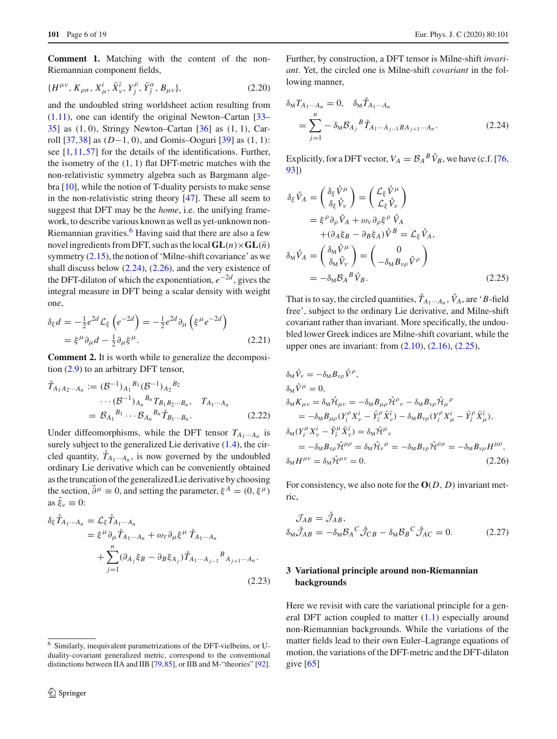**Comment 1.** Matching with the content of the non-Riemannian component fields,

$$\{H^{\mu\nu}, K_{\rho\sigma}, X^{i}_{\mu}, \bar{X}^{\bar{\imath}}_{\nu}, Y^{\rho}_{j}, \bar{Y}^{\sigma}_{\bar{\jmath}}, B_{\mu\nu}\}, \tag{2.20}$$

and the undoubled string worldsheet action resulting from (1.11), one can identify the original Newton–Cartan [33–35] as (1, 0), Stringy Newton–Cartan [36] as (1, 1), Carroll [37,38] as $(D-1, 0)$, and Gomis–Ooguri [39] as (1, 1): see [1,11,57] for the details of the identifications. Further, the isometry of the (1, 1) flat DFT-metric matches with the non-relativistic symmetry algebra such as Bargmann algebra [10], while the notion of T-duality persists to make sense in the non-relativistic string theory [47]. These all seem to suggest that DFT may be the *home*, i.e. the unifying framework, to describe various known as well as yet-unknown non-Riemannian gravities.[6] Having said that there are also a few novel ingredients from DFT, such as the local $\mathbf{GL}(n)\times\mathbf{GL}(\bar{n})$ symmetry (2.15), the notion of 'Milne-shift covariance' as we shall discuss below (2.24), (2.26), and the very existence of the DFT-dilaton of which the exponentiation, $e^{-2d}$, gives the integral measure in DFT being a scalar density with weight one,

$$\begin{aligned}\delta_{\xi} d &= -\tfrac{1}{2}e^{2d}\mathcal{L}_{\xi}\left(e^{-2d}\right) = -\tfrac{1}{2}e^{2d}\partial_{\mu}\left(\xi^{\mu}e^{-2d}\right)\\ &= \xi^{\mu}\partial_{\mu}d - \tfrac{1}{2}\partial_{\mu}\xi^{\mu}.\end{aligned} \tag{2.21}$$

**Comment 2.** It is worth while to generalize the decomposition (2.9) to an arbitrary DFT tensor,

$$\begin{aligned}\mathring{T}_{A_1A_2\cdots A_n} &:= (\mathcal{B}^{-1})_{A_1}{}^{B_1}(\mathcal{B}^{-1})_{A_2}{}^{B_2}\\ &\quad\cdots(\mathcal{B}^{-1})_{A_n}{}^{B_n}T_{B_1B_2\cdots B_n}, \quad T_{A_1\cdots A_n}\\ &= \mathcal{B}_{A_1}{}^{B_1}\cdots\mathcal{B}_{A_n}{}^{B_n}\mathring{T}_{B_1\cdots B_n}.\end{aligned} \tag{2.22}$$

Under diffeomorphisms, while the DFT tensor $T_{A_1\cdots A_n}$ is surely subject to the generalized Lie derivative (1.4), the circled quantity, $\mathring{T}_{A_1\cdots A_n}$, is now governed by the undoubled ordinary Lie derivative which can be conveniently obtained as the truncation of the generalized Lie derivative by choosing the section, $\tilde{\partial}^{\mu}\equiv 0$, and setting the parameter, $\xi^{A}=(0,\xi^{\mu})$ as $\tilde{\xi}_{\nu}\equiv 0$:

$$\begin{aligned}\delta_{\xi}\mathring{T}_{A_1\cdots A_n} &= \mathcal{L}_{\xi}\mathring{T}_{A_1\cdots A_n}\\ &= \xi^{\mu}\partial_{\mu}\mathring{T}_{A_1\cdots A_n} + \omega_{T}\partial_{\mu}\xi^{\mu}\,\mathring{T}_{A_1\cdots A_n}\\ &\quad+\sum_{j=1}^{n}(\partial_{A_j}\xi_{B}-\partial_{B}\xi_{A_j})\mathring{T}_{A_1\cdots A_{j-1}}{}^{B}{}_{A_{j+1}\cdots A_n}.\end{aligned} \tag{2.23}$$

Further, by construction, a DFT tensor is Milne-shift *invariant*. Yet, the circled one is Milne-shift *covariant* in the following manner,

$$\begin{aligned}&\delta_{\rm M}T_{A_1\cdots A_n}=0, \quad \delta_{\rm M}\mathring{T}_{A_1\cdots A_n}\\ &\quad=\sum_{j=1}^{n}-\delta_{\rm M}\mathcal{B}_{A_j}{}^{B}\mathring{T}_{A_1\cdots A_{j-1}BA_{j+1}\cdots A_n}.\end{aligned} \tag{2.24}$$

Explicitly, for a DFT vector, $V_A=\mathcal{B}_A{}^{B}\mathring{V}_B$, we have (c.f. [76, 93])

$$\begin{aligned}\delta_{\xi}\mathring{V}_A &= \begin{pmatrix}\delta_{\xi}\mathring{V}^{\mu}\\ \delta_{\xi}\mathring{V}_{\nu}\end{pmatrix} = \begin{pmatrix}\mathcal{L}_{\xi}\mathring{V}^{\mu}\\ \mathcal{L}_{\xi}\mathring{V}_{\nu}\end{pmatrix}\\ &= \xi^{\rho}\partial_{\rho}\mathring{V}_A + \omega_{V}\partial_{\rho}\xi^{\rho}\,\mathring{V}_A\\ &\quad+(\partial_A\xi_B-\partial_B\xi_A)\mathring{V}^{B} = \mathcal{L}_{\xi}\mathring{V}_A,\\ \delta_{\rm M}\mathring{V}_A &= \begin{pmatrix}\delta_{\rm M}\mathring{V}^{\mu}\\ \delta_{\rm M}\mathring{V}_{\nu}\end{pmatrix} = \begin{pmatrix}0\\ -\delta_{\rm M}B_{\nu\rho}\mathring{V}^{\rho}\end{pmatrix}\\ &= -\delta_{\rm M}\mathcal{B}_A{}^{B}\mathring{V}_B.\end{aligned} \tag{2.25}$$

That is to say, the circled quantities, $\mathring{T}_{A_1\cdots A_n}$, $\mathring{V}_A$, are '$B$-field free', subject to the ordinary Lie derivative, and Milne-shift covariant rather than invariant. More specifically, the undoubled lower Greek indices are Milne-shift covariant, while the upper ones are invariant: from (2.10), (2.16), (2.25),

$$\begin{aligned}&\delta_{\rm M}\mathring{V}_{\nu} = -\delta_{\rm M}B_{\nu\rho}\mathring{V}^{\rho},\\ &\delta_{\rm M}\mathring{V}^{\mu} = 0,\\ &\delta_{\rm M}K_{\mu\nu} = \delta_{\rm M}\mathring{\mathcal{H}}_{\mu\nu} = -\delta_{\rm M}B_{\mu\rho}\mathring{\mathcal{H}}^{\rho}{}_{\nu} - \delta_{\rm M}B_{\nu\rho}\mathring{\mathcal{H}}_{\mu}{}^{\rho}\\ &\quad= -\delta_{\rm M}B_{\mu\rho}(Y^{\rho}_{i}X^{i}_{\nu}-\bar{Y}^{\rho}_{\bar{\imath}}\bar{X}^{\bar{\imath}}_{\nu}) - \delta_{\rm M}B_{\nu\rho}(Y^{\rho}_{i}X^{i}_{\mu}-\bar{Y}^{\rho}_{\bar{\imath}}\bar{X}^{\bar{\imath}}_{\mu}),\\ &\delta_{\rm M}(Y^{\mu}_{i}X^{i}_{\nu}-\bar{Y}^{\mu}_{\bar{\imath}}\bar{X}^{\bar{\imath}}_{\nu}) = \delta_{\rm M}\mathring{\mathcal{H}}^{\mu}{}_{\nu}\\ &\quad= -\delta_{\rm M}B_{\nu\rho}\mathring{\mathcal{H}}^{\mu\rho} = \delta_{\rm M}\mathring{\mathcal{H}}_{\nu}{}^{\mu} = -\delta_{\rm M}B_{\nu\rho}\mathring{\mathcal{H}}^{\rho\mu} = -\delta_{\rm M}B_{\nu\rho}H^{\mu\rho},\\ &\delta_{\rm M}H^{\mu\nu} = \delta_{\rm M}\mathring{\mathcal{H}}^{\mu\nu} = 0.\end{aligned} \tag{2.26}$$

For consistency, we also note for the $\mathbf{O}(D,D)$ invariant metric,

$$\begin{aligned}&\mathcal{J}_{AB} = \mathring{\mathcal{J}}_{AB},\\ &\delta_{\rm M}\mathring{\mathcal{J}}_{AB} = -\delta_{\rm M}\mathcal{B}_A{}^{C}\mathring{\mathcal{J}}_{CB} - \delta_{\rm M}\mathcal{B}_B{}^{C}\mathring{\mathcal{J}}_{AC} = 0.\end{aligned} \tag{2.27}$$

## 3 Variational principle around non-Riemannian backgrounds

Here we revisit with care the variational principle for a general DFT action coupled to matter (1.1) especially around non-Riemannian backgrounds. While the variations of the matter fields lead to their own Euler–Lagrange equations of motion, the variations of the DFT-metric and the DFT-dilaton give [65]

---

[6] Similarly, inequivalent parametrizations of the DFT-vielbeins, or U-duality-covariant generalized metric, correspond to the conventional distinctions between IIA and IIB [79,85], or IIB and M-"theories" [92].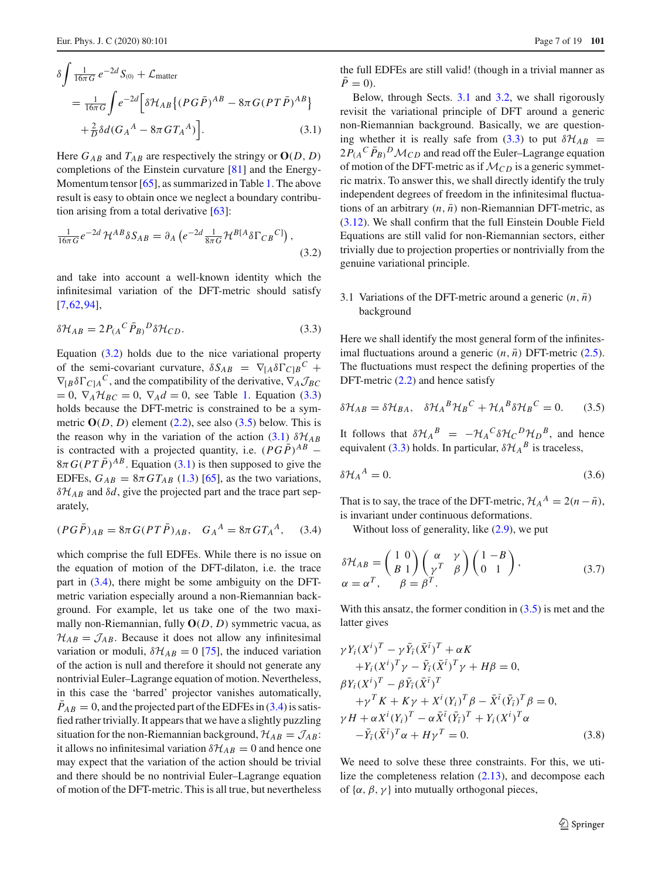$$
\delta \int \tfrac{1}{16\pi G}\, e^{-2d} S_{(0)} + \mathcal{L}_{\text{matter}}
$$

$$
= \tfrac{1}{16\pi G}\int e^{-2d}\Big[\delta\mathcal{H}_{AB}\big\{(PG\bar{P})^{AB} - 8\pi G(PT\bar{P})^{AB}\big\}
$$

$$
+\tfrac{2}{D}\delta d(G_A{}^A - 8\pi G T_A{}^A)\Big]. \tag{3.1}
$$

Here $G_{AB}$ and $T_{AB}$ are respectively the stringy or $\mathbf{O}(D, D)$ completions of the Einstein curvature [81] and the Energy-Momentum tensor [65], as summarized in Table 1. The above result is easy to obtain once we neglect a boundary contribution arising from a total derivative [63]:

$$
\tfrac{1}{16\pi G} e^{-2d}\, \mathcal{H}^{AB}\delta S_{AB} = \partial_A\left(e^{-2d}\tfrac{1}{8\pi G}\mathcal{H}^{B[A}\delta\Gamma_{CB}{}^{C]}\right), \tag{3.2}
$$

and take into account a well-known identity which the infinitesimal variation of the DFT-metric should satisfy [7,62,94],

$$
\delta\mathcal{H}_{AB} = 2P_{(A}{}^C\bar{P}_{B)}{}^D\delta\mathcal{H}_{CD}. \tag{3.3}
$$

Equation (3.2) holds due to the nice variational property of the semi-covariant curvature, $\delta S_{AB} = \nabla_{[A}\delta\Gamma_{C]B}{}^C + \nabla_{[B}\delta\Gamma_{C]A}{}^C$, and the compatibility of the derivative, $\nabla_A\mathcal{J}_{BC} = 0$, $\nabla_A\mathcal{H}_{BC} = 0$, $\nabla_A d = 0$, see Table 1. Equation (3.3) holds because the DFT-metric is constrained to be a symmetric $\mathbf{O}(D, D)$ element (2.2), see also (3.5) below. This is the reason why in the variation of the action (3.1) $\delta\mathcal{H}_{AB}$ is contracted with a projected quantity, i.e. $(PG\bar{P})^{AB} - 8\pi G(PT\bar{P})^{AB}$. Equation (3.1) is then supposed to give the EDFEs, $G_{AB} = 8\pi G T_{AB}$ (1.3) [65], as the two variations, $\delta\mathcal{H}_{AB}$ and $\delta d$, give the projected part and the trace part separately,

$$
(PG\bar{P})_{AB} = 8\pi G(PT\bar{P})_{AB}, \quad G_A{}^A = 8\pi G T_A{}^A, \tag{3.4}
$$

which comprise the full EDFEs. While there is no issue on the equation of motion of the DFT-dilaton, i.e. the trace part in (3.4), there might be some ambiguity on the DFT-metric variation especially around a non-Riemannian background. For example, let us take one of the two maximally non-Riemannian, fully $\mathbf{O}(D, D)$ symmetric vacua, as $\mathcal{H}_{AB} = \mathcal{J}_{AB}$. Because it does not allow any infinitesimal variation or moduli, $\delta\mathcal{H}_{AB} = 0$ [75], the induced variation of the action is null and therefore it should not generate any nontrivial Euler–Lagrange equation of motion. Nevertheless, in this case the 'barred' projector vanishes automatically, $\bar{P}_{AB} = 0$, and the projected part of the EDFEs in (3.4) is satisfied rather trivially. It appears that we have a slightly puzzling situation for the non-Riemannian background, $\mathcal{H}_{AB} = \mathcal{J}_{AB}$: it allows no infinitesimal variation $\delta\mathcal{H}_{AB} = 0$ and hence one may expect that the variation of the action should be trivial and there should be no nontrivial Euler–Lagrange equation of motion of the DFT-metric. This is all true, but nevertheless the full EDFEs are still valid! (though in a trivial manner as $\bar{P} = 0$).

Below, through Sects. 3.1 and 3.2, we shall rigorously revisit the variational principle of DFT around a generic non-Riemannian background. Basically, we are questioning whether it is really safe from (3.3) to put $\delta\mathcal{H}_{AB} = 2P_{(A}{}^C\bar{P}_{B)}{}^D\mathcal{M}_{CD}$ and read off the Euler–Lagrange equation of motion of the DFT-metric as if $\mathcal{M}_{CD}$ is a generic symmetric matrix. To answer this, we shall directly identify the truly independent degrees of freedom in the infinitesimal fluctuations of an arbitrary $(n, \bar{n})$ non-Riemannian DFT-metric, as (3.12). We shall confirm that the full Einstein Double Field Equations are still valid for non-Riemannian sectors, either trivially due to projection properties or nontrivially from the genuine variational principle.

### 3.1 Variations of the DFT-metric around a generic $(n, \bar{n})$ background

Here we shall identify the most general form of the infinitesimal fluctuations around a generic $(n, \bar{n})$ DFT-metric (2.5). The fluctuations must respect the defining properties of the DFT-metric (2.2) and hence satisfy

$$
\delta\mathcal{H}_{AB} = \delta\mathcal{H}_{BA}, \quad \delta\mathcal{H}_A{}^B\mathcal{H}_B{}^C + \mathcal{H}_A{}^B\delta\mathcal{H}_B{}^C = 0. \tag{3.5}
$$

It follows that $\delta\mathcal{H}_A{}^B = -\mathcal{H}_A{}^C\delta\mathcal{H}_C{}^D\mathcal{H}_D{}^B$, and hence equivalent (3.3) holds. In particular, $\delta\mathcal{H}_A{}^B$ is traceless,

$$
\delta\mathcal{H}_A{}^A = 0. \tag{3.6}
$$

That is to say, the trace of the DFT-metric, $\mathcal{H}_A{}^A = 2(n - \bar{n})$, is invariant under continuous deformations.

Without loss of generality, like (2.9), we put

$$
\delta\mathcal{H}_{AB} = \begin{pmatrix} 1 & 0 \\ B & 1 \end{pmatrix}\begin{pmatrix} \alpha & \gamma \\ \gamma^T & \beta \end{pmatrix}\begin{pmatrix} 1 & -B \\ 0 & 1 \end{pmatrix},
$$

$$
\alpha = \alpha^T, \qquad \beta = \beta^T. \tag{3.7}
$$

With this ansatz, the former condition in (3.5) is met and the latter gives

$$
\begin{aligned}
&\gamma Y_i(X^i)^T - \gamma\bar{Y}_{\bar{\imath}}(\bar{X}^{\bar{\imath}})^T + \alpha K \\
&\quad + Y_i(X^i)^T\gamma - \bar{Y}_{\bar{\imath}}(\bar{X}^{\bar{\imath}})^T\gamma + H\beta = 0, \\
&\beta Y_i(X^i)^T - \beta\bar{Y}_{\bar{\imath}}(\bar{X}^{\bar{\imath}})^T \\
&\quad + \gamma^T K + K\gamma + X^i(Y_i)^T\beta - \bar{X}^{\bar{\imath}}(\bar{Y}_{\bar{\imath}})^T\beta = 0, \\
&\gamma H + \alpha X^i(Y_i)^T - \alpha\bar{X}^{\bar{\imath}}(\bar{Y}_{\bar{\imath}})^T + Y_i(X^i)^T\alpha \\
&\quad - \bar{Y}_{\bar{\imath}}(\bar{X}^{\bar{\imath}})^T\alpha + H\gamma^T = 0.
\end{aligned} \tag{3.8}
$$

We need to solve these three constraints. For this, we utilize the completeness relation (2.13), and decompose each of $\{\alpha, \beta, \gamma\}$ into mutually orthogonal pieces,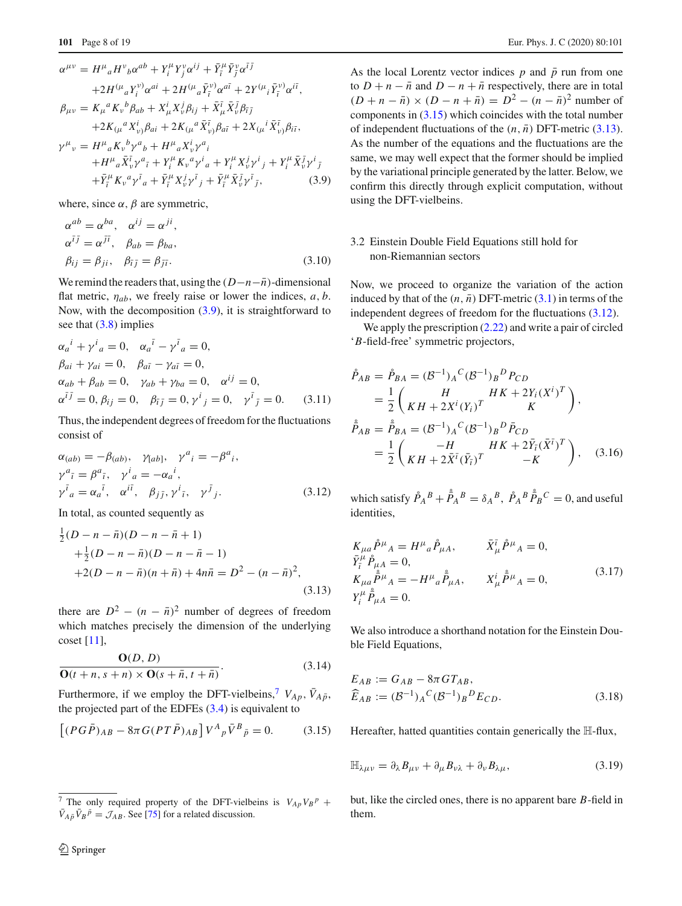$$
\begin{aligned}
\alpha^{\mu\nu} &= H^{\mu}{}_{a}H^{\nu}{}_{b}\alpha^{ab} + Y^{\mu}_{i}Y^{\nu}_{j}\alpha^{ij} + \bar{Y}^{\mu}_{\bar{\imath}}\bar{Y}^{\nu}_{\bar{\jmath}}\alpha^{\bar{\imath}\bar{\jmath}} \\
&\quad + 2H^{(\mu}{}_{a}Y^{\nu)}_{i}\alpha^{ai} + 2H^{(\mu}{}_{a}\bar{Y}^{\nu)}_{\bar{\imath}}\alpha^{a\bar{\imath}} + 2Y^{(\mu}{}_{i}\bar{Y}^{\nu)}_{\bar{\imath}}\alpha^{i\bar{\imath}}, \\
\beta_{\mu\nu} &= K_{\mu}{}^{a}K_{\nu}{}^{b}\beta_{ab} + X^{i}_{\mu}X^{j}_{\nu}\beta_{ij} + \bar{X}^{\bar{\imath}}_{\mu}\bar{X}^{\bar{\jmath}}_{\nu}\beta_{\bar{\imath}\bar{\jmath}} \\
&\quad + 2K_{(\mu}{}^{a}X^{i}_{\nu)}\beta_{ai} + 2K_{(\mu}{}^{a}\bar{X}^{\bar{\imath}}_{\nu)}\beta_{a\bar{\imath}} + 2X_{(\mu}{}^{i}\bar{X}^{\bar{\imath}}_{\nu)}\beta_{i\bar{\imath}}, \\
\gamma^{\mu}{}_{\nu} &= H^{\mu}{}_{a}K_{\nu}{}^{b}\gamma^{a}{}_{b} + H^{\mu}{}_{a}X^{i}_{\nu}\gamma^{a}{}_{i} \\
&\quad + H^{\mu}{}_{a}\bar{X}^{\bar{\imath}}_{\nu}\gamma^{a}{}_{\bar{\imath}} + Y^{\mu}_{i}K_{\nu}{}^{a}\gamma^{i}{}_{a} + Y^{\mu}_{i}X^{j}_{\nu}\gamma^{i}{}_{j} + Y^{\mu}_{i}\bar{X}^{\bar{\jmath}}_{\nu}\gamma^{i}{}_{\bar{\jmath}} \\
&\quad + \bar{Y}^{\mu}_{\bar{\imath}}K_{\nu}{}^{a}\gamma^{\bar{\imath}}{}_{a} + \bar{Y}^{\mu}_{\bar{\imath}}X^{j}_{\nu}\gamma^{\bar{\imath}}{}_{j} + \bar{Y}^{\mu}_{\bar{\imath}}\bar{X}^{\bar{\jmath}}_{\nu}\gamma^{\bar{\imath}}{}_{\bar{\jmath}},
\end{aligned}
\tag{3.9}
$$

where, since $\alpha, \beta$ are symmetric,

$$
\begin{aligned}
&\alpha^{ab} = \alpha^{ba}, \quad \alpha^{ij} = \alpha^{ji}, \\
&\alpha^{\bar{\imath}\bar{\jmath}} = \alpha^{\bar{\jmath}\bar{\imath}}, \quad \beta_{ab} = \beta_{ba}, \\
&\beta_{ij} = \beta_{ji}, \quad \beta_{\bar{\imath}\bar{\jmath}} = \beta_{\bar{\jmath}\bar{\imath}}.
\end{aligned}
\tag{3.10}
$$

We remind the readers that, using the $(D-n-\bar{n})$-dimensional flat metric, $\eta_{ab}$, we freely raise or lower the indices, $a, b$. Now, with the decomposition (3.9), it is straightforward to see that (3.8) implies

$$
\begin{aligned}
&\alpha_{a}{}^{i} + \gamma^{i}{}_{a} = 0, \quad \alpha_{a}{}^{\bar{\imath}} - \gamma^{\bar{\imath}}{}_{a} = 0, \\
&\beta_{ai} + \gamma_{ai} = 0, \quad \beta_{a\bar{\imath}} - \gamma_{a\bar{\imath}} = 0, \\
&\alpha_{ab} + \beta_{ab} = 0, \quad \gamma_{ab} + \gamma_{ba} = 0, \quad \alpha^{ij} = 0, \\
&\alpha^{\bar{\imath}\bar{\jmath}} = 0, \beta_{ij} = 0, \quad \beta_{\bar{\imath}\bar{\jmath}} = 0, \gamma^{i}{}_{j} = 0, \quad \gamma^{\bar{\imath}}{}_{\bar{\jmath}} = 0.
\end{aligned}
\tag{3.11}
$$

Thus, the independent degrees of freedom for the fluctuations consist of

$$
\begin{aligned}
&\alpha_{(ab)} = -\beta_{(ab)}, \quad \gamma_{[ab]}, \quad \gamma^{a}{}_{i} = -\beta^{a}{}_{i}, \\
&\gamma^{a}{}_{\bar{\imath}} = \beta^{a}{}_{\bar{\imath}}, \quad \gamma^{i}{}_{a} = -\alpha_{a}{}^{i}, \\
&\gamma^{\bar{\imath}}{}_{a} = \alpha_{a}{}^{\bar{\imath}}, \quad \alpha^{i\bar{\imath}}, \quad \beta_{j\bar{\jmath}}, \gamma^{i}{}_{\bar{\imath}}, \quad \gamma^{\bar{\jmath}}{}_{j}.
\end{aligned}
\tag{3.12}
$$

In total, as counted sequently as

$$
\begin{aligned}
&\tfrac{1}{2}(D-n-\bar{n})(D-n-\bar{n}+1) \\
&\quad + \tfrac{1}{2}(D-n-\bar{n})(D-n-\bar{n}-1) \\
&\quad + 2(D-n-\bar{n})(n+\bar{n}) + 4n\bar{n} = D^{2} - (n-\bar{n})^{2},
\end{aligned}
\tag{3.13}
$$

there are $D^2 - (n-\bar{n})^2$ number of degrees of freedom which matches precisely the dimension of the underlying coset [11],

$$
\frac{\mathbf{O}(D,D)}{\mathbf{O}(t+n, s+n) \times \mathbf{O}(s+\bar{n}, t+\bar{n})}.
\tag{3.14}
$$

Furthermore, if we employ the DFT-vielbeins,[7] $V_{Ap}, \bar{V}_{A\bar{p}}$, the projected part of the EDFEs (3.4) is equivalent to

$$
\left[(PG\bar{P})_{AB} - 8\pi G(PT\bar{P})_{AB}\right] V^{A}{}_{p}\bar{V}^{B}{}_{\bar{p}} = 0.
\tag{3.15}
$$

As the local Lorentz vector indices $p$ and $\bar{p}$ run from one to $D+n-\bar{n}$ and $D-n+\bar{n}$ respectively, there are in total $(D+n-\bar{n}) \times (D-n+\bar{n}) = D^2 - (n-\bar{n})^2$ number of components in (3.15) which coincides with the total number of independent fluctuations of the $(n, \bar{n})$ DFT-metric (3.13). As the number of the equations and the fluctuations are the same, we may well expect that the former should be implied by the variational principle generated by the latter. Below, we confirm this directly through explicit computation, without using the DFT-vielbeins.

### 3.2 Einstein Double Field Equations still hold for non-Riemannian sectors

Now, we proceed to organize the variation of the action induced by that of the $(n, \bar{n})$ DFT-metric (3.1) in terms of the independent degrees of freedom for the fluctuations (3.12).

We apply the prescription (2.22) and write a pair of circled '$B$-field-free' symmetric projectors,

$$
\begin{aligned}
\mathring{P}_{AB} &= \mathring{P}_{BA} = (\mathcal{B}^{-1})_{A}{}^{C}(\mathcal{B}^{-1})_{B}{}^{D}P_{CD} \\
&= \frac{1}{2}\begin{pmatrix} H & HK + 2Y_{i}(X^{i})^{T} \\ KH + 2X^{i}(Y_{i})^{T} & K \end{pmatrix}, \\
\mathring{\bar{P}}_{AB} &= \mathring{\bar{P}}_{BA} = (\mathcal{B}^{-1})_{A}{}^{C}(\mathcal{B}^{-1})_{B}{}^{D}\bar{P}_{CD} \\
&= \frac{1}{2}\begin{pmatrix} -H & HK + 2\bar{Y}_{\bar{\imath}}(\bar{X}^{\bar{\imath}})^{T} \\ KH + 2\bar{X}^{\bar{\imath}}(\bar{Y}_{\bar{\imath}})^{T} & -K \end{pmatrix},
\end{aligned}
\tag{3.16}
$$

which satisfy $\mathring{P}_{A}{}^{B} + \mathring{\bar{P}}_{A}{}^{B} = \delta_{A}{}^{B}$, $\mathring{P}_{A}{}^{B}\mathring{\bar{P}}_{B}{}^{C} = 0$, and useful identities,

$$
\begin{aligned}
&K_{\mu a}\mathring{P}^{\mu}{}_{A} = H^{\mu}{}_{a}\mathring{P}_{\mu A}, \qquad \bar{X}^{\bar{\imath}}_{\mu}\mathring{P}^{\mu}{}_{A} = 0, \\
&\bar{Y}^{\mu}_{\bar{\imath}}\mathring{P}_{\mu A} = 0, \\
&K_{\mu a}\mathring{\bar{P}}^{\mu}{}_{A} = -H^{\mu}{}_{a}\mathring{\bar{P}}_{\mu A}, \qquad X^{i}_{\mu}\mathring{\bar{P}}^{\mu}{}_{A} = 0, \\
&Y^{\mu}_{i}\mathring{\bar{P}}_{\mu A} = 0.
\end{aligned}
\tag{3.17}
$$

We also introduce a shorthand notation for the Einstein Double Field Equations,

$$
\begin{aligned}
E_{AB} &:= G_{AB} - 8\pi G T_{AB}, \\
\widehat{E}_{AB} &:= (\mathcal{B}^{-1})_{A}{}^{C}(\mathcal{B}^{-1})_{B}{}^{D}E_{CD}.
\end{aligned}
\tag{3.18}
$$

Hereafter, hatted quantities contain generically the $\mathbb{H}$-flux,

$$
\mathbb{H}_{\lambda\mu\nu} = \partial_{\lambda}B_{\mu\nu} + \partial_{\mu}B_{\nu\lambda} + \partial_{\nu}B_{\lambda\mu},
\tag{3.19}
$$

but, like the circled ones, there is no apparent bare $B$-field in them.

[7] The only required property of the DFT-vielbeins is $V_{Ap}V_{B}{}^{p} + \bar{V}_{A\bar{p}}\bar{V}_{B}{}^{\bar{p}} = \mathcal{J}_{AB}$. See [75] for a related discussion.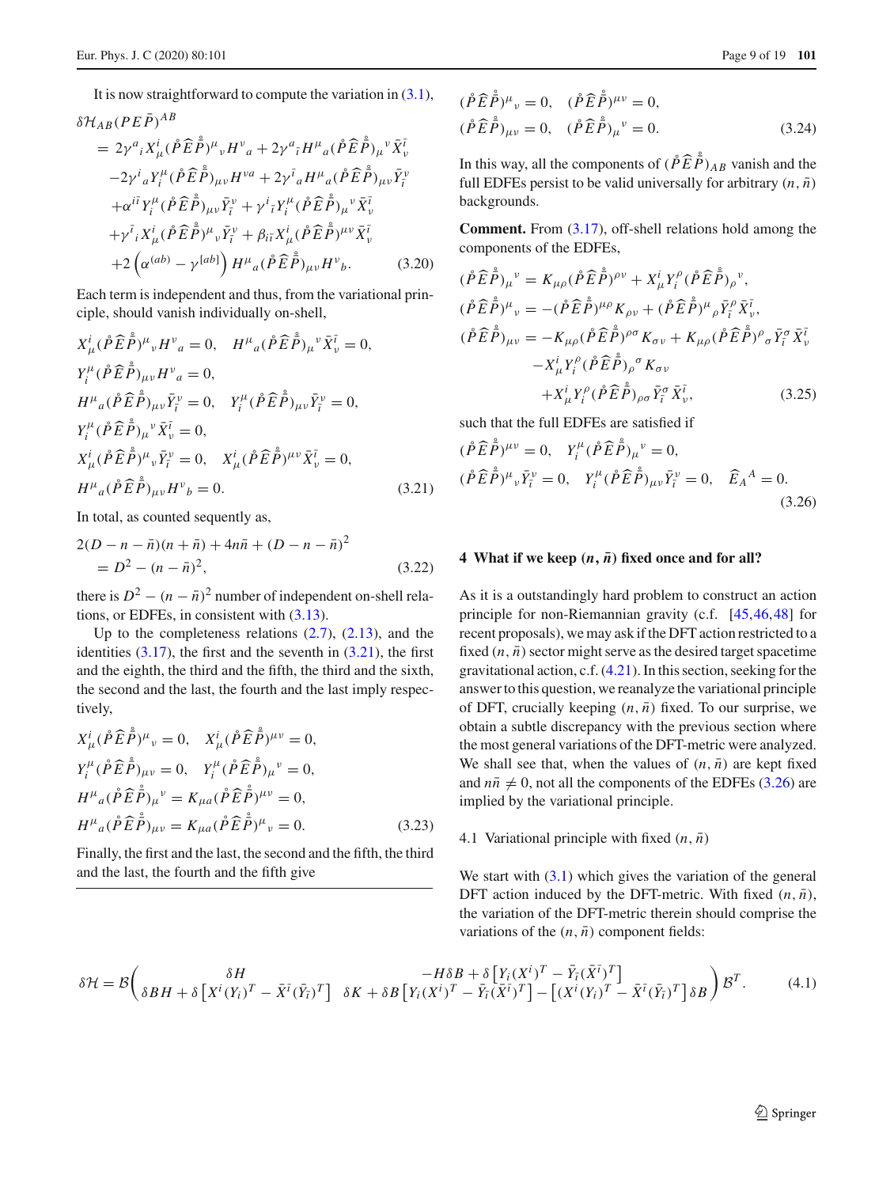It is now straightforward to compute the variation in (3.1),

$$
\begin{aligned}
\delta\mathcal{H}_{AB}(PE\bar{P})^{AB}
&= 2\gamma^{a}{}_{i}X^{i}_{\mu}(\mathring{P}\widehat{E}\mathring{\bar{P}})^{\mu}{}_{\nu}H^{\nu}{}_{a} + 2\gamma^{a}{}_{\bar{i}}H^{\mu}{}_{a}(\mathring{P}\widehat{E}\mathring{\bar{P}})_{\mu}{}^{\nu}\bar{X}^{\bar{i}}_{\nu} \\
&\quad -2\gamma^{i}{}_{a}Y^{\mu}_{i}(\mathring{P}\widehat{E}\mathring{\bar{P}})_{\mu\nu}H^{\nu a} + 2\gamma^{\bar{i}}{}_{a}H^{\mu}{}_{a}(\mathring{P}\widehat{E}\mathring{\bar{P}})_{\mu\nu}\bar{Y}^{\nu}_{\bar{i}} \\
&\quad +\alpha^{i\bar{i}}Y^{\mu}_{i}(\mathring{P}\widehat{E}\mathring{\bar{P}})_{\mu\nu}\bar{Y}^{\nu}_{\bar{i}} + \gamma^{i}{}_{\bar{i}}Y^{\mu}_{i}(\mathring{P}\widehat{E}\mathring{\bar{P}})_{\mu}{}^{\nu}\bar{X}^{\bar{i}}_{\nu} \\
&\quad +\gamma^{\bar{i}}{}_{i}X^{i}_{\mu}(\mathring{P}\widehat{E}\mathring{\bar{P}})^{\mu}{}_{\nu}\bar{Y}^{\nu}_{\bar{i}} + \beta_{i\bar{i}}X^{i}_{\mu}(\mathring{P}\widehat{E}\mathring{\bar{P}})^{\mu\nu}\bar{X}^{\bar{i}}_{\nu} \\
&\quad +2\left(\alpha^{(ab)} - \gamma^{[ab]}\right)H^{\mu}{}_{a}(\mathring{P}\widehat{E}\mathring{\bar{P}})_{\mu\nu}H^{\nu}{}_{b}.
\end{aligned}
\tag{3.20}
$$

Each term is independent and thus, from the variational principle, should vanish individually on-shell,

$$
\begin{aligned}
&X^{i}_{\mu}(\mathring{P}\widehat{E}\mathring{\bar{P}})^{\mu}{}_{\nu}H^{\nu}{}_{a} = 0, \quad H^{\mu}{}_{a}(\mathring{P}\widehat{E}\mathring{\bar{P}})_{\mu}{}^{\nu}\bar{X}^{\bar{i}}_{\nu} = 0, \\
&Y^{\mu}_{i}(\mathring{P}\widehat{E}\mathring{\bar{P}})_{\mu\nu}H^{\nu}{}_{a} = 0, \\
&H^{\mu}{}_{a}(\mathring{P}\widehat{E}\mathring{\bar{P}})_{\mu\nu}\bar{Y}^{\nu}_{\bar{i}} = 0, \quad Y^{\mu}_{i}(\mathring{P}\widehat{E}\mathring{\bar{P}})_{\mu\nu}\bar{Y}^{\nu}_{\bar{i}} = 0, \\
&Y^{\mu}_{i}(\mathring{P}\widehat{E}\mathring{\bar{P}})_{\mu}{}^{\nu}\bar{X}^{\bar{i}}_{\nu} = 0, \\
&X^{i}_{\mu}(\mathring{P}\widehat{E}\mathring{\bar{P}})^{\mu}{}_{\nu}\bar{Y}^{\nu}_{\bar{i}} = 0, \quad X^{i}_{\mu}(\mathring{P}\widehat{E}\mathring{\bar{P}})^{\mu\nu}\bar{X}^{\bar{i}}_{\nu} = 0, \\
&H^{\mu}{}_{a}(\mathring{P}\widehat{E}\mathring{\bar{P}})_{\mu\nu}H^{\nu}{}_{b} = 0.
\end{aligned}
\tag{3.21}
$$

In total, as counted sequently as,

$$
\begin{aligned}
&2(D-n-\bar{n})(n+\bar{n}) + 4n\bar{n} + (D-n-\bar{n})^{2} \\
&\quad = D^{2} - (n-\bar{n})^{2},
\end{aligned}
\tag{3.22}
$$

there is $D^{2}-(n-\bar{n})^{2}$ number of independent on-shell relations, or EDFEs, in consistent with (3.13).

Up to the completeness relations (2.7), (2.13), and the identities (3.17), the first and the seventh in (3.21), the first and the eighth, the third and the fifth, the third and the sixth, the second and the last, the fourth and the last imply respectively,

$$
\begin{aligned}
&X^{i}_{\mu}(\mathring{P}\widehat{E}\mathring{\bar{P}})^{\mu}{}_{\nu} = 0, \quad X^{i}_{\mu}(\mathring{P}\widehat{E}\mathring{\bar{P}})^{\mu\nu} = 0, \\
&Y^{\mu}_{i}(\mathring{P}\widehat{E}\mathring{\bar{P}})_{\mu\nu} = 0, \quad Y^{\mu}_{i}(\mathring{P}\widehat{E}\mathring{\bar{P}})_{\mu}{}^{\nu} = 0, \\
&H^{\mu}{}_{a}(\mathring{P}\widehat{E}\mathring{\bar{P}})_{\mu}{}^{\nu} = K_{\mu a}(\mathring{P}\widehat{E}\mathring{\bar{P}})^{\mu\nu} = 0, \\
&H^{\mu}{}_{a}(\mathring{P}\widehat{E}\mathring{\bar{P}})_{\mu\nu} = K_{\mu a}(\mathring{P}\widehat{E}\mathring{\bar{P}})^{\mu}{}_{\nu} = 0.
\end{aligned}
\tag{3.23}
$$

Finally, the first and the last, the second and the fifth, the third and the last, the fourth and the fifth give

$$
\begin{aligned}
&(\mathring{P}\widehat{E}\mathring{\bar{P}})^{\mu}{}_{\nu} = 0, \quad (\mathring{P}\widehat{E}\mathring{\bar{P}})^{\mu\nu} = 0, \\
&(\mathring{P}\widehat{E}\mathring{\bar{P}})_{\mu\nu} = 0, \quad (\mathring{P}\widehat{E}\mathring{\bar{P}})_{\mu}{}^{\nu} = 0.
\end{aligned}
\tag{3.24}
$$

In this way, all the components of $(\mathring{P}\widehat{E}\mathring{\bar{P}})_{AB}$ vanish and the full EDFEs persist to be valid universally for arbitrary $(n,\bar{n})$ backgrounds.

**Comment.** From (3.17), off-shell relations hold among the components of the EDFEs,

$$
\begin{aligned}
(\mathring{P}\widehat{E}\mathring{\bar{P}})_{\mu}{}^{\nu} &= K_{\mu\rho}(\mathring{P}\widehat{E}\mathring{\bar{P}})^{\rho\nu} + X^{i}_{\mu}Y^{\rho}_{i}(\mathring{P}\widehat{E}\mathring{\bar{P}})_{\rho}{}^{\nu}, \\
(\mathring{P}\widehat{E}\mathring{\bar{P}})^{\mu}{}_{\nu} &= -(\mathring{P}\widehat{E}\mathring{\bar{P}})^{\mu\rho}K_{\rho\nu} + (\mathring{P}\widehat{E}\mathring{\bar{P}})^{\mu}{}_{\rho}\bar{Y}^{\rho}_{\bar{i}}\bar{X}^{\bar{i}}_{\nu}, \\
(\mathring{P}\widehat{E}\mathring{\bar{P}})_{\mu\nu} &= -K_{\mu\rho}(\mathring{P}\widehat{E}\mathring{\bar{P}})^{\rho\sigma}K_{\sigma\nu} + K_{\mu\rho}(\mathring{P}\widehat{E}\mathring{\bar{P}})^{\rho}{}_{\sigma}\bar{Y}^{\sigma}_{\bar{i}}\bar{X}^{\bar{i}}_{\nu} \\
&\quad -X^{i}_{\mu}Y^{\rho}_{i}(\mathring{P}\widehat{E}\mathring{\bar{P}})_{\rho}{}^{\sigma}K_{\sigma\nu} \\
&\quad +X^{i}_{\mu}Y^{\rho}_{i}(\mathring{P}\widehat{E}\mathring{\bar{P}})_{\rho\sigma}\bar{Y}^{\sigma}_{\bar{i}}\bar{X}^{\bar{i}}_{\nu},
\end{aligned}
\tag{3.25}
$$

such that the full EDFEs are satisfied if

$$
\begin{aligned}
&(\mathring{P}\widehat{E}\mathring{\bar{P}})^{\mu\nu} = 0, \quad Y^{\mu}_{i}(\mathring{P}\widehat{E}\mathring{\bar{P}})_{\mu}{}^{\nu} = 0, \\
&(\mathring{P}\widehat{E}\mathring{\bar{P}})^{\mu}{}_{\nu}\bar{Y}^{\nu}_{\bar{i}} = 0, \quad Y^{\mu}_{i}(\mathring{P}\widehat{E}\mathring{\bar{P}})_{\mu\nu}\bar{Y}^{\nu}_{\bar{i}} = 0, \quad \widehat{E}_{A}{}^{A} = 0.
\end{aligned}
\tag{3.26}
$$

## 4 What if we keep $(n,\bar{n})$ fixed once and for all?

As it is a outstandingly hard problem to construct an action principle for non-Riemannian gravity (c.f. [45,46,48] for recent proposals), we may ask if the DFT action restricted to a fixed $(n,\bar{n})$ sector might serve as the desired target spacetime gravitational action, c.f. (4.21). In this section, seeking for the answer to this question, we reanalyze the variational principle of DFT, crucially keeping $(n,\bar{n})$ fixed. To our surprise, we obtain a subtle discrepancy with the previous section where the most general variations of the DFT-metric were analyzed. We shall see that, when the values of $(n,\bar{n})$ are kept fixed and $n\bar{n}\neq 0$, not all the components of the EDFEs (3.26) are implied by the variational principle.

### 4.1 Variational principle with fixed $(n,\bar{n})$

We start with (3.1) which gives the variation of the general DFT action induced by the DFT-metric. With fixed $(n,\bar{n})$, the variation of the DFT-metric therein should comprise the variations of the $(n,\bar{n})$ component fields:

$$
\delta\mathcal{H} = \mathcal{B}\begin{pmatrix} \delta H & -H\delta B + \delta\left[Y_{i}(X^{i})^{T} - \bar{Y}_{\bar{i}}(\bar{X}^{\bar{i}})^{T}\right] \\ \delta B H + \delta\left[X^{i}(Y_{i})^{T} - \bar{X}^{\bar{i}}(\bar{Y}_{\bar{i}})^{T}\right] & \delta K + \delta B\left[Y_{i}(X^{i})^{T} - \bar{Y}_{\bar{i}}(\bar{X}^{\bar{i}})^{T}\right] - \left[(X^{i}(Y_{i})^{T} - \bar{X}^{\bar{i}}(\bar{Y}_{\bar{i}})^{T}\right]\delta B \end{pmatrix}\mathcal{B}^{T}.
\tag{4.1}
$$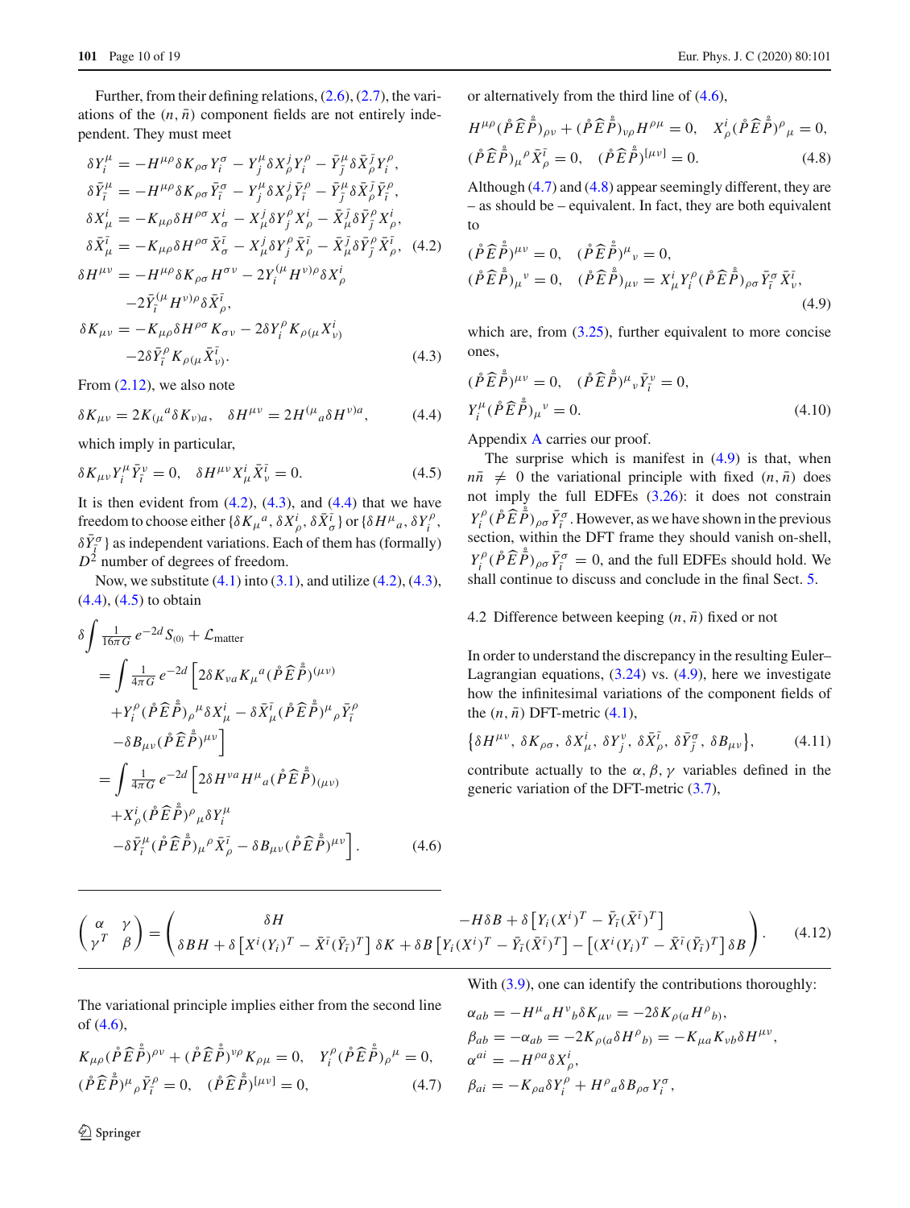Further, from their defining relations, (2.6), (2.7), the variations of the $(n,\bar{n})$ component fields are not entirely independent. They must meet

$$
\begin{aligned}
\delta Y_i^\mu &= -H^{\mu\rho}\delta K_{\rho\sigma}Y_i^\sigma - Y_j^\mu \delta X_j^\rho Y_i^\rho - \bar{Y}_{\bar{j}}^\mu \delta\bar{X}_\rho^{\bar{j}} Y_i^\rho ,\\
\delta \bar{Y}_{\bar{\imath}}^\mu &= -H^{\mu\rho}\delta K_{\rho\sigma}\bar{Y}_{\bar{\imath}}^\sigma - Y_j^\mu \delta X_j^\rho \bar{Y}_{\bar{\imath}}^\rho - \bar{Y}_{\bar{j}}^\mu \delta\bar{X}_\rho^{\bar{j}} \bar{Y}_{\bar{\imath}}^\rho ,\\
\delta X_\mu^i &= -K_{\mu\rho}\delta H^{\rho\sigma}X_\sigma^i - X_\mu^j \delta Y_j^\rho X_\rho^i - \bar{X}_\mu^{\bar{j}}\delta\bar{Y}_{\bar{j}}^\rho X_\rho^i ,\\
\delta \bar{X}_\mu^{\bar{\imath}} &= -K_{\mu\rho}\delta H^{\rho\sigma}\bar{X}_\sigma^{\bar{\imath}} - X_\mu^j \delta Y_j^\rho \bar{X}_\rho^{\bar{\imath}} - \bar{X}_\mu^{\bar{j}}\delta\bar{Y}_{\bar{j}}^\rho \bar{X}_\rho^{\bar{\imath}} ,
\end{aligned} \tag{4.2}
$$

$$
\begin{aligned}
\delta H^{\mu\nu} &= -H^{\mu\rho}\delta K_{\rho\sigma}H^{\sigma\nu} - 2Y_i^{(\mu}H^{\nu)\rho}\delta X_\rho^i \\
&\quad -2\bar{Y}_{\bar{\imath}}^{(\mu}H^{\nu)\rho}\delta\bar{X}_\rho^{\bar{\imath}},\\
\delta K_{\mu\nu} &= -K_{\mu\rho}\delta H^{\rho\sigma}K_{\sigma\nu} - 2\delta Y_i^\rho K_{\rho(\mu}X_{\nu)}^i \\
&\quad -2\delta\bar{Y}_{\bar{\imath}}^\rho K_{\rho(\mu}\bar{X}_{\nu)}^{\bar{\imath}} .
\end{aligned} \tag{4.3}
$$

From (2.12), we also note

$$
\delta K_{\mu\nu} = 2K_{(\mu}{}^a\delta K_{\nu)a}, \quad \delta H^{\mu\nu} = 2H^{(\mu}{}_a\delta H^{\nu)a}, \tag{4.4}
$$

which imply in particular,

$$
\delta K_{\mu\nu}Y_i^\mu\bar{Y}_{\bar{\imath}}^\nu = 0, \quad \delta H^{\mu\nu}X_\mu^i\bar{X}_\nu^{\bar{\imath}} = 0. \tag{4.5}
$$

It is then evident from (4.2), (4.3), and (4.4) that we have freedom to choose either $\{\delta K_\mu{}^a, \delta X_\rho^i, \delta\bar{X}_\sigma^{\bar{\imath}}\}$ or $\{\delta H^\mu{}_a, \delta Y_i^\rho, \delta\bar{Y}_{\bar{\imath}}^\sigma\}$ as independent variations. Each of them has (formally) $D^2$ number of degrees of freedom.

Now, we substitute (4.1) into (3.1), and utilize (4.2), (4.3), (4.4), (4.5) to obtain

$$
\begin{aligned}
&\delta\int \tfrac{1}{16\pi G}\,e^{-2d}S_{(0)} + \mathcal{L}_{\text{matter}} \\
&= \int \tfrac{1}{4\pi G}\,e^{-2d}\Big[2\delta K_{\nu a}K_\mu{}^a(\mathring{P}\widehat{E}\mathring{\bar{P}})^{(\mu\nu)} \\
&\quad + Y_i^\rho(\mathring{P}\widehat{E}\mathring{\bar{P}})_\rho{}^\mu\delta X_\mu^i - \delta\bar{X}_\mu^{\bar{\imath}}(\mathring{P}\widehat{E}\mathring{\bar{P}})^\mu{}_\rho\bar{Y}_{\bar{\imath}}^\rho \\
&\quad - \delta B_{\mu\nu}(\mathring{P}\widehat{E}\mathring{\bar{P}})^{\mu\nu}\Big] \\
&= \int \tfrac{1}{4\pi G}\,e^{-2d}\Big[2\delta H^{\nu a}H^\mu{}_a(\mathring{P}\widehat{E}\mathring{\bar{P}})_{(\mu\nu)} \\
&\quad + X_\rho^i(\mathring{P}\widehat{E}\mathring{\bar{P}})^\rho{}_\mu\delta Y_i^\mu \\
&\quad - \delta\bar{Y}_{\bar{\imath}}^\mu(\mathring{P}\widehat{E}\mathring{\bar{P}})_\mu{}^\rho\bar{X}_\rho^{\bar{\imath}} - \delta B_{\mu\nu}(\mathring{P}\widehat{E}\mathring{\bar{P}})^{\mu\nu}\Big].
\end{aligned} \tag{4.6}
$$

The variational principle implies either from the second line of (4.6),

$$
\begin{aligned}
&K_{\mu\rho}(\mathring{P}\widehat{E}\mathring{\bar{P}})^{\rho\nu} + (\mathring{P}\widehat{E}\mathring{\bar{P}})^{\nu\rho}K_{\rho\mu} = 0, \quad Y_i^\rho(\mathring{P}\widehat{E}\mathring{\bar{P}})_\rho{}^\mu = 0,\\
&(\mathring{P}\widehat{E}\mathring{\bar{P}})^\mu{}_\rho\bar{Y}_{\bar{\imath}}^\rho = 0, \quad (\mathring{P}\widehat{E}\mathring{\bar{P}})^{[\mu\nu]} = 0,
\end{aligned} \tag{4.7}
$$

or alternatively from the third line of (4.6),

$$
\begin{aligned}
&H^{\mu\rho}(\mathring{P}\widehat{E}\mathring{\bar{P}})_{\rho\nu} + (\mathring{P}\widehat{E}\mathring{\bar{P}})_{\nu\rho}H^{\rho\mu} = 0, \quad X_\rho^i(\mathring{P}\widehat{E}\mathring{\bar{P}})^\rho{}_\mu = 0,\\
&(\mathring{P}\widehat{E}\mathring{\bar{P}})_\mu{}^\rho\bar{X}_\rho^{\bar{\imath}} = 0, \quad (\mathring{P}\widehat{E}\mathring{\bar{P}})^{[\mu\nu]} = 0.
\end{aligned} \tag{4.8}
$$

Although (4.7) and (4.8) appear seemingly different, they are – as should be – equivalent. In fact, they are both equivalent to

$$
\begin{aligned}
&(\mathring{P}\widehat{E}\mathring{\bar{P}})^{\mu\nu} = 0, \quad (\mathring{P}\widehat{E}\mathring{\bar{P}})^\mu{}_\nu = 0,\\
&(\mathring{P}\widehat{E}\mathring{\bar{P}})_\mu{}^\nu = 0, \quad (\mathring{P}\widehat{E}\mathring{\bar{P}})_{\mu\nu} = X_\mu^iY_i^\rho(\mathring{P}\widehat{E}\mathring{\bar{P}})_{\rho\sigma}\bar{Y}_{\bar{\imath}}^\sigma\bar{X}_\nu^{\bar{\imath}},
\end{aligned} \tag{4.9}
$$

which are, from (3.25), further equivalent to more concise ones,

$$
\begin{aligned}
&(\mathring{P}\widehat{E}\mathring{\bar{P}})^{\mu\nu} = 0, \quad (\mathring{P}\widehat{E}\mathring{\bar{P}})^\mu{}_\nu\bar{Y}_{\bar{\imath}}^\nu = 0,\\
&Y_i^\mu(\mathring{P}\widehat{E}\mathring{\bar{P}})_\mu{}^\nu = 0.
\end{aligned} \tag{4.10}
$$

Appendix A carries our proof.

The surprise which is manifest in (4.9) is that, when $n\bar{n} \neq 0$ the variational principle with fixed $(n,\bar{n})$ does not imply the full EDFEs (3.26): it does not constrain $Y_i^\rho(\mathring{P}\widehat{E}\mathring{\bar{P}})_{\rho\sigma}\bar{Y}_{\bar{\imath}}^\sigma$. However, as we have shown in the previous section, within the DFT frame they should vanish on-shell, $Y_i^\rho(\mathring{P}\widehat{E}\mathring{\bar{P}})_{\rho\sigma}\bar{Y}_{\bar{\imath}}^\sigma = 0$, and the full EDFEs should hold. We shall continue to discuss and conclude in the final Sect. 5.

### 4.2 Difference between keeping $(n,\bar{n})$ fixed or not

In order to understand the discrepancy in the resulting Euler–Lagrangian equations, (3.24) vs. (4.9), here we investigate how the infinitesimal variations of the component fields of the $(n,\bar{n})$ DFT-metric (4.1),

$$
\big\{\delta H^{\mu\nu},\ \delta K_{\rho\sigma},\ \delta X_\mu^i,\ \delta Y_j^\nu,\ \delta\bar{X}_\rho^{\bar{\imath}},\ \delta\bar{Y}_{\bar{j}}^\sigma,\ \delta B_{\mu\nu}\big\}, \tag{4.11}
$$

contribute actually to the $\alpha,\beta,\gamma$ variables defined in the generic variation of the DFT-metric (3.7),

$$
\begin{pmatrix} \alpha & \gamma \\ \gamma^T & \beta \end{pmatrix} = \begin{pmatrix} \delta H & -H\delta B + \delta\big[Y_i(X^i)^T - \bar{Y}_{\bar{\imath}}(\bar{X}^{\bar{\imath}})^T\big] \\ \delta BH + \delta\big[X^i(Y_i)^T - \bar{X}^{\bar{\imath}}(\bar{Y}_{\bar{\imath}})^T\big] & \delta K + \delta B\big[Y_i(X^i)^T - \bar{Y}_{\bar{\imath}}(\bar{X}^{\bar{\imath}})^T\big] - \big[(X^i(Y_i)^T - \bar{X}^{\bar{\imath}}(\bar{Y}_{\bar{\imath}})^T\big]\delta B \end{pmatrix}. \tag{4.12}
$$

With (3.9), one can identify the contributions thoroughly:

$$
\begin{aligned}
\alpha_{ab} &= -H^\mu{}_aH^\nu{}_b\delta K_{\mu\nu} = -2\delta K_{\rho(a}H^\rho{}_{b)},\\
\beta_{ab} &= -\alpha_{ab} = -2K_{\rho(a}\delta H^\rho{}_{b)} = -K_{\mu a}K_{\nu b}\delta H^{\mu\nu},\\
\alpha^{ai} &= -H^{\rho a}\delta X_\rho^i,\\
\beta_{ai} &= -K_{\rho a}\delta Y_i^\rho + H^\rho{}_a\delta B_{\rho\sigma}Y_i^\sigma,
\end{aligned}
$$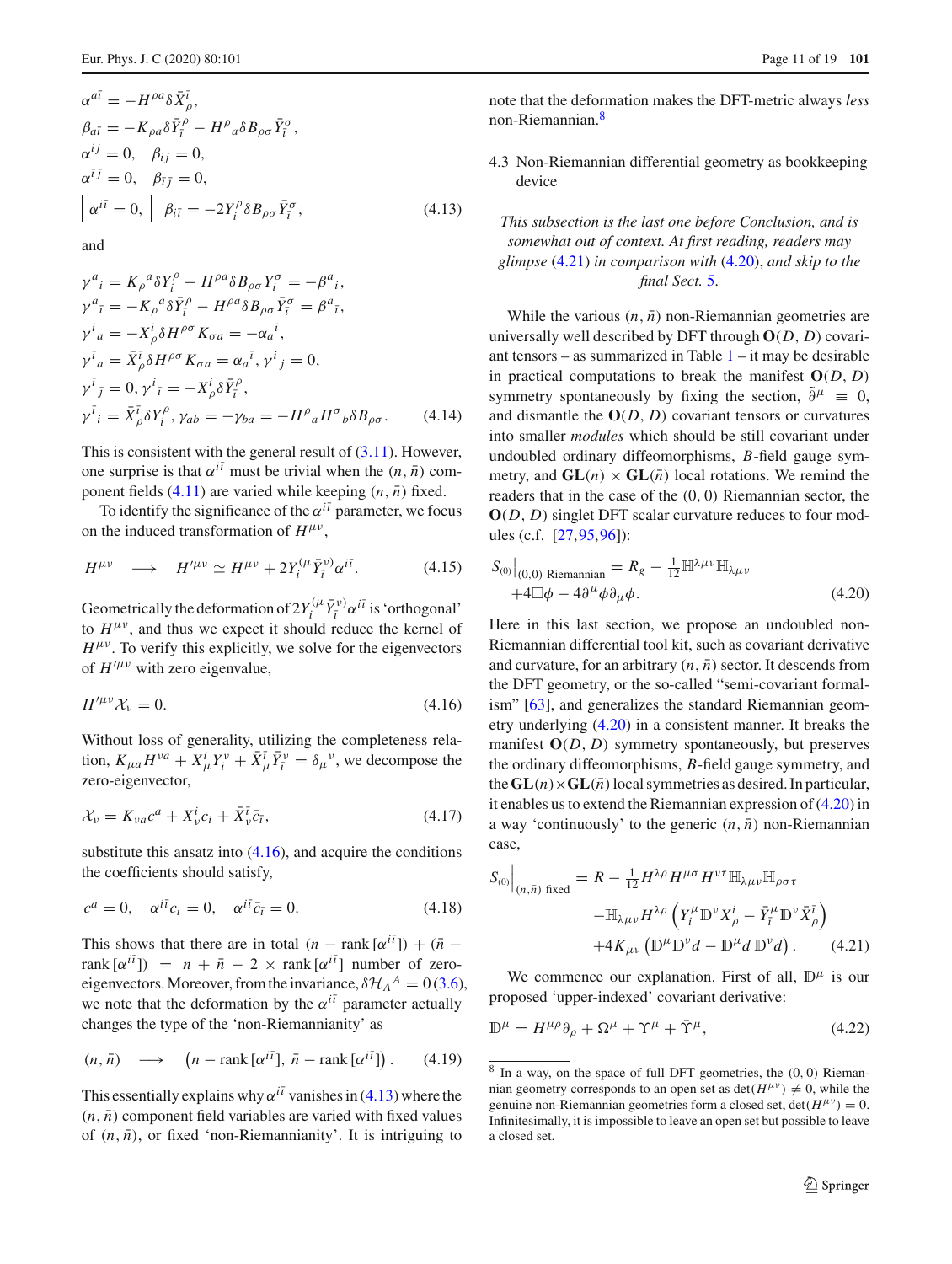$$
\begin{aligned}
&\alpha^{a\bar{\imath}} = -H^{\rho a}\delta \bar{X}^{\bar{\imath}}_{\rho},\\
&\beta_{a\bar{\imath}} = -K_{\rho a}\delta \bar{Y}^{\rho}_{\bar{\imath}} - H^{\rho}{}_{a}\delta B_{\rho\sigma}\bar{Y}^{\sigma}_{\bar{\imath}},\\
&\alpha^{ij} = 0, \quad \beta_{ij} = 0,\\
&\alpha^{\bar{\imath}\bar{\jmath}} = 0, \quad \beta_{\bar{\imath}\bar{\jmath}} = 0,\\
&\boxed{\alpha^{i\bar{\imath}} = 0,} \quad \beta_{i\bar{\imath}} = -2Y^{\rho}_{i}\delta B_{\rho\sigma}\bar{Y}^{\sigma}_{\bar{\imath}},
\end{aligned}
\tag{4.13}
$$

and

$$
\begin{aligned}
&\gamma^{a}{}_{i} = K_{\rho}{}^{a}\delta Y^{\rho}_{i} - H^{\rho a}\delta B_{\rho\sigma}Y^{\sigma}_{i} = -\beta^{a}{}_{i},\\
&\gamma^{a}{}_{\bar{\imath}} = -K_{\rho}{}^{a}\delta \bar{Y}^{\rho}_{\bar{\imath}} - H^{\rho a}\delta B_{\rho\sigma}\bar{Y}^{\sigma}_{\bar{\imath}} = \beta^{a}{}_{\bar{\imath}},\\
&\gamma^{i}{}_{a} = -X^{i}_{\rho}\delta H^{\rho\sigma}K_{\sigma a} = -\alpha_{a}{}^{i},\\
&\gamma^{\bar{\imath}}{}_{a} = \bar{X}^{\bar{\imath}}_{\rho}\delta H^{\rho\sigma}K_{\sigma a} = \alpha_{a}{}^{\bar{\imath}},\ \gamma^{i}{}_{j} = 0,\\
&\gamma^{\bar{\imath}}{}_{\bar{\jmath}} = 0, \gamma^{i}{}_{\bar{\imath}} = -X^{i}_{\rho}\delta \bar{Y}^{\rho}_{\bar{\imath}},\\
&\gamma^{\bar{\imath}}{}_{i} = \bar{X}^{\bar{\imath}}_{\rho}\delta Y^{\rho}_{i},\ \gamma_{ab} = -\gamma_{ba} = -H^{\rho}{}_{a}H^{\sigma}{}_{b}\delta B_{\rho\sigma}.
\end{aligned}
\tag{4.14}
$$

This is consistent with the general result of (3.11). However, one surprise is that $\alpha^{i\bar{\imath}}$ must be trivial when the $(n,\bar{n})$ component fields (4.11) are varied while keeping $(n,\bar{n})$ fixed.

To identify the significance of the $\alpha^{i\bar{\imath}}$ parameter, we focus on the induced transformation of $H^{\mu\nu}$,

$$
H^{\mu\nu} \quad\longrightarrow\quad H'^{\mu\nu} \simeq H^{\mu\nu} + 2Y^{(\mu}_{i}\bar{Y}^{\nu)}_{\bar{\imath}}\alpha^{i\bar{\imath}}. \tag{4.15}
$$

Geometrically the deformation of $2Y^{(\mu}_{i}\bar{Y}^{\nu)}_{\bar{\imath}}\alpha^{i\bar{\imath}}$ is 'orthogonal' to $H^{\mu\nu}$, and thus we expect it should reduce the kernel of $H^{\mu\nu}$. To verify this explicitly, we solve for the eigenvectors of $H'^{\mu\nu}$ with zero eigenvalue,

$$
H'^{\mu\nu}\mathcal{X}_{\nu} = 0. \tag{4.16}
$$

Without loss of generality, utilizing the completeness relation, $K_{\mu a}H^{\nu a} + X^{i}_{\mu}Y^{\nu}_{i} + \bar{X}^{\bar{\imath}}_{\mu}\bar{Y}^{\nu}_{\bar{\imath}} = \delta_{\mu}{}^{\nu}$, we decompose the zero-eigenvector,

$$
\mathcal{X}_{\nu} = K_{\nu a}c^{a} + X^{i}_{\nu}c_{i} + \bar{X}^{\bar{\imath}}_{\nu}\bar{c}_{\bar{\imath}}, \tag{4.17}
$$

substitute this ansatz into (4.16), and acquire the conditions the coefficients should satisfy,

$$
c^{a} = 0, \quad \alpha^{i\bar{\imath}}c_{i} = 0, \quad \alpha^{i\bar{\imath}}\bar{c}_{\bar{\imath}} = 0. \tag{4.18}
$$

This shows that there are in total $(n - \operatorname{rank}[\alpha^{i\bar{\imath}}]) + (\bar{n} - \operatorname{rank}[\alpha^{i\bar{\imath}}]) = n + \bar{n} - 2 \times \operatorname{rank}[\alpha^{i\bar{\imath}}]$ number of zero-eigenvectors. Moreover, from the invariance, $\delta\mathcal{H}_{A}{}^{A} = 0$ (3.6), we note that the deformation by the $\alpha^{i\bar{\imath}}$ parameter actually changes the type of the 'non-Riemannianity' as

$$
(n,\bar{n}) \quad\longrightarrow\quad \left(n - \operatorname{rank}[\alpha^{i\bar{\imath}}],\ \bar{n} - \operatorname{rank}[\alpha^{i\bar{\imath}}]\right). \tag{4.19}
$$

This essentially explains why $\alpha^{i\bar{\imath}}$ vanishes in (4.13) where the $(n,\bar{n})$ component field variables are varied with fixed values of $(n,\bar{n})$, or fixed 'non-Riemannianity'. It is intriguing to note that the deformation makes the DFT-metric always *less* non-Riemannian.[8]

### 4.3 Non-Riemannian differential geometry as bookkeeping device

*This subsection is the last one before Conclusion, and is somewhat out of context. At first reading, readers may glimpse (4.21) in comparison with (4.20), and skip to the final Sect. 5.*

While the various $(n,\bar{n})$ non-Riemannian geometries are universally well described by DFT through $\mathbf{O}(D,D)$ covariant tensors – as summarized in Table 1 – it may be desirable in practical computations to break the manifest $\mathbf{O}(D,D)$ symmetry spontaneously by fixing the section, $\tilde{\partial}^{\mu} \equiv 0$, and dismantle the $\mathbf{O}(D,D)$ covariant tensors or curvatures into smaller *modules* which should be still covariant under undoubled ordinary diffeomorphisms, $B$-field gauge symmetry, and $\mathbf{GL}(n)\times\mathbf{GL}(\bar{n})$ local rotations. We remind the readers that in the case of the $(0,0)$ Riemannian sector, the $\mathbf{O}(D,D)$ singlet DFT scalar curvature reduces to four modules (c.f. [27,95,96]):

$$
\begin{aligned}
S_{(0)}\Big|_{(0,0)\text{ Riemannian}} = {}& R_{g} - \tfrac{1}{12}\mathbb{H}^{\lambda\mu\nu}\mathbb{H}_{\lambda\mu\nu}\\
&+4\Box\phi - 4\partial^{\mu}\phi\partial_{\mu}\phi.
\end{aligned}
\tag{4.20}
$$

Here in this last section, we propose an undoubled non-Riemannian differential tool kit, such as covariant derivative and curvature, for an arbitrary $(n,\bar{n})$ sector. It descends from the DFT geometry, or the so-called "semi-covariant formalism" [63], and generalizes the standard Riemannian geometry underlying (4.20) in a consistent manner. It breaks the manifest $\mathbf{O}(D,D)$ symmetry spontaneously, but preserves the ordinary diffeomorphisms, $B$-field gauge symmetry, and the $\mathbf{GL}(n)\times\mathbf{GL}(\bar{n})$ local symmetries as desired. In particular, it enables us to extend the Riemannian expression of (4.20) in a way 'continuously' to the generic $(n,\bar{n})$ non-Riemannian case,

$$
\begin{aligned}
S_{(0)}\Big|_{(n,\bar{n})\text{ fixed}} = {}& R - \tfrac{1}{12}H^{\lambda\rho}H^{\mu\sigma}H^{\nu\tau}\mathbb{H}_{\lambda\mu\nu}\mathbb{H}_{\rho\sigma\tau}\\
&-\mathbb{H}_{\lambda\mu\nu}H^{\lambda\rho}\left(Y^{\mu}_{i}\mathbb{D}^{\nu}X^{i}_{\rho} - \bar{Y}^{\mu}_{\bar{\imath}}\mathbb{D}^{\nu}\bar{X}^{\bar{\imath}}_{\rho}\right)\\
&+4K_{\mu\nu}\left(\mathbb{D}^{\mu}\mathbb{D}^{\nu}d - \mathbb{D}^{\mu}d\,\mathbb{D}^{\nu}d\right).
\end{aligned}
\tag{4.21}
$$

We commence our explanation. First of all, $\mathbb{D}^{\mu}$ is our proposed 'upper-indexed' covariant derivative:

$$
\mathbb{D}^{\mu} = H^{\mu\rho}\partial_{\rho} + \Omega^{\mu} + \Upsilon^{\mu} + \bar{\Upsilon}^{\mu}, \tag{4.22}
$$

---

[8] In a way, on the space of full DFT geometries, the $(0,0)$ Riemannian geometry corresponds to an open set as $\det(H^{\mu\nu}) \neq 0$, while the genuine non-Riemannian geometries form a closed set, $\det(H^{\mu\nu}) = 0$. Infinitesimally, it is impossible to leave an open set but possible to leave a closed set.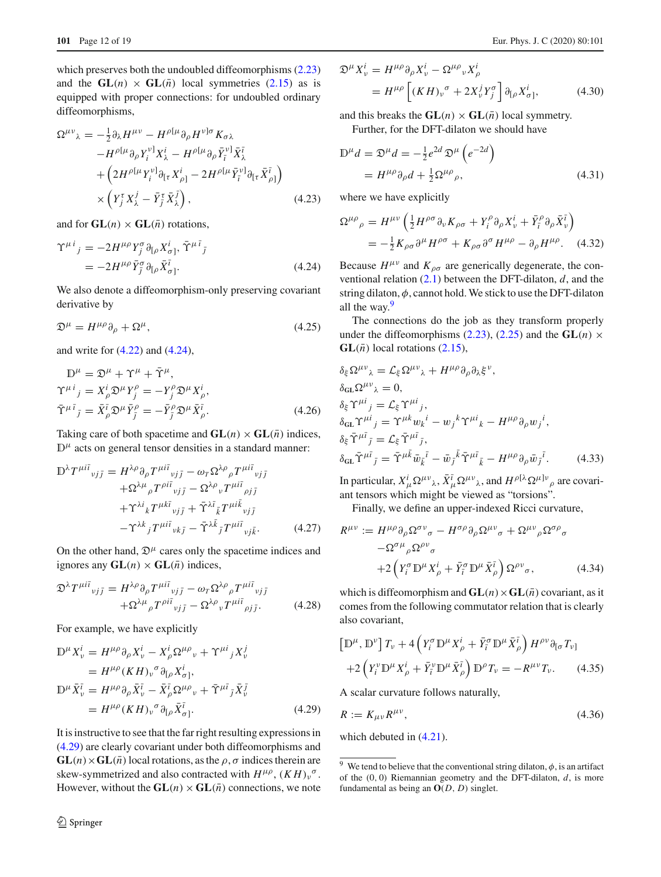which preserves both the undoubled diffeomorphisms (2.23) and the $\mathbf{GL}(n) \times \mathbf{GL}(\bar{n})$ local symmetries (2.15) as is equipped with proper connections: for undoubled ordinary diffeomorphisms,

$$\begin{aligned}\Omega^{\mu\nu}{}_{\lambda} =& -\tfrac{1}{2}\partial_{\lambda}H^{\mu\nu} - H^{\rho[\mu}\partial_{\rho}H^{\nu]\sigma}K_{\sigma\lambda} \\ &- H^{\rho[\mu}\partial_{\rho}Y_{i}^{\nu]}X_{\lambda}^{i} - H^{\rho[\mu}\partial_{\rho}\bar{Y}_{\bar{\imath}}^{\nu]}\bar{X}_{\lambda}^{\bar{\imath}} \\ &+ \left(2H^{\rho[\mu}Y_{i}^{\nu]}\partial_{[\tau}X_{\rho]}^{i} - 2H^{\rho[\mu}\bar{Y}_{\bar{\imath}}^{\nu]}\partial_{[\tau}\bar{X}_{\rho]}^{\bar{\imath}}\right) \\ &\times\left(Y_{j}^{\tau}X_{\lambda}^{j} - \bar{Y}_{\bar{\jmath}}^{\tau}\bar{X}_{\lambda}^{\bar{\jmath}}\right),\end{aligned} \tag{4.23}$$

and for $\mathbf{GL}(n) \times \mathbf{GL}(\bar{n})$ rotations,

$$\Upsilon^{\mu i}{}_{j} = -2H^{\mu\rho}Y_{j}^{\sigma}\partial_{[\rho}X_{\sigma]}^{i}, \quad \bar{\Upsilon}^{\mu\bar{\imath}}{}_{\bar{\jmath}} = -2H^{\mu\rho}\bar{Y}_{\bar{\jmath}}^{\sigma}\partial_{[\rho}\bar{X}_{\sigma]}^{\bar{\imath}}. \tag{4.24}$$

We also denote a diffeomorphism-only preserving covariant derivative by

$$\mathfrak{D}^{\mu} = H^{\mu\rho}\partial_{\rho} + \Omega^{\mu}, \tag{4.25}$$

and write for (4.22) and (4.24),

$$\begin{aligned}\mathbb{D}^{\mu} &= \mathfrak{D}^{\mu} + \Upsilon^{\mu} + \bar{\Upsilon}^{\mu}, \\ \Upsilon^{\mu i}{}_{j} &= X_{\rho}^{i}\mathfrak{D}^{\mu}Y_{j}^{\rho} = -Y_{j}^{\rho}\mathfrak{D}^{\mu}X_{\rho}^{i}, \\ \bar{\Upsilon}^{\mu\bar{\imath}}{}_{\bar{\jmath}} &= \bar{X}_{\rho}^{\bar{\imath}}\mathfrak{D}^{\mu}\bar{Y}_{\bar{\jmath}}^{\rho} = -\bar{Y}_{\bar{\jmath}}^{\rho}\mathfrak{D}^{\mu}\bar{X}_{\rho}^{\bar{\imath}}.\end{aligned} \tag{4.26}$$

Taking care of both spacetime and $\mathbf{GL}(n) \times \mathbf{GL}(\bar{n})$ indices, $\mathbb{D}^{\mu}$ acts on general tensor densities in a standard manner:

$$\begin{aligned}\mathbb{D}^{\lambda}T^{\mu i\bar{\imath}}{}_{\nu j\bar{\jmath}} =& H^{\lambda\rho}\partial_{\rho}T^{\mu i\bar{\imath}}{}_{\nu j\bar{\jmath}} - \omega_{T}\Omega^{\lambda\rho}{}_{\rho}T^{\mu i\bar{\imath}}{}_{\nu j\bar{\jmath}} \\ &+ \Omega^{\lambda\mu}{}_{\rho}T^{\rho i\bar{\imath}}{}_{\nu j\bar{\jmath}} - \Omega^{\lambda\rho}{}_{\nu}T^{\mu i\bar{\imath}}{}_{\rho j\bar{\jmath}} \\ &+ \Upsilon^{\lambda i}{}_{k}T^{\mu k\bar{\imath}}{}_{\nu j\bar{\jmath}} + \bar{\Upsilon}^{\lambda\bar{\imath}}{}_{\bar{k}}T^{\mu i\bar{k}}{}_{\nu j\bar{\jmath}} \\ &- \Upsilon^{\lambda k}{}_{j}T^{\mu i\bar{\imath}}{}_{\nu k\bar{\jmath}} - \bar{\Upsilon}^{\lambda\bar{k}}{}_{\bar{\jmath}}T^{\mu i\bar{\imath}}{}_{\nu j\bar{k}}.\end{aligned} \tag{4.27}$$

On the other hand, $\mathfrak{D}^{\mu}$ cares only the spacetime indices and ignores any $\mathbf{GL}(n) \times \mathbf{GL}(\bar{n})$ indices,

$$\begin{aligned}\mathfrak{D}^{\lambda}T^{\mu i\bar{\imath}}{}_{\nu j\bar{\jmath}} =& H^{\lambda\rho}\partial_{\rho}T^{\mu i\bar{\imath}}{}_{\nu j\bar{\jmath}} - \omega_{T}\Omega^{\lambda\rho}{}_{\rho}T^{\mu i\bar{\imath}}{}_{\nu j\bar{\jmath}} \\ &+ \Omega^{\lambda\mu}{}_{\rho}T^{\rho i\bar{\imath}}{}_{\nu j\bar{\jmath}} - \Omega^{\lambda\rho}{}_{\nu}T^{\mu i\bar{\imath}}{}_{\rho j\bar{\jmath}}.\end{aligned} \tag{4.28}$$

For example, we have explicitly

$$\begin{aligned}\mathbb{D}^{\mu}X_{\nu}^{i} &= H^{\mu\rho}\partial_{\rho}X_{\nu}^{i} - X_{\rho}^{i}\Omega^{\mu\rho}{}_{\nu} + \Upsilon^{\mu i}{}_{j}X_{\nu}^{j} \\ &= H^{\mu\rho}(KH)_{\nu}{}^{\sigma}\partial_{[\rho}X_{\sigma]}^{i}, \\ \mathbb{D}^{\mu}\bar{X}_{\nu}^{\bar{\imath}} &= H^{\mu\rho}\partial_{\rho}\bar{X}_{\nu}^{\bar{\imath}} - \bar{X}_{\rho}^{\bar{\imath}}\Omega^{\mu\rho}{}_{\nu} + \bar{\Upsilon}^{\mu\bar{\imath}}{}_{\bar{\jmath}}\bar{X}_{\nu}^{\bar{\jmath}} \\ &= H^{\mu\rho}(KH)_{\nu}{}^{\sigma}\partial_{[\rho}\bar{X}_{\sigma]}^{\bar{\imath}}.\end{aligned} \tag{4.29}$$

It is instructive to see that the far right resulting expressions in (4.29) are clearly covariant under both diffeomorphisms and $\mathbf{GL}(n) \times \mathbf{GL}(\bar{n})$ local rotations, as the $\rho, \sigma$ indices therein are skew-symmetrized and also contracted with $H^{\mu\rho}$, $(KH)_{\nu}{}^{\sigma}$. However, without the $\mathbf{GL}(n) \times \mathbf{GL}(\bar{n})$ connections, we note

$$\begin{aligned}\mathfrak{D}^{\mu}X_{\nu}^{i} &= H^{\mu\rho}\partial_{\rho}X_{\nu}^{i} - \Omega^{\mu\rho}{}_{\nu}X_{\rho}^{i} \\ &= H^{\mu\rho}\left[(KH)_{\nu}{}^{\sigma} + 2X_{\nu}^{j}Y_{j}^{\sigma}\right]\partial_{[\rho}X_{\sigma]}^{i},\end{aligned} \tag{4.30}$$

and this breaks the $\mathbf{GL}(n) \times \mathbf{GL}(\bar{n})$ local symmetry.

Further, for the DFT-dilaton we should have

$$\begin{aligned}\mathbb{D}^{\mu}d = \mathfrak{D}^{\mu}d &= -\tfrac{1}{2}e^{2d}\,\mathfrak{D}^{\mu}\left(e^{-2d}\right) \\ &= H^{\mu\rho}\partial_{\rho}d + \tfrac{1}{2}\Omega^{\mu\rho}{}_{\rho},\end{aligned} \tag{4.31}$$

where we have explicitly

$$\begin{aligned}\Omega^{\mu\rho}{}_{\rho} &= H^{\mu\nu}\left(\tfrac{1}{2}H^{\rho\sigma}\partial_{\nu}K_{\rho\sigma} + Y_{i}^{\rho}\partial_{\rho}X_{\nu}^{i} + \bar{Y}_{\bar{\imath}}^{\rho}\partial_{\rho}\bar{X}_{\nu}^{\bar{\imath}}\right) \\ &= -\tfrac{1}{2}K_{\rho\sigma}\partial^{\mu}H^{\rho\sigma} + K_{\rho\sigma}\partial^{\sigma}H^{\mu\rho} - \partial_{\rho}H^{\mu\rho}.\end{aligned} \tag{4.32}$$

Because $H^{\mu\nu}$ and $K_{\rho\sigma}$ are generically degenerate, the conventional relation (2.1) between the DFT-dilaton, $d$, and the string dilaton, $\phi$, cannot hold. We stick to use the DFT-dilaton all the way.[9]

The connections do the job as they transform properly under the diffeomorphisms (2.23), (2.25) and the $\mathbf{GL}(n) \times \mathbf{GL}(\bar{n})$ local rotations (2.15),

$$\begin{aligned}&\delta_{\xi}\Omega^{\mu\nu}{}_{\lambda} = \mathcal{L}_{\xi}\Omega^{\mu\nu}{}_{\lambda} + H^{\mu\rho}\partial_{\rho}\partial_{\lambda}\xi^{\nu}, \\ &\delta_{\mathbf{GL}}\Omega^{\mu\nu}{}_{\lambda} = 0, \\ &\delta_{\xi}\Upsilon^{\mu i}{}_{j} = \mathcal{L}_{\xi}\Upsilon^{\mu i}{}_{j}, \\ &\delta_{\mathbf{GL}}\Upsilon^{\mu i}{}_{j} = \Upsilon^{\mu k}{}_{j}w_{k}{}^{i} - w_{j}{}^{k}\Upsilon^{\mu i}{}_{k} - H^{\mu\rho}\partial_{\rho}w_{j}{}^{i}, \\ &\delta_{\xi}\bar{\Upsilon}^{\mu\bar{\imath}}{}_{\bar{\jmath}} = \mathcal{L}_{\xi}\bar{\Upsilon}^{\mu\bar{\imath}}{}_{\bar{\jmath}}, \\ &\delta_{\mathbf{GL}}\bar{\Upsilon}^{\mu\bar{\imath}}{}_{\bar{\jmath}} = \bar{\Upsilon}^{\mu\bar{k}}{}_{\bar{\jmath}}\bar{w}_{\bar{k}}{}^{\bar{\imath}} - \bar{w}_{\bar{\jmath}}{}^{\bar{k}}\bar{\Upsilon}^{\mu\bar{\imath}}{}_{\bar{k}} - H^{\mu\rho}\partial_{\rho}\bar{w}_{\bar{\jmath}}{}^{\bar{\imath}}.\end{aligned} \tag{4.33}$$

In particular, $X_{\mu}^{i}\Omega^{\mu\nu}{}_{\lambda}$, $\bar{X}_{\mu}^{\bar{\imath}}\Omega^{\mu\nu}{}_{\lambda}$, and $H^{\rho[\lambda}\Omega^{\mu]\nu}{}_{\rho}$ are covariant tensors which might be viewed as "torsions".

Finally, we define an upper-indexed Ricci curvature,

$$\begin{aligned}R^{\mu\nu} :=& H^{\mu\rho}\partial_{\rho}\Omega^{\sigma\nu}{}_{\sigma} - H^{\sigma\rho}\partial_{\rho}\Omega^{\mu\nu}{}_{\sigma} + \Omega^{\mu\nu}{}_{\rho}\Omega^{\sigma\rho}{}_{\sigma} \\ &- \Omega^{\sigma\mu}{}_{\rho}\Omega^{\rho\nu}{}_{\sigma} \\ &+ 2\left(Y_{i}^{\sigma}\mathbb{D}^{\mu}X_{\rho}^{i} + \bar{Y}_{\bar{\imath}}^{\sigma}\mathbb{D}^{\mu}\bar{X}_{\rho}^{\bar{\imath}}\right)\Omega^{\rho\nu}{}_{\sigma},\end{aligned} \tag{4.34}$$

which is diffeomorphism and $\mathbf{GL}(n) \times \mathbf{GL}(\bar{n})$ covariant, as it comes from the following commutator relation that is clearly also covariant,

$$\begin{aligned}&\left[\mathbb{D}^{\mu}, \mathbb{D}^{\nu}\right]T_{\nu} + 4\left(Y_{i}^{\sigma}\mathbb{D}^{\mu}X_{\rho}^{i} + \bar{Y}_{\bar{\imath}}^{\sigma}\mathbb{D}^{\mu}\bar{X}_{\rho}^{\bar{\imath}}\right)H^{\rho\nu}\partial_{[\sigma}T_{\nu]} \\ &+ 2\left(Y_{i}^{\nu}\mathbb{D}^{\mu}X_{\rho}^{i} + \bar{Y}_{\bar{\imath}}^{\nu}\mathbb{D}^{\mu}\bar{X}_{\rho}^{\bar{\imath}}\right)\mathbb{D}^{\rho}T_{\nu} = -R^{\mu\nu}T_{\nu}.\end{aligned} \tag{4.35}$$

A scalar curvature follows naturally,

$$R := K_{\mu\nu}R^{\mu\nu}, \tag{4.36}$$

which debuted in (4.21).

---

[9] We tend to believe that the conventional string dilaton, $\phi$, is an artifact of the $(0,0)$ Riemannian geometry and the DFT-dilaton, $d$, is more fundamental as being an $\mathbf{O}(D,D)$ singlet.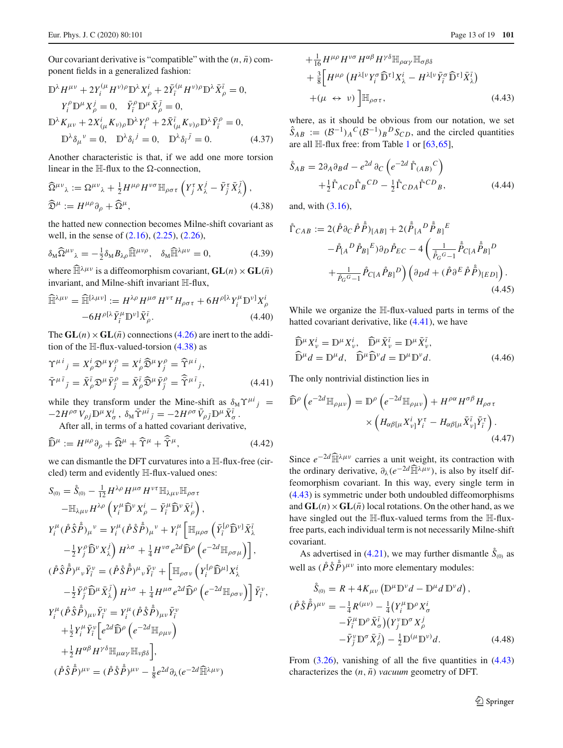Our covariant derivative is "compatible" with the $(n,\bar{n})$ component fields in a generalized fashion:

$$
\begin{aligned}
&\mathbb{D}^\lambda H^{\mu\nu} + 2Y_i^{(\mu}H^{\nu)\rho}\mathbb{D}^\lambda X^i_\rho + 2\bar{Y}_{\bar{\imath}}^{(\mu}H^{\nu)\rho}\mathbb{D}^\lambda \bar{X}^{\bar{\imath}}_\rho = 0,\\
&\quad Y_i^\rho \mathbb{D}^\mu X^j_\rho = 0, \quad \bar{Y}_{\bar{\imath}}^\rho \mathbb{D}^\mu \bar{X}^{\bar{\jmath}}_\rho = 0,\\
&\mathbb{D}^\lambda K_{\mu\nu} + 2X^i_{(\mu}K_{\nu)\rho}\mathbb{D}^\lambda Y_i^\rho + 2\bar{X}^{\bar{\imath}}_{(\mu}K_{\nu)\rho}\mathbb{D}^\lambda \bar{Y}_{\bar{\imath}}^\rho = 0,\\
&\quad \mathbb{D}^\lambda \delta_\mu{}^\nu = 0, \quad \mathbb{D}^\lambda \delta_i{}^j = 0, \quad \mathbb{D}^\lambda \delta_{\bar{\imath}}{}^{\bar{\jmath}} = 0.
\end{aligned}
\tag{4.37}
$$

Another characteristic is that, if we add one more torsion linear in the $\mathbb{H}$-flux to the $\Omega$-connection,

$$
\begin{aligned}
&\widehat{\Omega}^{\mu\nu}{}_\lambda := \Omega^{\mu\nu}{}_\lambda + \tfrac{1}{2}H^{\mu\rho}H^{\nu\sigma}\mathbb{H}_{\rho\sigma\tau}\left(Y_j^\tau X^j_\lambda - \bar{Y}_{\bar{\jmath}}^\tau \bar{X}^{\bar{\jmath}}_\lambda\right),\\
&\widehat{\mathfrak{D}}^\mu := H^{\mu\rho}\partial_\rho + \widehat{\Omega}^\mu,
\end{aligned}
\tag{4.38}
$$

the hatted new connection becomes Milne-shift covariant as well, in the sense of (2.16), (2.25), (2.26),

$$
\delta_{\rm M}\widehat{\Omega}^{\mu\nu}{}_\lambda = -\tfrac{1}{2}\delta_{\rm M}B_{\lambda\rho}\widehat{\mathbb{H}}^{\mu\nu\rho}, \quad \delta_{\rm M}\widehat{\mathbb{H}}^{\lambda\mu\nu} = 0,
\tag{4.39}
$$

where $\widehat{\mathbb{H}}^{\lambda\mu\nu}$ is a diffeomorphism covariant, $\mathbf{GL}(n)\times\mathbf{GL}(\bar{n})$ invariant, and Milne-shift invariant $\mathbb{H}$-flux,

$$
\begin{aligned}
\widehat{\mathbb{H}}^{\lambda\mu\nu} = \widehat{\mathbb{H}}^{[\lambda\mu\nu]} :=\,& H^{\lambda\rho}H^{\mu\sigma}H^{\nu\tau}H_{\rho\sigma\tau} + 6H^{\rho[\lambda}Y_i^\mu \mathbb{D}^{\nu]}X^i_\rho\\
&-6H^{\rho[\lambda}\bar{Y}_{\bar{\imath}}^\mu \mathbb{D}^{\nu]}\bar{X}^{\bar{\imath}}_\rho.
\end{aligned}
\tag{4.40}
$$

The $\mathbf{GL}(n)\times\mathbf{GL}(\bar{n})$ connections (4.26) are inert to the addition of the $\mathbb{H}$-flux-valued-torsion (4.38) as

$$
\begin{aligned}
&\Upsilon^{\mu\, i}{}_j = X^i_\rho \mathfrak{D}^\mu Y_j^\rho = X^i_\rho \widehat{\mathfrak{D}}^\mu Y_j^\rho = \widehat{\Upsilon}^{\mu\, i}{}_j,\\
&\bar{\Upsilon}^{\mu\,\bar{\imath}}{}_{\bar{\jmath}} = \bar{X}^{\bar{\imath}}_\rho \mathfrak{D}^\mu \bar{Y}_{\bar{\jmath}}^\rho = \bar{X}^{\bar{\imath}}_\rho \widehat{\mathfrak{D}}^\mu \bar{Y}_{\bar{\jmath}}^\rho = \widehat{\bar{\Upsilon}}^{\mu\,\bar{\imath}}{}_{\bar{\jmath}},
\end{aligned}
\tag{4.41}
$$

while they transform under the Mine-shift as $\delta_{\rm M}\Upsilon^{\mu i}{}_j = -2H^{\rho\sigma}V_{\rho j}\mathbb{D}^\mu X^i_\sigma$, $\delta_{\rm M}\bar{\Upsilon}^{\mu\bar{\imath}}{}_{\bar{\jmath}} = -2H^{\rho\sigma}\bar{V}_{\rho\bar{\jmath}}\mathbb{D}^\mu \bar{X}^{\bar{\imath}}_\sigma$.

After all, in terms of a hatted covariant derivative,

$$
\widehat{\mathbb{D}}^\mu := H^{\mu\rho}\partial_\rho + \widehat{\Omega}^\mu + \widehat{\Upsilon}^\mu + \widehat{\bar{\Upsilon}}^\mu,
\tag{4.42}
$$

we can dismantle the DFT curvatures into a $\mathbb{H}$-flux-free (circled) term and evidently $\mathbb{H}$-flux-valued ones:

$$
\begin{aligned}
S_{(0)} =\,& \mathring{S}_{(0)} - \tfrac{1}{12}H^{\lambda\rho}H^{\mu\sigma}H^{\nu\tau}\mathbb{H}_{\lambda\mu\nu}\mathbb{H}_{\rho\sigma\tau}\\
&-\mathbb{H}_{\lambda\mu\nu}H^{\lambda\rho}\left(Y_i^\mu\widehat{\mathbb{D}}^\nu X^i_\rho - \bar{Y}_{\bar{\imath}}^\mu\widehat{\mathbb{D}}^\nu\bar{X}^{\bar{\imath}}_\rho\right),\\
Y_i^\mu(\mathring{P}\hat{S}\mathring{\bar{P}})_\mu{}^\nu =\,& Y_i^\mu(\mathring{P}\mathring{S}\mathring{\bar{P}})_\mu{}^\nu + Y_i^\mu\Big[\mathbb{H}_{\mu\rho\sigma}\Big(\bar{Y}_{\bar{\imath}}^{[\rho}\widehat{\mathbb{D}}^{\nu]}\bar{X}^{\bar{\imath}}_\lambda\\
&-\tfrac{1}{2}Y_j^\rho\widehat{\mathbb{D}}^\nu X^j_\lambda\Big)H^{\lambda\sigma} + \tfrac{1}{4}H^{\nu\sigma}e^{2d}\widehat{\mathbb{D}}^\rho\left(e^{-2d}\mathbb{H}_{\rho\sigma\mu}\right)\Big],\\
(\mathring{P}\hat{S}\mathring{\bar{P}})^\mu{}_\nu\bar{Y}_{\bar{\imath}}^\nu =\,& (\mathring{P}\mathring{S}\mathring{\bar{P}})^\mu{}_\nu\bar{Y}_{\bar{\imath}}^\nu + \Big[\mathbb{H}_{\rho\sigma\nu}\Big(Y_i^{[\rho}\widehat{\mathbb{D}}^{\mu]}X^i_\lambda\\
&-\tfrac{1}{2}\bar{Y}_{\bar{\jmath}}^\rho\widehat{\mathbb{D}}^\mu\bar{X}^{\bar{\jmath}}_\lambda\Big)H^{\lambda\sigma} + \tfrac{1}{4}H^{\mu\sigma}e^{2d}\widehat{\mathbb{D}}^\rho\left(e^{-2d}\mathbb{H}_{\rho\sigma\nu}\right)\Big]\bar{Y}_{\bar{\imath}}^\nu,\\
Y_i^\mu(\mathring{P}\hat{S}\mathring{\bar{P}})_{\mu\nu}\bar{Y}_{\bar{\imath}}^\nu =\,& Y_i^\mu(\mathring{P}\mathring{S}\mathring{\bar{P}})_{\mu\nu}\bar{Y}_{\bar{\imath}}^\nu\\
&+\tfrac{1}{2}Y_i^\mu\bar{Y}_{\bar{\imath}}^\nu\Big[e^{2d}\widehat{\mathbb{D}}^\rho\left(e^{-2d}\mathbb{H}_{\rho\mu\nu}\right)\\
&+\tfrac{1}{2}H^{\alpha\beta}H^{\gamma\delta}\mathbb{H}_{\mu\alpha\gamma}\mathbb{H}_{\nu\beta\delta}\Big],\\
(\mathring{P}\hat{S}\mathring{\bar{P}})^{\mu\nu} =\,& (\mathring{P}\mathring{S}\mathring{\bar{P}})^{\mu\nu} - \tfrac{1}{8}e^{2d}\partial_\lambda(e^{-2d}\widehat{\mathbb{H}}^{\lambda\mu\nu})\\
&+\tfrac{1}{16}H^{\mu\rho}H^{\nu\sigma}H^{\alpha\beta}H^{\gamma\delta}\mathbb{H}_{\rho\alpha\gamma}\mathbb{H}_{\sigma\beta\delta}\\
&+\tfrac{3}{8}\Big[H^{\mu\rho}\left(H^{\lambda[\nu}Y_i^\sigma\widehat{\mathbb{D}}^{\tau]}X^i_\lambda - H^{\lambda[\nu}\bar{Y}_{\bar{\imath}}^\sigma\widehat{\mathbb{D}}^{\tau]}\bar{X}^{\bar{\imath}}_\lambda\right)\\
&+(\mu\leftrightarrow\nu)\Big]\mathbb{H}_{\rho\sigma\tau},
\end{aligned}
\tag{4.43}
$$

where, as it should be obvious from our notation, we set $\hat{S}_{AB} := (\mathcal{B}^{-1})_A{}^C(\mathcal{B}^{-1})_B{}^D S_{CD}$, and the circled quantities are all $\mathbb{H}$-flux free: from Table 1 or [63,65],

$$
\begin{aligned}
\mathring{S}_{AB} =\,& 2\partial_A\partial_B d - e^{2d}\partial_C\left(e^{-2d}\mathring{\Gamma}_{(AB)}{}^C\right)\\
&+\tfrac{1}{2}\mathring{\Gamma}_{ACD}\mathring{\Gamma}_B{}^{CD} - \tfrac{1}{2}\mathring{\Gamma}_{CDA}\mathring{\Gamma}^{CD}{}_B,
\end{aligned}
\tag{4.44}
$$

and, with (3.16),

$$
\begin{aligned}
\mathring{\Gamma}_{CAB} :=\,& 2(\mathring{P}\partial_C\mathring{P}\mathring{\bar{P}})_{[AB]} + 2(\mathring{\bar{P}}_{[A}{}^D\mathring{\bar{P}}_{B]}{}^E\\
&-\mathring{P}_{[A}{}^D\mathring{P}_{B]}{}^E)\partial_D\mathring{P}_{EC} - 4\Big(\tfrac{1}{\mathring{\bar{P}}_G{}^G-1}\mathring{\bar{P}}_{C[A}\mathring{\bar{P}}_{B]}{}^D\\
&+\tfrac{1}{\mathring{P}_G{}^G-1}\mathring{P}_{C[A}\mathring{P}_{B]}{}^D\Big)\left(\partial_D d + (\mathring{P}\partial^E\mathring{P}\mathring{\bar{P}})_{[ED]}\right).
\end{aligned}
\tag{4.45}
$$

While we organize the $\mathbb{H}$-flux-valued parts in terms of the hatted covariant derivative, like (4.41), we have

$$
\begin{aligned}
&\widehat{\mathbb{D}}^\mu X^i_\nu = \mathbb{D}^\mu X^i_\nu, \quad \widehat{\mathbb{D}}^\mu\bar{X}^{\bar{\imath}}_\nu = \mathbb{D}^\mu\bar{X}^{\bar{\imath}}_\nu,\\
&\widehat{\mathbb{D}}^\mu d = \mathbb{D}^\mu d, \quad \widehat{\mathbb{D}}^\mu\widehat{\mathbb{D}}^\nu d = \mathbb{D}^\mu\mathbb{D}^\nu d.
\end{aligned}
\tag{4.46}
$$

The only nontrivial distinction lies in

$$
\begin{aligned}
\widehat{\mathbb{D}}^\rho\left(e^{-2d}\mathbb{H}_{\rho\mu\nu}\right) =\,& \mathbb{D}^\rho\left(e^{-2d}\mathbb{H}_{\rho\mu\nu}\right) + H^{\rho\alpha}H^{\sigma\beta}H_{\rho\sigma\tau}\\
&\times\left(H_{\alpha\beta[\mu}X^i_{\nu]}Y_i^\tau - H_{\alpha\beta[\mu}\bar{X}^{\bar{\imath}}_{\nu]}\bar{Y}_{\bar{\imath}}^\tau\right).
\end{aligned}
\tag{4.47}
$$

Since $e^{-2d}\widehat{\mathbb{H}}^{\lambda\mu\nu}$ carries a unit weight, its contraction with the ordinary derivative, $\partial_\lambda(e^{-2d}\widehat{\mathbb{H}}^{\lambda\mu\nu})$, is also by itself diffeomorphism covariant. In this way, every single term in (4.43) is symmetric under both undoubled diffeomorphisms and $\mathbf{GL}(n)\times\mathbf{GL}(\bar{n})$ local rotations. On the other hand, as we have singled out the $\mathbb{H}$-flux-valued terms from the $\mathbb{H}$-flux-free parts, each individual term is not necessarily Milne-shift covariant.

As advertised in (4.21), we may further dismantle $\mathring{S}_{(0)}$ as well as $(\mathring{P}\mathring{S}\mathring{\bar{P}})^{\mu\nu}$ into more elementary modules:

$$
\begin{aligned}
\mathring{S}_{(0)} =\,& R + 4K_{\mu\nu}\left(\mathbb{D}^\mu\mathbb{D}^\nu d - \mathbb{D}^\mu d\,\mathbb{D}^\nu d\right),\\
(\mathring{P}\mathring{S}\mathring{\bar{P}})^{\mu\nu} =\,& -\tfrac{1}{4}R^{(\mu\nu)} - \tfrac{1}{4}\big(Y_i^\mu\mathbb{D}^\rho X^i_\sigma\\
&-\bar{Y}_{\bar{\imath}}^\mu\mathbb{D}^\rho\bar{X}^{\bar{\imath}}_\sigma\big)\big(Y_j^\nu\mathbb{D}^\sigma X^j_\rho\\
&-\bar{Y}_{\bar{\jmath}}^\nu\mathbb{D}^\sigma\bar{X}^{\bar{\jmath}}_\rho\big) - \tfrac{1}{2}\mathbb{D}^{(\mu}\mathbb{D}^{\nu)}d.
\end{aligned}
\tag{4.48}
$$

From (3.26), vanishing of all the five quantities in (4.43) characterizes the $(n,\bar{n})$ *vacuum* geometry of DFT.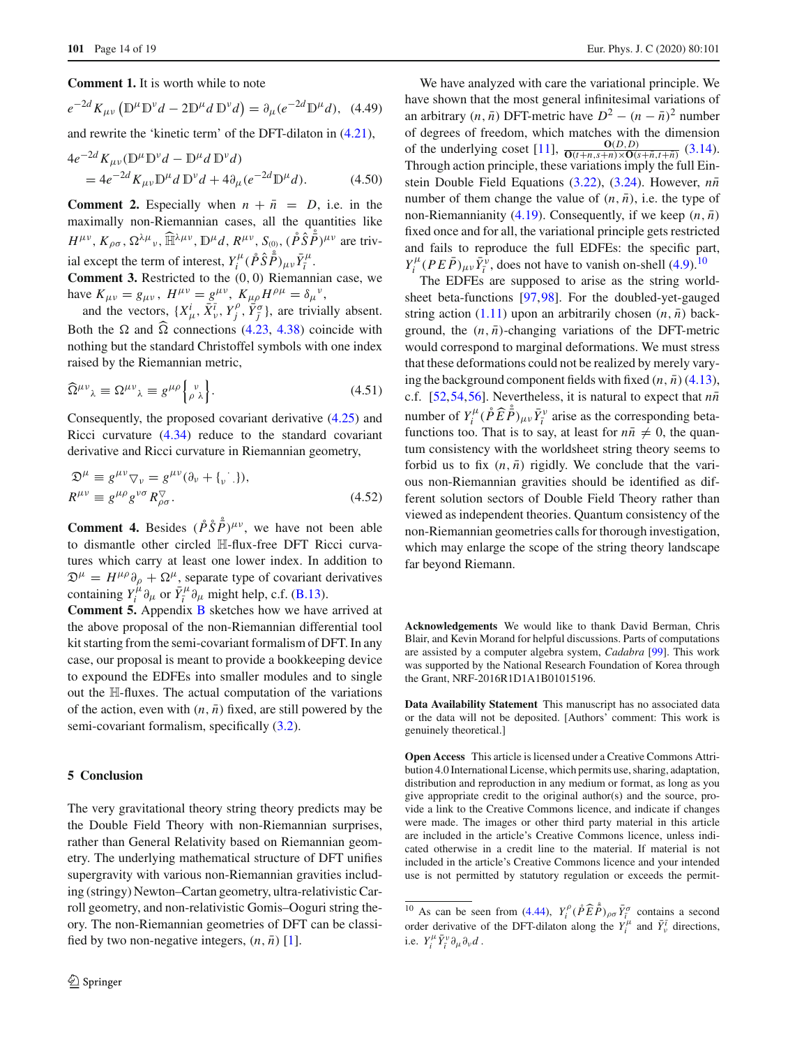**Comment 1.** It is worth while to note

$$e^{-2d}K_{\mu\nu}\left(\mathbb{D}^{\mu}\mathbb{D}^{\nu}d-2\mathbb{D}^{\mu}d\,\mathbb{D}^{\nu}d\right)=\partial_{\mu}(e^{-2d}\mathbb{D}^{\mu}d),\quad(4.49)$$

and rewrite the 'kinetic term' of the DFT-dilaton in (4.21),

$$\begin{aligned}&4e^{-2d}K_{\mu\nu}(\mathbb{D}^{\mu}\mathbb{D}^{\nu}d-\mathbb{D}^{\mu}d\,\mathbb{D}^{\nu}d)\\&=4e^{-2d}K_{\mu\nu}\mathbb{D}^{\mu}d\,\mathbb{D}^{\nu}d+4\partial_{\mu}(e^{-2d}\mathbb{D}^{\mu}d).\end{aligned}\quad(4.50)$$

**Comment 2.** Especially when $n+\bar{n}=D$, i.e. in the maximally non-Riemannian cases, all the quantities like $H^{\mu\nu}$, $K_{\rho\sigma}$, $\Omega^{\lambda\mu}{}_{\nu}$, $\widehat{\mathbb{H}}^{\lambda\mu\nu}$, $\mathbb{D}^{\mu}d$, $R^{\mu\nu}$, $S_{(0)}$, $(\mathring{P}\hat{S}\mathring{\bar{P}})^{\mu\nu}$ are trivial except the term of interest, $Y_{i}^{\mu}(\mathring{P}\hat{S}\mathring{\bar{P}})_{\mu\nu}\bar{Y}_{\bar{i}}^{\mu}$.

**Comment 3.** Restricted to the $(0,0)$ Riemannian case, we have $K_{\mu\nu}=g_{\mu\nu}$, $H^{\mu\nu}=g^{\mu\nu}$, $K_{\mu\rho}H^{\rho\mu}=\delta_{\mu}{}^{\nu}$, and the vectors, $\{X_{\mu}^{i},\bar{X}_{\nu}^{\bar{i}},Y_{j}^{\rho},\bar{Y}_{\bar{j}}^{\sigma}\}$, are trivially absent. Both the $\Omega$ and $\widehat{\Omega}$ connections (4.23, 4.38) coincide with nothing but the standard Christoffel symbols with one index raised by the Riemannian metric,

$$\widehat{\Omega}^{\mu\nu}{}_{\lambda}\equiv\Omega^{\mu\nu}{}_{\lambda}\equiv g^{\mu\rho}\left\{{}^{\,\nu}_{\rho\,\lambda}\right\}.\quad(4.51)$$

Consequently, the proposed covariant derivative (4.25) and Ricci curvature (4.34) reduce to the standard covariant derivative and Ricci curvature in Riemannian geometry,

$$\begin{aligned}&\mathfrak{D}^{\mu}\equiv g^{\mu\nu}\nabla_{\nu}=g^{\mu\nu}(\partial_{\nu}+\{{}_{\nu}{}^{\cdot}{}_{\cdot}\}),\\&R^{\mu\nu}\equiv g^{\mu\rho}g^{\nu\sigma}R^{\nabla}_{\rho\sigma}.\end{aligned}\quad(4.52)$$

**Comment 4.** Besides $(\mathring{P}\mathring{S}\mathring{\bar{P}})^{\mu\nu}$, we have not been able to dismantle other circled $\mathbb{H}$-flux-free DFT Ricci curvatures which carry at least one lower index. In addition to $\mathfrak{D}^{\mu}=H^{\mu\rho}\partial_{\rho}+\Omega^{\mu}$, separate type of covariant derivatives containing $Y_{i}^{\mu}\partial_{\mu}$ or $\bar{Y}_{\bar{i}}^{\mu}\partial_{\mu}$ might help, c.f. (B.13).

**Comment 5.** Appendix B sketches how we have arrived at the above proposal of the non-Riemannian differential tool kit starting from the semi-covariant formalism of DFT. In any case, our proposal is meant to provide a bookkeeping device to expound the EDFEs into smaller modules and to single out the $\mathbb{H}$-fluxes. The actual computation of the variations of the action, even with $(n,\bar{n})$ fixed, are still powered by the semi-covariant formalism, specifically (3.2).

## 5 Conclusion

The very gravitational theory string theory predicts may be the Double Field Theory with non-Riemannian surprises, rather than General Relativity based on Riemannian geometry. The underlying mathematical structure of DFT unifies supergravity with various non-Riemannian gravities including (stringy) Newton–Cartan geometry, ultra-relativistic Carroll geometry, and non-relativistic Gomis–Ooguri string theory. The non-Riemannian geometries of DFT can be classified by two non-negative integers, $(n,\bar{n})$ [1].

We have analyzed with care the variational principle. We have shown that the most general infinitesimal variations of an arbitrary $(n,\bar{n})$ DFT-metric have $D^{2}-(n-\bar{n})^{2}$ number of degrees of freedom, which matches with the dimension of the underlying coset [11], $\frac{\mathbf{O}(D,D)}{\mathbf{O}(t+n,s+n)\times\mathbf{O}(s+\bar{n},t+\bar{n})}$ (3.14). Through action principle, these variations imply the full Einstein Double Field Equations (3.22), (3.24). However, $n\bar{n}$ number of them change the value of $(n,\bar{n})$, i.e. the type of non-Riemannianity (4.19). Consequently, if we keep $(n,\bar{n})$ fixed once and for all, the variational principle gets restricted and fails to reproduce the full EDFEs: the specific part, $Y_{i}^{\mu}(PE\bar{P})_{\mu\nu}\bar{Y}_{\bar{i}}^{\nu}$, does not have to vanish on-shell (4.9).[10]

The EDFEs are supposed to arise as the string worldsheet beta-functions [97,98]. For the doubled-yet-gauged string action (1.11) upon an arbitrarily chosen $(n,\bar{n})$ background, the $(n,\bar{n})$-changing variations of the DFT-metric would correspond to marginal deformations. We must stress that these deformations could not be realized by merely varying the background component fields with fixed $(n,\bar{n})$ (4.13), c.f. [52,54,56]. Nevertheless, it is natural to expect that $n\bar{n}$ number of $Y_{i}^{\mu}(\mathring{P}\widehat{E}\mathring{\bar{P}})_{\mu\nu}\bar{Y}_{\bar{i}}^{\nu}$ arise as the corresponding beta-functions too. That is to say, at least for $n\bar{n}\neq0$, the quantum consistency with the worldsheet string theory seems to forbid us to fix $(n,\bar{n})$ rigidly. We conclude that the various non-Riemannian gravities should be identified as different solution sectors of Double Field Theory rather than viewed as independent theories. Quantum consistency of the non-Riemannian geometries calls for thorough investigation, which may enlarge the scope of the string theory landscape far beyond Riemann.

**Acknowledgements** We would like to thank David Berman, Chris Blair, and Kevin Morand for helpful discussions. Parts of computations are assisted by a computer algebra system, *Cadabra* [99]. This work was supported by the National Research Foundation of Korea through the Grant, NRF-2016R1D1A1B01015196.

**Data Availability Statement** This manuscript has no associated data or the data will not be deposited. [Authors' comment: This work is genuinely theoretical.]

**Open Access** This article is licensed under a Creative Commons Attribution 4.0 International License, which permits use, sharing, adaptation, distribution and reproduction in any medium or format, as long as you give appropriate credit to the original author(s) and the source, provide a link to the Creative Commons licence, and indicate if changes were made. The images or other third party material in this article are included in the article's Creative Commons licence, unless indicated otherwise in a credit line to the material. If material is not included in the article's Creative Commons licence and your intended use is not permitted by statutory regulation or exceeds the permit-

[10] As can be seen from (4.44), $Y_{i}^{\rho}(\mathring{P}\widehat{E}\mathring{\bar{P}})_{\rho\sigma}\bar{Y}_{\bar{i}}^{\sigma}$ contains a second order derivative of the DFT-dilaton along the $Y_{i}^{\mu}$ and $\bar{Y}_{\nu}^{\bar{i}}$ directions, i.e. $Y_{i}^{\mu}\bar{Y}_{\bar{i}}^{\nu}\partial_{\mu}\partial_{\nu}d$ .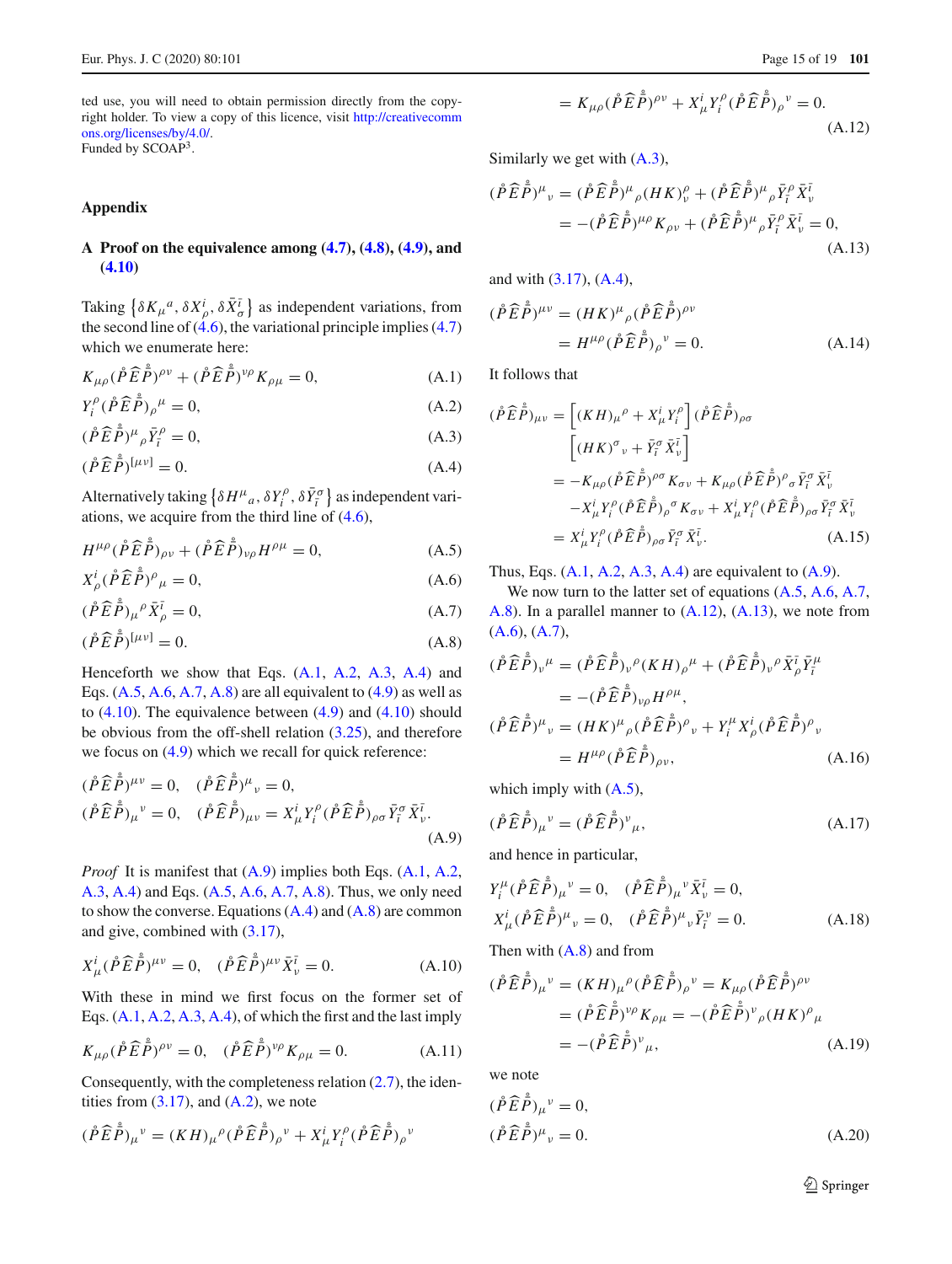ted use, you will need to obtain permission directly from the copyright holder. To view a copy of this licence, visit http://creativecommons.org/licenses/by/4.0/.
Funded by SCOAP[3].

## Appendix

### A Proof on the equivalence among (4.7), (4.8), (4.9), and (4.10)

Taking $\left\{\delta K_\mu{}^a, \delta X^i_\rho, \delta \bar{X}^{\bar{i}}_\sigma\right\}$ as independent variations, from the second line of (4.6), the variational principle implies (4.7) which we enumerate here:

$$K_{\mu\rho}(\mathring{P}\widehat{E}\mathring{\bar{P}})^{\rho\nu} + (\mathring{P}\widehat{E}\mathring{\bar{P}})^{\nu\rho}K_{\rho\mu} = 0, \tag{A.1}$$

$$Y_i^\rho(\mathring{P}\widehat{E}\mathring{\bar{P}})_\rho{}^\mu = 0, \tag{A.2}$$

$$(\mathring{P}\widehat{E}\mathring{\bar{P}})^\mu{}_\rho \bar{Y}_{\bar{i}}^\rho = 0, \tag{A.3}$$

$$(\mathring{P}\widehat{E}\mathring{\bar{P}})^{[\mu\nu]} = 0. \tag{A.4}$$

Alternatively taking $\left\{\delta H^\mu{}_a, \delta Y_i^\rho, \delta \bar{Y}_{\bar{i}}^\sigma\right\}$ as independent variations, we acquire from the third line of (4.6),

$$H^{\mu\rho}(\mathring{P}\widehat{E}\mathring{\bar{P}})_{\rho\nu} + (\mathring{P}\widehat{E}\mathring{\bar{P}})_{\nu\rho}H^{\rho\mu} = 0, \tag{A.5}$$

$$X^i_\rho(\mathring{P}\widehat{E}\mathring{\bar{P}})^\rho{}_\mu = 0, \tag{A.6}$$

$$(\mathring{P}\widehat{E}\mathring{\bar{P}})_\mu{}^\rho \bar{X}^{\bar{i}}_\rho = 0, \tag{A.7}$$

$$(\mathring{P}\widehat{E}\mathring{\bar{P}})^{[\mu\nu]} = 0. \tag{A.8}$$

Henceforth we show that Eqs. (A.1, A.2, A.3, A.4) and Eqs. (A.5, A.6, A.7, A.8) are all equivalent to (4.9) as well as to (4.10). The equivalence between (4.9) and (4.10) should be obvious from the off-shell relation (3.25), and therefore we focus on (4.9) which we recall for quick reference:

$$\begin{aligned}
&(\mathring{P}\widehat{E}\mathring{\bar{P}})^{\mu\nu} = 0, \quad (\mathring{P}\widehat{E}\mathring{\bar{P}})^\mu{}_\nu = 0, \\
&(\mathring{P}\widehat{E}\mathring{\bar{P}})_\mu{}^\nu = 0, \quad (\mathring{P}\widehat{E}\mathring{\bar{P}})_{\mu\nu} = X^i_\mu Y_i^\rho(\mathring{P}\widehat{E}\mathring{\bar{P}})_{\rho\sigma}\bar{Y}_{\bar{i}}^\sigma \bar{X}^{\bar{i}}_\nu.
\end{aligned} \tag{A.9}$$

*Proof* It is manifest that (A.9) implies both Eqs. (A.1, A.2, A.3, A.4) and Eqs. (A.5, A.6, A.7, A.8). Thus, we only need to show the converse. Equations (A.4) and (A.8) are common and give, combined with (3.17),

$$X^i_\mu(\mathring{P}\widehat{E}\mathring{\bar{P}})^{\mu\nu} = 0, \quad (\mathring{P}\widehat{E}\mathring{\bar{P}})^{\mu\nu}\bar{X}^{\bar{i}}_\nu = 0. \tag{A.10}$$

With these in mind we first focus on the former set of Eqs. (A.1, A.2, A.3, A.4), of which the first and the last imply

$$K_{\mu\rho}(\mathring{P}\widehat{E}\mathring{\bar{P}})^{\rho\nu} = 0, \quad (\mathring{P}\widehat{E}\mathring{\bar{P}})^{\nu\rho}K_{\rho\mu} = 0. \tag{A.11}$$

Consequently, with the completeness relation (2.7), the identities from (3.17), and (A.2), we note

$$\begin{aligned}
(\mathring{P}\widehat{E}\mathring{\bar{P}})_\mu{}^\nu &= (KH)_\mu{}^\rho(\mathring{P}\widehat{E}\mathring{\bar{P}})_\rho{}^\nu + X^i_\mu Y_i^\rho(\mathring{P}\widehat{E}\mathring{\bar{P}})_\rho{}^\nu \\
&= K_{\mu\rho}(\mathring{P}\widehat{E}\mathring{\bar{P}})^{\rho\nu} + X^i_\mu Y_i^\rho(\mathring{P}\widehat{E}\mathring{\bar{P}})_\rho{}^\nu = 0.
\end{aligned} \tag{A.12}$$

Similarly we get with (A.3),

$$\begin{aligned}
(\mathring{P}\widehat{E}\mathring{\bar{P}})^\mu{}_\nu &= (\mathring{P}\widehat{E}\mathring{\bar{P}})^\mu{}_\rho(HK)^\rho_\nu + (\mathring{P}\widehat{E}\mathring{\bar{P}})^\mu{}_\rho\bar{Y}_{\bar{i}}^\rho\bar{X}^{\bar{i}}_\nu \\
&= -(\mathring{P}\widehat{E}\mathring{\bar{P}})^{\mu\rho}K_{\rho\nu} + (\mathring{P}\widehat{E}\mathring{\bar{P}})^\mu{}_\rho\bar{Y}_{\bar{i}}^\rho\bar{X}^{\bar{i}}_\nu = 0,
\end{aligned} \tag{A.13}$$

and with (3.17), (A.4),

$$\begin{aligned}
(\mathring{P}\widehat{E}\mathring{\bar{P}})^{\mu\nu} &= (HK)^\mu{}_\rho(\mathring{P}\widehat{E}\mathring{\bar{P}})^{\rho\nu} \\
&= H^{\mu\rho}(\mathring{P}\widehat{E}\mathring{\bar{P}})_\rho{}^\nu = 0.
\end{aligned} \tag{A.14}$$

It follows that

$$\begin{aligned}
(\mathring{P}\widehat{E}\mathring{\bar{P}})_{\mu\nu} &= \left[(KH)_\mu{}^\rho + X^i_\mu Y_i^\rho\right](\mathring{P}\widehat{E}\mathring{\bar{P}})_{\rho\sigma}\left[(HK)^\sigma{}_\nu + \bar{Y}_{\bar{i}}^\sigma\bar{X}^{\bar{i}}_\nu\right] \\
&= -K_{\mu\rho}(\mathring{P}\widehat{E}\mathring{\bar{P}})^{\rho\sigma}K_{\sigma\nu} + K_{\mu\rho}(\mathring{P}\widehat{E}\mathring{\bar{P}})^\rho{}_\sigma\bar{Y}_{\bar{i}}^\sigma\bar{X}^{\bar{i}}_\nu \\
&\quad - X^i_\mu Y_i^\rho(\mathring{P}\widehat{E}\mathring{\bar{P}})_\rho{}^\sigma K_{\sigma\nu} + X^i_\mu Y_i^\rho(\mathring{P}\widehat{E}\mathring{\bar{P}})_{\rho\sigma}\bar{Y}_{\bar{i}}^\sigma\bar{X}^{\bar{i}}_\nu \\
&= X^i_\mu Y_i^\rho(\mathring{P}\widehat{E}\mathring{\bar{P}})_{\rho\sigma}\bar{Y}_{\bar{i}}^\sigma\bar{X}^{\bar{i}}_\nu.
\end{aligned} \tag{A.15}$$

Thus, Eqs. (A.1, A.2, A.3, A.4) are equivalent to (A.9).

We now turn to the latter set of equations (A.5, A.6, A.7, A.8). In a parallel manner to (A.12), (A.13), we note from (A.6), (A.7),

$$\begin{aligned}
(\mathring{P}\widehat{E}\mathring{\bar{P}})_\nu{}^\mu &= (\mathring{P}\widehat{E}\mathring{\bar{P}})_\nu{}^\rho(KH)_\rho{}^\mu + (\mathring{P}\widehat{E}\mathring{\bar{P}})_\nu{}^\rho\bar{X}^{\bar{i}}_\rho\bar{Y}_{\bar{i}}^\mu \\
&= -(\mathring{P}\widehat{E}\mathring{\bar{P}})_{\nu\rho}H^{\rho\mu}, \\
(\mathring{P}\widehat{E}\mathring{\bar{P}})^\mu{}_\nu &= (HK)^\mu{}_\rho(\mathring{P}\widehat{E}\mathring{\bar{P}})^\rho{}_\nu + Y_i^\mu X^i_\rho(\mathring{P}\widehat{E}\mathring{\bar{P}})^\rho{}_\nu \\
&= H^{\mu\rho}(\mathring{P}\widehat{E}\mathring{\bar{P}})_{\rho\nu},
\end{aligned} \tag{A.16}$$

which imply with (A.5),

$$(\mathring{P}\widehat{E}\mathring{\bar{P}})_\mu{}^\nu = (\mathring{P}\widehat{E}\mathring{\bar{P}})^\nu{}_\mu, \tag{A.17}$$

and hence in particular,

$$\begin{aligned}
&Y_i^\mu(\mathring{P}\widehat{E}\mathring{\bar{P}})_\mu{}^\nu = 0, \quad (\mathring{P}\widehat{E}\mathring{\bar{P}})_\mu{}^\nu\bar{X}^{\bar{i}}_\nu = 0, \\
&X^i_\mu(\mathring{P}\widehat{E}\mathring{\bar{P}})^\mu{}_\nu = 0, \quad (\mathring{P}\widehat{E}\mathring{\bar{P}})^\mu{}_\nu\bar{Y}_{\bar{i}}^\nu = 0.
\end{aligned} \tag{A.18}$$

Then with (A.8) and from

$$\begin{aligned}
(\mathring{P}\widehat{E}\mathring{\bar{P}})_\mu{}^\nu &= (KH)_\mu{}^\rho(\mathring{P}\widehat{E}\mathring{\bar{P}})_\rho{}^\nu = K_{\mu\rho}(\mathring{P}\widehat{E}\mathring{\bar{P}})^{\rho\nu} \\
&= (\mathring{P}\widehat{E}\mathring{\bar{P}})^{\nu\rho}K_{\rho\mu} = -(\mathring{P}\widehat{E}\mathring{\bar{P}})^\nu{}_\rho(HK)^\rho{}_\mu \\
&= -(\mathring{P}\widehat{E}\mathring{\bar{P}})^\nu{}_\mu,
\end{aligned} \tag{A.19}$$

we note

$$\begin{aligned}
&(\mathring{P}\widehat{E}\mathring{\bar{P}})_\mu{}^\nu = 0, \\
&(\mathring{P}\widehat{E}\mathring{\bar{P}})^\mu{}_\nu = 0.
\end{aligned} \tag{A.20}$$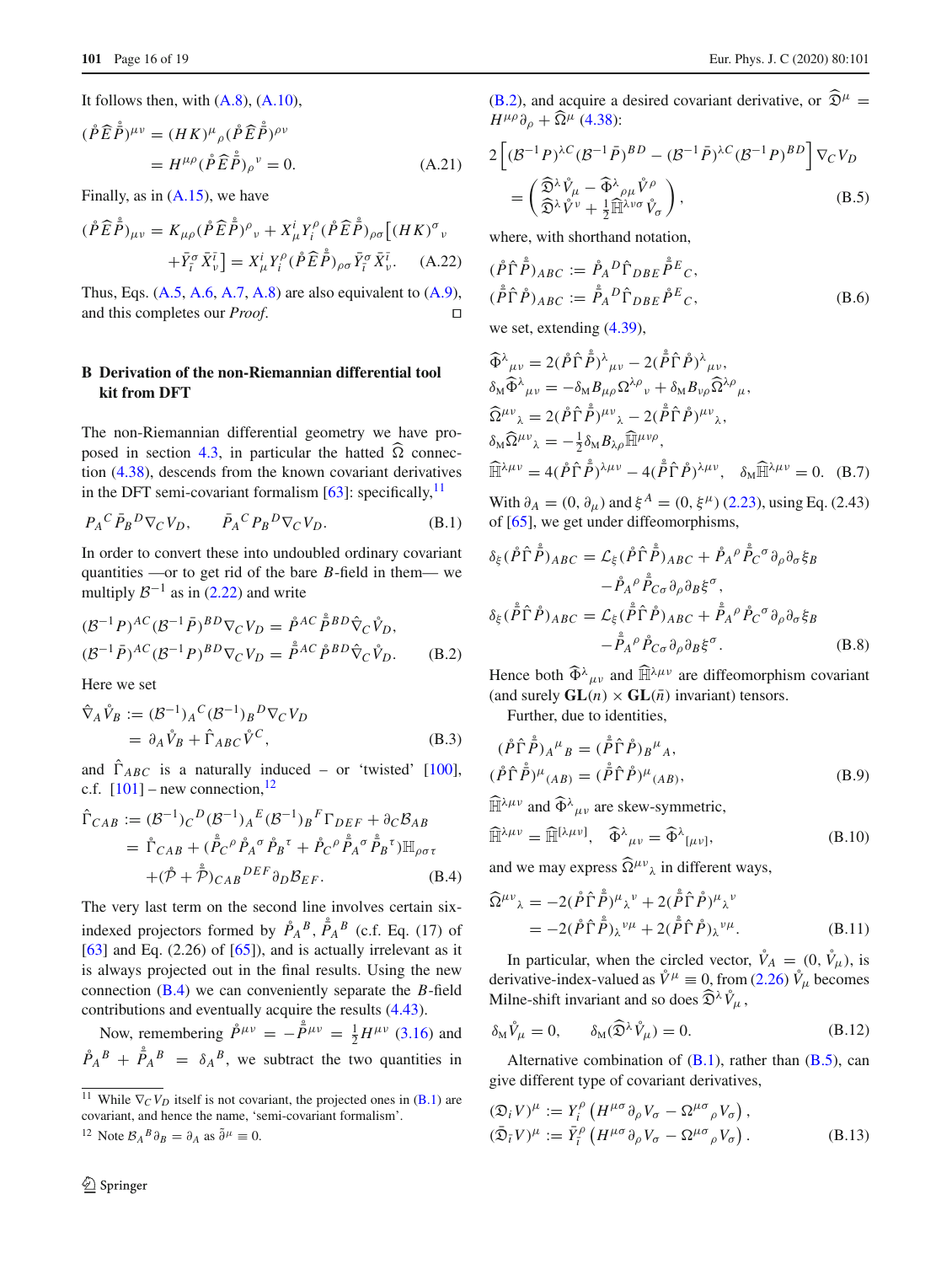It follows then, with (A.8), (A.10),

$$(\mathring{P}\widehat{E}\bar{\mathring{P}})^{\mu\nu} = (HK)^{\mu}{}_{\rho}(\mathring{P}\widehat{E}\bar{\mathring{P}})^{\rho\nu} = H^{\mu\rho}(\mathring{P}\widehat{E}\bar{\mathring{P}})_{\rho}{}^{\nu} = 0. \tag{A.21}$$

Finally, as in (A.15), we have

$$(\mathring{P}\widehat{E}\bar{\mathring{P}})_{\mu\nu} = K_{\mu\rho}(\mathring{P}\widehat{E}\bar{\mathring{P}})^{\rho}{}_{\nu} + X^{i}_{\mu}Y^{\rho}_{i}(\mathring{P}\widehat{E}\bar{\mathring{P}})_{\rho\sigma}\big[(HK)^{\sigma}{}_{\nu} + \bar{Y}^{\sigma}_{\bar{\imath}}\bar{X}^{\bar{\imath}}_{\nu}\big] = X^{i}_{\mu}Y^{\rho}_{i}(\mathring{P}\widehat{E}\bar{\mathring{P}})_{\rho\sigma}\bar{Y}^{\sigma}_{\bar{\imath}}\bar{X}^{\bar{\imath}}_{\nu}. \tag{A.22}$$

Thus, Eqs. (A.5, A.6, A.7, A.8) are also equivalent to (A.9), and this completes our *Proof*. □

## B Derivation of the non-Riemannian differential tool kit from DFT

The non-Riemannian differential geometry we have proposed in section 4.3, in particular the hatted $\widehat{\Omega}$ connection (4.38), descends from the known covariant derivatives in the DFT semi-covariant formalism [63]: specifically,[11]

$$P_{A}{}^{C}\bar{P}_{B}{}^{D}\nabla_{C}V_{D}, \qquad \bar{P}_{A}{}^{C}P_{B}{}^{D}\nabla_{C}V_{D}. \tag{B.1}$$

In order to convert these into undoubled ordinary covariant quantities —or to get rid of the bare $B$-field in them— we multiply $\mathcal{B}^{-1}$ as in (2.22) and write

$$\begin{aligned}
(\mathcal{B}^{-1}P)^{AC}(\mathcal{B}^{-1}\bar{P})^{BD}\nabla_{C}V_{D} &= \mathring{P}^{AC}\bar{\mathring{P}}^{BD}\hat{\nabla}_{C}\mathring{V}_{D},\\
(\mathcal{B}^{-1}\bar{P})^{AC}(\mathcal{B}^{-1}P)^{BD}\nabla_{C}V_{D} &= \bar{\mathring{P}}^{AC}\mathring{P}^{BD}\hat{\nabla}_{C}\mathring{V}_{D}.
\end{aligned} \tag{B.2}$$

Here we set

$$\hat{\nabla}_{A}\mathring{V}_{B} := (\mathcal{B}^{-1})_{A}{}^{C}(\mathcal{B}^{-1})_{B}{}^{D}\nabla_{C}V_{D} = \partial_{A}\mathring{V}_{B} + \hat{\Gamma}_{ABC}\mathring{V}^{C}, \tag{B.3}$$

and $\hat{\Gamma}_{ABC}$ is a naturally induced – or 'twisted' [100], c.f. [101] – new connection,[12]

$$\begin{aligned}
\hat{\Gamma}_{CAB} &:= (\mathcal{B}^{-1})_{C}{}^{D}(\mathcal{B}^{-1})_{A}{}^{E}(\mathcal{B}^{-1})_{B}{}^{F}\Gamma_{DEF} + \partial_{C}\mathcal{B}_{AB}\\
&= \mathring{\Gamma}_{CAB} + (\bar{\mathring{P}}_{C}{}^{\rho}\mathring{P}_{A}{}^{\sigma}\bar{\mathring{P}}_{B}{}^{\tau} + \mathring{P}_{C}{}^{\rho}\bar{\mathring{P}}_{A}{}^{\sigma}\mathring{P}_{B}{}^{\tau})\mathbb{H}_{\rho\sigma\tau}\\
&\quad + (\mathring{\mathcal{P}} + \bar{\mathring{\mathcal{P}}})_{CAB}{}^{DEF}\partial_{D}\mathcal{B}_{EF}.
\end{aligned} \tag{B.4}$$

The very last term on the second line involves certain six-indexed projectors formed by $\mathring{P}_{A}{}^{B}, \bar{\mathring{P}}_{A}{}^{B}$ (c.f. Eq. (17) of [63] and Eq. (2.26) of [65]), and is actually irrelevant as it is always projected out in the final results. Using the new connection (B.4) we can conveniently separate the $B$-field contributions and eventually acquire the results (4.43).

Now, remembering $\mathring{P}^{\mu\nu} = -\bar{\mathring{P}}^{\mu\nu} = \frac{1}{2}H^{\mu\nu}$ (3.16) and $\mathring{P}_{A}{}^{B} + \bar{\mathring{P}}_{A}{}^{B} = \delta_{A}{}^{B}$, we subtract the two quantities in (B.2), and acquire a desired covariant derivative, or $\widehat{\mathfrak{D}}^{\mu} = H^{\mu\rho}\partial_{\rho} + \widehat{\Omega}^{\mu}$ (4.38):

$$2\Big[(\mathcal{B}^{-1}P)^{\lambda C}(\mathcal{B}^{-1}\bar{P})^{BD} - (\mathcal{B}^{-1}\bar{P})^{\lambda C}(\mathcal{B}^{-1}P)^{BD}\Big]\nabla_{C}V_{D} = \begin{pmatrix} \widehat{\mathfrak{D}}^{\lambda}\mathring{V}_{\mu} - \widehat{\Phi}^{\lambda}{}_{\rho\mu}\mathring{V}^{\rho} \\ \widehat{\mathfrak{D}}^{\lambda}\mathring{V}^{\nu} + \frac{1}{2}\widehat{\mathbb{H}}^{\lambda\nu\sigma}\mathring{V}_{\sigma} \end{pmatrix}, \tag{B.5}$$

where, with shorthand notation,

$$\begin{aligned}
(\mathring{P}\hat{\Gamma}\bar{\mathring{P}})_{ABC} &:= \mathring{P}_{A}{}^{D}\hat{\Gamma}_{DBE}\bar{\mathring{P}}^{E}{}_{C},\\
(\bar{\mathring{P}}\hat{\Gamma}\mathring{P})_{ABC} &:= \bar{\mathring{P}}_{A}{}^{D}\hat{\Gamma}_{DBE}\mathring{P}^{E}{}_{C},
\end{aligned} \tag{B.6}$$

we set, extending (4.39),

$$\begin{aligned}
\widehat{\Phi}^{\lambda}{}_{\mu\nu} &= 2(\mathring{P}\hat{\Gamma}\bar{\mathring{P}})^{\lambda}{}_{\mu\nu} - 2(\bar{\mathring{P}}\hat{\Gamma}\mathring{P})^{\lambda}{}_{\mu\nu},\\
\delta_{\mathrm{M}}\widehat{\Phi}^{\lambda}{}_{\mu\nu} &= -\delta_{\mathrm{M}}B_{\mu\rho}\Omega^{\lambda\rho}{}_{\nu} + \delta_{\mathrm{M}}B_{\nu\rho}\widehat{\Omega}^{\lambda\rho}{}_{\mu},\\
\widehat{\Omega}^{\mu\nu}{}_{\lambda} &= 2(\mathring{P}\hat{\Gamma}\bar{\mathring{P}})^{\mu\nu}{}_{\lambda} - 2(\bar{\mathring{P}}\hat{\Gamma}\mathring{P})^{\mu\nu}{}_{\lambda},\\
\delta_{\mathrm{M}}\widehat{\Omega}^{\mu\nu}{}_{\lambda} &= -\tfrac{1}{2}\delta_{\mathrm{M}}B_{\lambda\rho}\widehat{\mathbb{H}}^{\mu\nu\rho},\\
\widehat{\mathbb{H}}^{\lambda\mu\nu} &= 4(\mathring{P}\hat{\Gamma}\bar{\mathring{P}})^{\lambda\mu\nu} - 4(\bar{\mathring{P}}\hat{\Gamma}\mathring{P})^{\lambda\mu\nu}, \quad \delta_{\mathrm{M}}\widehat{\mathbb{H}}^{\lambda\mu\nu} = 0.
\end{aligned} \tag{B.7}$$

With $\partial_{A} = (0, \partial_{\mu})$ and $\xi^{A} = (0, \xi^{\mu})$ (2.23), using Eq. (2.43) of [65], we get under diffeomorphisms,

$$\begin{aligned}
\delta_{\xi}(\mathring{P}\hat{\Gamma}\bar{\mathring{P}})_{ABC} &= \mathcal{L}_{\xi}(\mathring{P}\hat{\Gamma}\bar{\mathring{P}})_{ABC} + \mathring{P}_{A}{}^{\rho}\bar{\mathring{P}}_{C}{}^{\sigma}\partial_{\rho}\partial_{\sigma}\xi_{B} - \mathring{P}_{A}{}^{\rho}\bar{\mathring{P}}_{C\sigma}\partial_{\rho}\partial_{B}\xi^{\sigma},\\
\delta_{\xi}(\bar{\mathring{P}}\hat{\Gamma}\mathring{P})_{ABC} &= \mathcal{L}_{\xi}(\bar{\mathring{P}}\hat{\Gamma}\mathring{P})_{ABC} + \bar{\mathring{P}}_{A}{}^{\rho}\mathring{P}_{C}{}^{\sigma}\partial_{\rho}\partial_{\sigma}\xi_{B} - \bar{\mathring{P}}_{A}{}^{\rho}\mathring{P}_{C\sigma}\partial_{\rho}\partial_{B}\xi^{\sigma}.
\end{aligned} \tag{B.8}$$

Hence both $\widehat{\Phi}^{\lambda}{}_{\mu\nu}$ and $\widehat{\mathbb{H}}^{\lambda\mu\nu}$ are diffeomorphism covariant (and surely $\mathbf{GL}(n)\times\mathbf{GL}(\bar{n})$ invariant) tensors.

Further, due to identities,

$$\begin{aligned}
(\mathring{P}\hat{\Gamma}\bar{\mathring{P}})_{A}{}^{\mu}{}_{B} &= (\bar{\mathring{P}}\hat{\Gamma}\mathring{P})_{B}{}^{\mu}{}_{A},\\
(\mathring{P}\hat{\Gamma}\bar{\mathring{P}})^{\mu}{}_{(AB)} &= (\bar{\mathring{P}}\hat{\Gamma}\mathring{P})^{\mu}{}_{(AB)},
\end{aligned} \tag{B.9}$$

$\widehat{\mathbb{H}}^{\lambda\mu\nu}$ and $\widehat{\Phi}^{\lambda}{}_{\mu\nu}$ are skew-symmetric,

$$\widehat{\mathbb{H}}^{\lambda\mu\nu} = \widehat{\mathbb{H}}^{[\lambda\mu\nu]}, \quad \widehat{\Phi}^{\lambda}{}_{\mu\nu} = \widehat{\Phi}^{\lambda}{}_{[\mu\nu]}, \tag{B.10}$$

and we may express $\widehat{\Omega}^{\mu\nu}{}_{\lambda}$ in different ways,

$$\widehat{\Omega}^{\mu\nu}{}_{\lambda} = -2(\mathring{P}\hat{\Gamma}\bar{\mathring{P}})^{\mu}{}_{\lambda}{}^{\nu} + 2(\bar{\mathring{P}}\hat{\Gamma}\mathring{P})^{\mu}{}_{\lambda}{}^{\nu} = -2(\mathring{P}\hat{\Gamma}\bar{\mathring{P}})_{\lambda}{}^{\nu\mu} + 2(\bar{\mathring{P}}\hat{\Gamma}\mathring{P})_{\lambda}{}^{\nu\mu}. \tag{B.11}$$

In particular, when the circled vector, $\mathring{V}_{A} = (0, \mathring{V}_{\mu})$, is derivative-index-valued as $\mathring{V}^{\mu} \equiv 0$, from (2.26) $\mathring{V}_{\mu}$ becomes Milne-shift invariant and so does $\widehat{\mathfrak{D}}^{\lambda}\mathring{V}_{\mu}$,

$$\delta_{\mathrm{M}}\mathring{V}_{\mu} = 0, \qquad \delta_{\mathrm{M}}(\widehat{\mathfrak{D}}^{\lambda}\mathring{V}_{\mu}) = 0. \tag{B.12}$$

Alternative combination of (B.1), rather than (B.5), can give different type of covariant derivatives,

$$\begin{aligned}
(\mathfrak{D}_{i}V)^{\mu} &:= Y^{\rho}_{i}\left(H^{\mu\sigma}\partial_{\rho}V_{\sigma} - \Omega^{\mu\sigma}{}_{\rho}V_{\sigma}\right),\\
(\bar{\mathfrak{D}}_{\bar{\imath}}V)^{\mu} &:= \bar{Y}^{\rho}_{\bar{\imath}}\left(H^{\mu\sigma}\partial_{\rho}V_{\sigma} - \Omega^{\mu\sigma}{}_{\rho}V_{\sigma}\right).
\end{aligned} \tag{B.13}$$

---

[11] While $\nabla_{C}V_{D}$ itself is not covariant, the projected ones in (B.1) are covariant, and hence the name, 'semi-covariant formalism'.

[12] Note $\mathcal{B}_{A}{}^{B}\partial_{B} = \partial_{A}$ as $\tilde{\partial}^{\mu} \equiv 0$.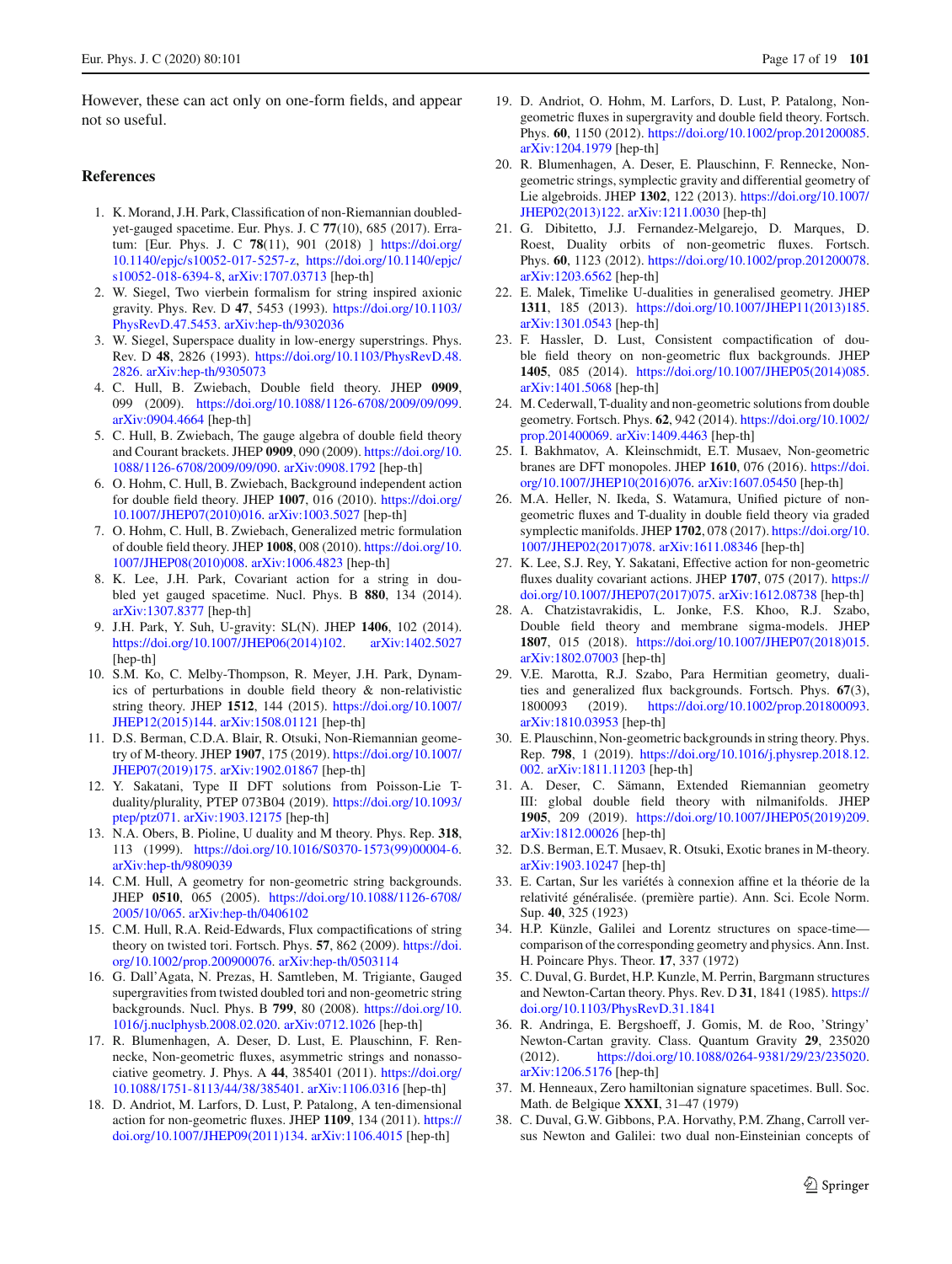However, these can act only on one-form fields, and appear not so useful.

## References

1. K. Morand, J.H. Park, Classification of non-Riemannian doubled-yet-gauged spacetime. Eur. Phys. J. C **77**(10), 685 (2017). Erratum: [Eur. Phys. J. C **78**(11), 901 (2018) ] https://doi.org/10.1140/epjc/s10052-017-5257-z, https://doi.org/10.1140/epjc/s10052-018-6394-8, arXiv:1707.03713 [hep-th]
2. W. Siegel, Two vierbein formalism for string inspired axionic gravity. Phys. Rev. D **47**, 5453 (1993). https://doi.org/10.1103/PhysRevD.47.5453. arXiv:hep-th/9302036
3. W. Siegel, Superspace duality in low-energy superstrings. Phys. Rev. D **48**, 2826 (1993). https://doi.org/10.1103/PhysRevD.48.2826. arXiv:hep-th/9305073
4. C. Hull, B. Zwiebach, Double field theory. JHEP **0909**, 099 (2009). https://doi.org/10.1088/1126-6708/2009/09/099. arXiv:0904.4664 [hep-th]
5. C. Hull, B. Zwiebach, The gauge algebra of double field theory and Courant brackets. JHEP **0909**, 090 (2009). https://doi.org/10.1088/1126-6708/2009/09/090. arXiv:0908.1792 [hep-th]
6. O. Hohm, C. Hull, B. Zwiebach, Background independent action for double field theory. JHEP **1007**, 016 (2010). https://doi.org/10.1007/JHEP07(2010)016. arXiv:1003.5027 [hep-th]
7. O. Hohm, C. Hull, B. Zwiebach, Generalized metric formulation of double field theory. JHEP **1008**, 008 (2010). https://doi.org/10.1007/JHEP08(2010)008. arXiv:1006.4823 [hep-th]
8. K. Lee, J.H. Park, Covariant action for a string in doubled yet gauged spacetime. Nucl. Phys. B **880**, 134 (2014). arXiv:1307.8377 [hep-th]
9. J.H. Park, Y. Suh, U-gravity: SL(N). JHEP **1406**, 102 (2014). https://doi.org/10.1007/JHEP06(2014)102. arXiv:1402.5027 [hep-th]
10. S.M. Ko, C. Melby-Thompson, R. Meyer, J.H. Park, Dynamics of perturbations in double field theory & non-relativistic string theory. JHEP **1512**, 144 (2015). https://doi.org/10.1007/JHEP12(2015)144. arXiv:1508.01121 [hep-th]
11. D.S. Berman, C.D.A. Blair, R. Otsuki, Non-Riemannian geometry of M-theory. JHEP **1907**, 175 (2019). https://doi.org/10.1007/JHEP07(2019)175. arXiv:1902.01867 [hep-th]
12. Y. Sakatani, Type II DFT solutions from Poisson-Lie T-duality/plurality, PTEP 073B04 (2019). https://doi.org/10.1093/ptep/ptz071. arXiv:1903.12175 [hep-th]
13. N.A. Obers, B. Pioline, U duality and M theory. Phys. Rep. **318**, 113 (1999). https://doi.org/10.1016/S0370-1573(99)00004-6. arXiv:hep-th/9809039
14. C.M. Hull, A geometry for non-geometric string backgrounds. JHEP **0510**, 065 (2005). https://doi.org/10.1088/1126-6708/2005/10/065. arXiv:hep-th/0406102
15. C.M. Hull, R.A. Reid-Edwards, Flux compactifications of string theory on twisted tori. Fortsch. Phys. **57**, 862 (2009). https://doi.org/10.1002/prop.200900076. arXiv:hep-th/0503114
16. G. Dall'Agata, N. Prezas, H. Samtleben, M. Trigiante, Gauged supergravities from twisted doubled tori and non-geometric string backgrounds. Nucl. Phys. B **799**, 80 (2008). https://doi.org/10.1016/j.nuclphysb.2008.02.020. arXiv:0712.1026 [hep-th]
17. R. Blumenhagen, A. Deser, D. Lust, E. Plauschinn, F. Rennecke, Non-geometric fluxes, asymmetric strings and nonassociative geometry. J. Phys. A **44**, 385401 (2011). https://doi.org/10.1088/1751-8113/44/38/385401. arXiv:1106.0316 [hep-th]
18. D. Andriot, M. Larfors, D. Lust, P. Patalong, A ten-dimensional action for non-geometric fluxes. JHEP **1109**, 134 (2011). https://doi.org/10.1007/JHEP09(2011)134. arXiv:1106.4015 [hep-th]
19. D. Andriot, O. Hohm, M. Larfors, D. Lust, P. Patalong, Non-geometric fluxes in supergravity and double field theory. Fortsch. Phys. **60**, 1150 (2012). https://doi.org/10.1002/prop.201200085. arXiv:1204.1979 [hep-th]
20. R. Blumenhagen, A. Deser, E. Plauschinn, F. Rennecke, Non-geometric strings, symplectic gravity and differential geometry of Lie algebroids. JHEP **1302**, 122 (2013). https://doi.org/10.1007/JHEP02(2013)122. arXiv:1211.0030 [hep-th]
21. G. Dibitetto, J.J. Fernandez-Melgarejo, D. Marques, D. Roest, Duality orbits of non-geometric fluxes. Fortsch. Phys. **60**, 1123 (2012). https://doi.org/10.1002/prop.201200078. arXiv:1203.6562 [hep-th]
22. E. Malek, Timelike U-dualities in generalised geometry. JHEP **1311**, 185 (2013). https://doi.org/10.1007/JHEP11(2013)185. arXiv:1301.0543 [hep-th]
23. F. Hassler, D. Lust, Consistent compactification of double field theory on non-geometric flux backgrounds. JHEP **1405**, 085 (2014). https://doi.org/10.1007/JHEP05(2014)085. arXiv:1401.5068 [hep-th]
24. M. Cederwall, T-duality and non-geometric solutions from double geometry. Fortsch. Phys. **62**, 942 (2014). https://doi.org/10.1002/prop.201400069. arXiv:1409.4463 [hep-th]
25. I. Bakhmatov, A. Kleinschmidt, E.T. Musaev, Non-geometric branes are DFT monopoles. JHEP **1610**, 076 (2016). https://doi.org/10.1007/JHEP10(2016)076. arXiv:1607.05450 [hep-th]
26. M.A. Heller, N. Ikeda, S. Watamura, Unified picture of non-geometric fluxes and T-duality in double field theory via graded symplectic manifolds. JHEP **1702**, 078 (2017). https://doi.org/10.1007/JHEP02(2017)078. arXiv:1611.08346 [hep-th]
27. K. Lee, S.J. Rey, Y. Sakatani, Effective action for non-geometric fluxes duality covariant actions. JHEP **1707**, 075 (2017). https://doi.org/10.1007/JHEP07(2017)075. arXiv:1612.08738 [hep-th]
28. A. Chatzistavrakidis, L. Jonke, F.S. Khoo, R.J. Szabo, Double field theory and membrane sigma-models. JHEP **1807**, 015 (2018). https://doi.org/10.1007/JHEP07(2018)015. arXiv:1802.07003 [hep-th]
29. V.E. Marotta, R.J. Szabo, Para Hermitian geometry, dualities and generalized flux backgrounds. Fortsch. Phys. **67**(3), 1800093 (2019). https://doi.org/10.1002/prop.201800093. arXiv:1810.03953 [hep-th]
30. E. Plauschinn, Non-geometric backgrounds in string theory. Phys. Rep. **798**, 1 (2019). https://doi.org/10.1016/j.physrep.2018.12.002. arXiv:1811.11203 [hep-th]
31. A. Deser, C. Sämann, Extended Riemannian geometry III: global double field theory with nilmanifolds. JHEP **1905**, 209 (2019). https://doi.org/10.1007/JHEP05(2019)209. arXiv:1812.00026 [hep-th]
32. D.S. Berman, E.T. Musaev, R. Otsuki, Exotic branes in M-theory. arXiv:1903.10247 [hep-th]
33. E. Cartan, Sur les variétés à connexion affine et la théorie de la relativité généralisée. (première partie). Ann. Sci. Ecole Norm. Sup. **40**, 325 (1923)
34. H.P. Künzle, Galilei and Lorentz structures on space-time—comparison of the corresponding geometry and physics. Ann. Inst. H. Poincare Phys. Theor. **17**, 337 (1972)
35. C. Duval, G. Burdet, H.P. Kunzle, M. Perrin, Bargmann structures and Newton-Cartan theory. Phys. Rev. D **31**, 1841 (1985). https://doi.org/10.1103/PhysRevD.31.1841
36. R. Andringa, E. Bergshoeff, J. Gomis, M. de Roo, 'Stringy' Newton-Cartan gravity. Class. Quantum Gravity **29**, 235020 (2012). https://doi.org/10.1088/0264-9381/29/23/235020. arXiv:1206.5176 [hep-th]
37. M. Henneaux, Zero hamiltonian signature spacetimes. Bull. Soc. Math. de Belgique **XXXI**, 31–47 (1979)
38. C. Duval, G.W. Gibbons, P.A. Horvathy, P.M. Zhang, Carroll versus Newton and Galilei: two dual non-Einsteinian concepts of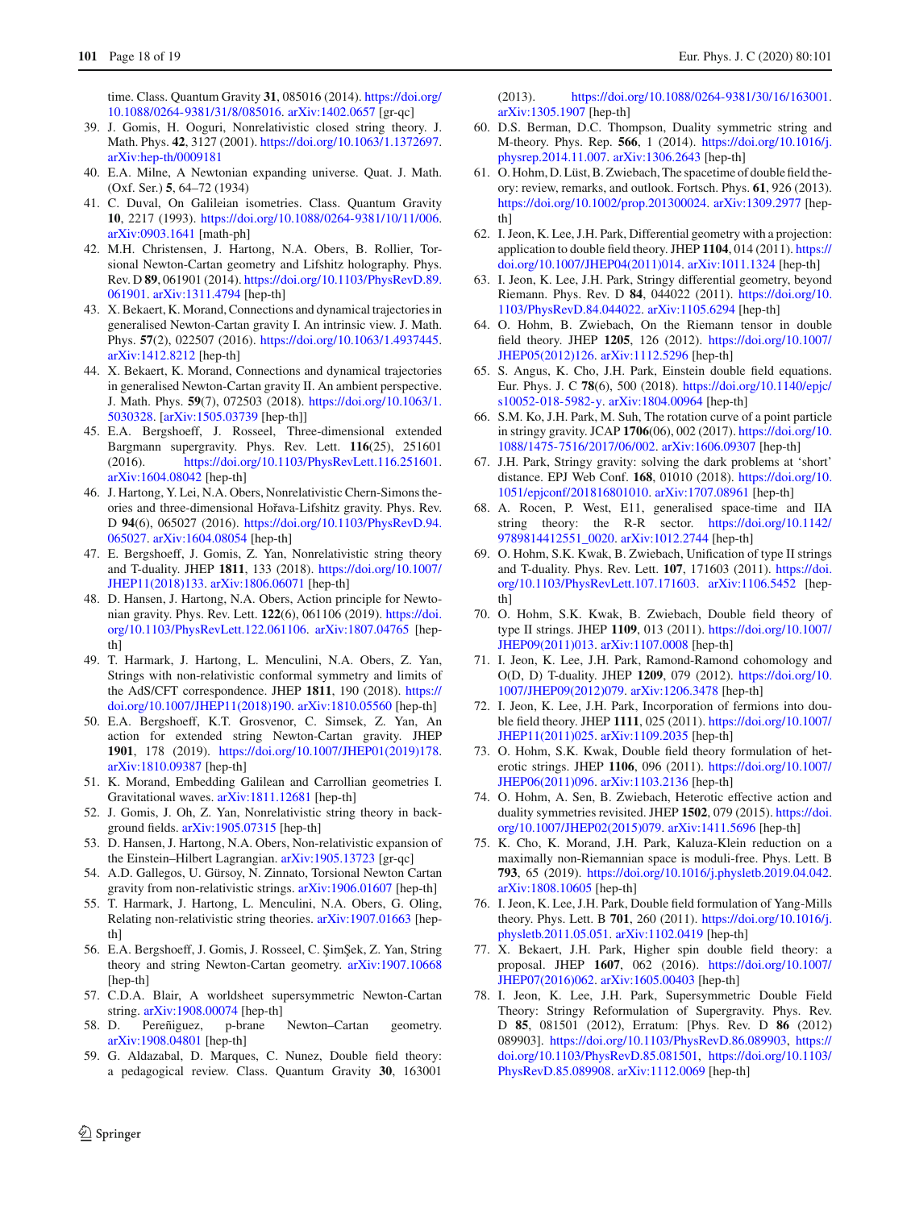time. Class. Quantum Gravity **31**, 085016 (2014). https://doi.org/10.1088/0264-9381/31/8/085016. arXiv:1402.0657 [gr-qc]

39. J. Gomis, H. Ooguri, Nonrelativistic closed string theory. J. Math. Phys. **42**, 3127 (2001). https://doi.org/10.1063/1.1372697. arXiv:hep-th/0009181
40. E.A. Milne, A Newtonian expanding universe. Quat. J. Math. (Oxf. Ser.) **5**, 64–72 (1934)
41. C. Duval, On Galileian isometries. Class. Quantum Gravity **10**, 2217 (1993). https://doi.org/10.1088/0264-9381/10/11/006. arXiv:0903.1641 [math-ph]
42. M.H. Christensen, J. Hartong, N.A. Obers, B. Rollier, Torsional Newton-Cartan geometry and Lifshitz holography. Phys. Rev. D **89**, 061901 (2014). https://doi.org/10.1103/PhysRevD.89.061901. arXiv:1311.4794 [hep-th]
43. X. Bekaert, K. Morand, Connections and dynamical trajectories in generalised Newton-Cartan gravity I. An intrinsic view. J. Math. Phys. **57**(2), 022507 (2016). https://doi.org/10.1063/1.4937445. arXiv:1412.8212 [hep-th]
44. X. Bekaert, K. Morand, Connections and dynamical trajectories in generalised Newton-Cartan gravity II. An ambient perspective. J. Math. Phys. **59**(7), 072503 (2018). https://doi.org/10.1063/1.5030328. [arXiv:1505.03739 [hep-th]]
45. E.A. Bergshoeff, J. Rosseel, Three-dimensional extended Bargmann supergravity. Phys. Rev. Lett. **116**(25), 251601 (2016). https://doi.org/10.1103/PhysRevLett.116.251601. arXiv:1604.08042 [hep-th]
46. J. Hartong, Y. Lei, N.A. Obers, Nonrelativistic Chern-Simons theories and three-dimensional Hořava-Lifshitz gravity. Phys. Rev. D **94**(6), 065027 (2016). https://doi.org/10.1103/PhysRevD.94.065027. arXiv:1604.08054 [hep-th]
47. E. Bergshoeff, J. Gomis, Z. Yan, Nonrelativistic string theory and T-duality. JHEP **1811**, 133 (2018). https://doi.org/10.1007/JHEP11(2018)133. arXiv:1806.06071 [hep-th]
48. D. Hansen, J. Hartong, N.A. Obers, Action principle for Newtonian gravity. Phys. Rev. Lett. **122**(6), 061106 (2019). https://doi.org/10.1103/PhysRevLett.122.061106. arXiv:1807.04765 [hep-th]
49. T. Harmark, J. Hartong, L. Menculini, N.A. Obers, Z. Yan, Strings with non-relativistic conformal symmetry and limits of the AdS/CFT correspondence. JHEP **1811**, 190 (2018). https://doi.org/10.1007/JHEP11(2018)190. arXiv:1810.05560 [hep-th]
50. E.A. Bergshoeff, K.T. Grosvenor, C. Simsek, Z. Yan, An action for extended string Newton-Cartan gravity. JHEP **1901**, 178 (2019). https://doi.org/10.1007/JHEP01(2019)178. arXiv:1810.09387 [hep-th]
51. K. Morand, Embedding Galilean and Carrollian geometries I. Gravitational waves. arXiv:1811.12681 [hep-th]
52. J. Gomis, J. Oh, Z. Yan, Nonrelativistic string theory in background fields. arXiv:1905.07315 [hep-th]
53. D. Hansen, J. Hartong, N.A. Obers, Non-relativistic expansion of the Einstein–Hilbert Lagrangian. arXiv:1905.13723 [gr-qc]
54. A.D. Gallegos, U. Gürsoy, N. Zinnato, Torsional Newton Cartan gravity from non-relativistic strings. arXiv:1906.01607 [hep-th]
55. T. Harmark, J. Hartong, L. Menculini, N.A. Obers, G. Oling, Relating non-relativistic string theories. arXiv:1907.01663 [hep-th]
56. E.A. Bergshoeff, J. Gomis, J. Rosseel, C. ŞimŞek, Z. Yan, String theory and string Newton-Cartan geometry. arXiv:1907.10668 [hep-th]
57. C.D.A. Blair, A worldsheet supersymmetric Newton-Cartan string. arXiv:1908.00074 [hep-th]
58. D. Pereñiguez, p-brane Newton–Cartan geometry. arXiv:1908.04801 [hep-th]
59. G. Aldazabal, D. Marques, C. Nunez, Double field theory: a pedagogical review. Class. Quantum Gravity **30**, 163001 (2013). https://doi.org/10.1088/0264-9381/30/16/163001. arXiv:1305.1907 [hep-th]
60. D.S. Berman, D.C. Thompson, Duality symmetric string and M-theory. Phys. Rep. **566**, 1 (2014). https://doi.org/10.1016/j.physrep.2014.11.007. arXiv:1306.2643 [hep-th]
61. O. Hohm, D. Lüst, B. Zwiebach, The spacetime of double field theory: review, remarks, and outlook. Fortsch. Phys. **61**, 926 (2013). https://doi.org/10.1002/prop.201300024. arXiv:1309.2977 [hep-th]
62. I. Jeon, K. Lee, J.H. Park, Differential geometry with a projection: application to double field theory. JHEP **1104**, 014 (2011). https://doi.org/10.1007/JHEP04(2011)014. arXiv:1011.1324 [hep-th]
63. I. Jeon, K. Lee, J.H. Park, Stringy differential geometry, beyond Riemann. Phys. Rev. D **84**, 044022 (2011). https://doi.org/10.1103/PhysRevD.84.044022. arXiv:1105.6294 [hep-th]
64. O. Hohm, B. Zwiebach, On the Riemann tensor in double field theory. JHEP **1205**, 126 (2012). https://doi.org/10.1007/JHEP05(2012)126. arXiv:1112.5296 [hep-th]
65. S. Angus, K. Cho, J.H. Park, Einstein double field equations. Eur. Phys. J. C **78**(6), 500 (2018). https://doi.org/10.1140/epjc/s10052-018-5982-y. arXiv:1804.00964 [hep-th]
66. S.M. Ko, J.H. Park, M. Suh, The rotation curve of a point particle in stringy gravity. JCAP **1706**(06), 002 (2017). https://doi.org/10.1088/1475-7516/2017/06/002. arXiv:1606.09307 [hep-th]
67. J.H. Park, Stringy gravity: solving the dark problems at 'short' distance. EPJ Web Conf. **168**, 01010 (2018). https://doi.org/10.1051/epjconf/201816801010. arXiv:1707.08961 [hep-th]
68. A. Rocen, P. West, E11, generalised space-time and IIA string theory: the R-R sector. https://doi.org/10.1142/9789814412551_0020. arXiv:1012.2744 [hep-th]
69. O. Hohm, S.K. Kwak, B. Zwiebach, Unification of type II strings and T-duality. Phys. Rev. Lett. **107**, 171603 (2011). https://doi.org/10.1103/PhysRevLett.107.171603. arXiv:1106.5452 [hep-th]
70. O. Hohm, S.K. Kwak, B. Zwiebach, Double field theory of type II strings. JHEP **1109**, 013 (2011). https://doi.org/10.1007/JHEP09(2011)013. arXiv:1107.0008 [hep-th]
71. I. Jeon, K. Lee, J.H. Park, Ramond-Ramond cohomology and O(D, D) T-duality. JHEP **1209**, 079 (2012). https://doi.org/10.1007/JHEP09(2012)079. arXiv:1206.3478 [hep-th]
72. I. Jeon, K. Lee, J.H. Park, Incorporation of fermions into double field theory. JHEP **1111**, 025 (2011). https://doi.org/10.1007/JHEP11(2011)025. arXiv:1109.2035 [hep-th]
73. O. Hohm, S.K. Kwak, Double field theory formulation of heterotic strings. JHEP **1106**, 096 (2011). https://doi.org/10.1007/JHEP06(2011)096. arXiv:1103.2136 [hep-th]
74. O. Hohm, A. Sen, B. Zwiebach, Heterotic effective action and duality symmetries revisited. JHEP **1502**, 079 (2015). https://doi.org/10.1007/JHEP02(2015)079. arXiv:1411.5696 [hep-th]
75. K. Cho, K. Morand, J.H. Park, Kaluza-Klein reduction on a maximally non-Riemannian space is moduli-free. Phys. Lett. B **793**, 65 (2019). https://doi.org/10.1016/j.physletb.2019.04.042. arXiv:1808.10605 [hep-th]
76. I. Jeon, K. Lee, J.H. Park, Double field formulation of Yang-Mills theory. Phys. Lett. B **701**, 260 (2011). https://doi.org/10.1016/j.physletb.2011.05.051. arXiv:1102.0419 [hep-th]
77. X. Bekaert, J.H. Park, Higher spin double field theory: a proposal. JHEP **1607**, 062 (2016). https://doi.org/10.1007/JHEP07(2016)062. arXiv:1605.00403 [hep-th]
78. I. Jeon, K. Lee, J.H. Park, Supersymmetric Double Field Theory: Stringy Reformulation of Supergravity. Phys. Rev. D **85**, 081501 (2012), Erratum: [Phys. Rev. D **86** (2012) 089903]. https://doi.org/10.1103/PhysRevD.86.089903, https://doi.org/10.1103/PhysRevD.85.081501, https://doi.org/10.1103/PhysRevD.85.089908. arXiv:1112.0069 [hep-th]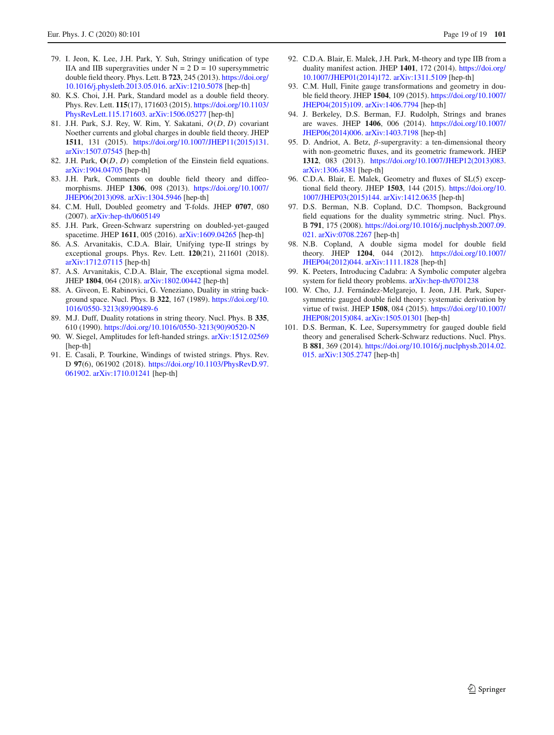79. I. Jeon, K. Lee, J.H. Park, Y. Suh, Stringy unification of type IIA and IIB supergravities under N = 2 D = 10 supersymmetric double field theory. Phys. Lett. B **723**, 245 (2013). https://doi.org/10.1016/j.physletb.2013.05.016. arXiv:1210.5078 [hep-th]
80. K.S. Choi, J.H. Park, Standard model as a double field theory. Phys. Rev. Lett. **115**(17), 171603 (2015). https://doi.org/10.1103/PhysRevLett.115.171603. arXiv:1506.05277 [hep-th]
81. J.H. Park, S.J. Rey, W. Rim, Y. Sakatani, $O(D, D)$ covariant Noether currents and global charges in double field theory. JHEP **1511**, 131 (2015). https://doi.org/10.1007/JHEP11(2015)131. arXiv:1507.07545 [hep-th]
82. J.H. Park, $\mathbf{O}(D, D)$ completion of the Einstein field equations. arXiv:1904.04705 [hep-th]
83. J.H. Park, Comments on double field theory and diffeomorphisms. JHEP **1306**, 098 (2013). https://doi.org/10.1007/JHEP06(2013)098. arXiv:1304.5946 [hep-th]
84. C.M. Hull, Doubled geometry and T-folds. JHEP **0707**, 080 (2007). arXiv:hep-th/0605149
85. J.H. Park, Green-Schwarz superstring on doubled-yet-gauged spacetime. JHEP **1611**, 005 (2016). arXiv:1609.04265 [hep-th]
86. A.S. Arvanitakis, C.D.A. Blair, Unifying type-II strings by exceptional groups. Phys. Rev. Lett. **120**(21), 211601 (2018). arXiv:1712.07115 [hep-th]
87. A.S. Arvanitakis, C.D.A. Blair, The exceptional sigma model. JHEP **1804**, 064 (2018). arXiv:1802.00442 [hep-th]
88. A. Giveon, E. Rabinovici, G. Veneziano, Duality in string background space. Nucl. Phys. B **322**, 167 (1989). https://doi.org/10.1016/0550-3213(89)90489-6
89. M.J. Duff, Duality rotations in string theory. Nucl. Phys. B **335**, 610 (1990). https://doi.org/10.1016/0550-3213(90)90520-N
90. W. Siegel, Amplitudes for left-handed strings. arXiv:1512.02569 [hep-th]
91. E. Casali, P. Tourkine, Windings of twisted strings. Phys. Rev. D **97**(6), 061902 (2018). https://doi.org/10.1103/PhysRevD.97.061902. arXiv:1710.01241 [hep-th]
92. C.D.A. Blair, E. Malek, J.H. Park, M-theory and type IIB from a duality manifest action. JHEP **1401**, 172 (2014). https://doi.org/10.1007/JHEP01(2014)172. arXiv:1311.5109 [hep-th]
93. C.M. Hull, Finite gauge transformations and geometry in double field theory. JHEP **1504**, 109 (2015). https://doi.org/10.1007/JHEP04(2015)109. arXiv:1406.7794 [hep-th]
94. J. Berkeley, D.S. Berman, F.J. Rudolph, Strings and branes are waves. JHEP **1406**, 006 (2014). https://doi.org/10.1007/JHEP06(2014)006. arXiv:1403.7198 [hep-th]
95. D. Andriot, A. Betz, $\beta$-supergravity: a ten-dimensional theory with non-geometric fluxes, and its geometric framework. JHEP **1312**, 083 (2013). https://doi.org/10.1007/JHEP12(2013)083. arXiv:1306.4381 [hep-th]
96. C.D.A. Blair, E. Malek, Geometry and fluxes of SL(5) exceptional field theory. JHEP **1503**, 144 (2015). https://doi.org/10.1007/JHEP03(2015)144. arXiv:1412.0635 [hep-th]
97. D.S. Berman, N.B. Copland, D.C. Thompson, Background field equations for the duality symmetric string. Nucl. Phys. B **791**, 175 (2008). https://doi.org/10.1016/j.nuclphysb.2007.09.021. arXiv:0708.2267 [hep-th]
98. N.B. Copland, A double sigma model for double field theory. JHEP **1204**, 044 (2012). https://doi.org/10.1007/JHEP04(2012)044. arXiv:1111.1828 [hep-th]
99. K. Peeters, Introducing Cadabra: A Symbolic computer algebra system for field theory problems. arXiv:hep-th/0701238
100. W. Cho, J.J. Fernández-Melgarejo, I. Jeon, J.H. Park, Supersymmetric gauged double field theory: systematic derivation by virtue of twist. JHEP **1508**, 084 (2015). https://doi.org/10.1007/JHEP08(2015)084. arXiv:1505.01301 [hep-th]
101. D.S. Berman, K. Lee, Supersymmetry for gauged double field theory and generalised Scherk-Schwarz reductions. Nucl. Phys. B **881**, 369 (2014). https://doi.org/10.1016/j.nuclphysb.2014.02.015. arXiv:1305.2747 [hep-th]